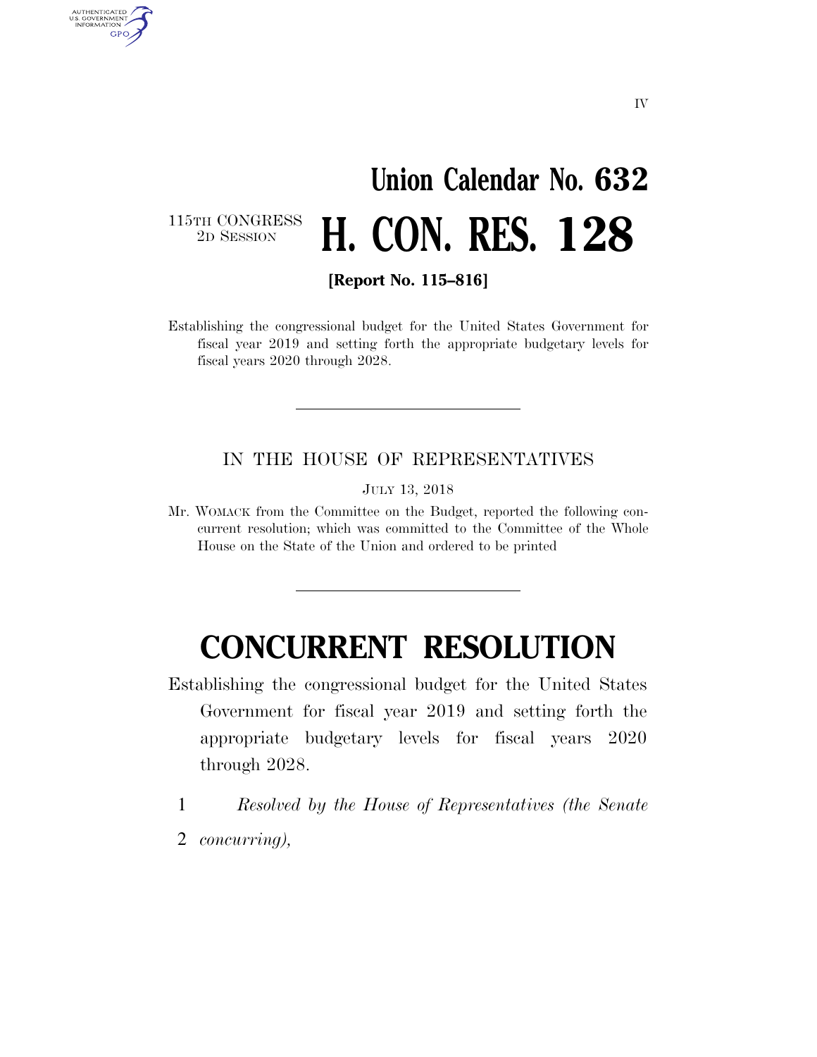IV

# Union Calendar No. 632

115TH CONGRESS
2D SESSION

# H. CON. RES. 128

**[Report No. 115–816]**

Establishing the congressional budget for the United States Government for fiscal year 2019 and setting forth the appropriate budgetary levels for fiscal years 2020 through 2028.

---

IN THE HOUSE OF REPRESENTATIVES

JULY 13, 2018

Mr. WOMACK from the Committee on the Budget, reported the following concurrent resolution; which was committed to the Committee of the Whole House on the State of the Union and ordered to be printed

---

# CONCURRENT RESOLUTION

Establishing the congressional budget for the United States Government for fiscal year 2019 and setting forth the appropriate budgetary levels for fiscal years 2020 through 2028.

1 *Resolved by the House of Representatives (the Senate*
2 *concurring),*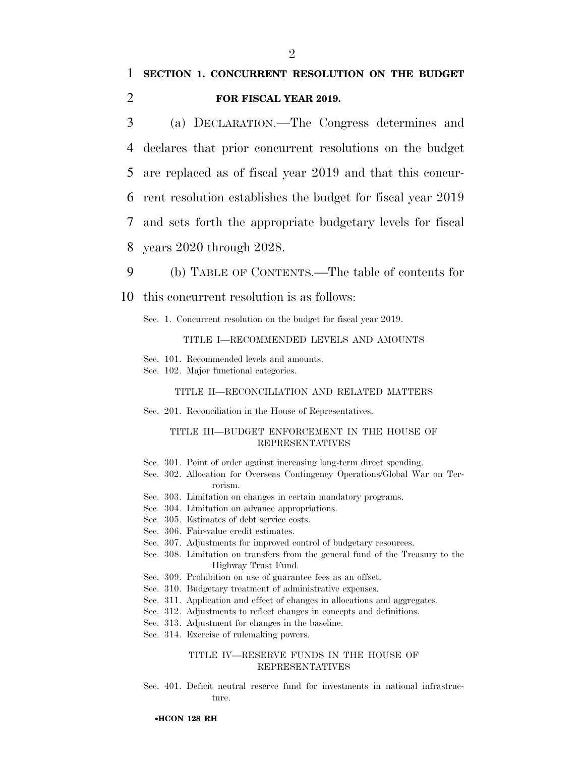## SECTION 1. CONCURRENT RESOLUTION ON THE BUDGET FOR FISCAL YEAR 2019.

(a) DECLARATION.—The Congress determines and declares that prior concurrent resolutions on the budget are replaced as of fiscal year 2019 and that this concurrent resolution establishes the budget for fiscal year 2019 and sets forth the appropriate budgetary levels for fiscal years 2020 through 2028.

(b) TABLE OF CONTENTS.—The table of contents for this concurrent resolution is as follows:

Sec. 1. Concurrent resolution on the budget for fiscal year 2019.

TITLE I—RECOMMENDED LEVELS AND AMOUNTS

Sec. 101. Recommended levels and amounts.
Sec. 102. Major functional categories.

TITLE II—RECONCILIATION AND RELATED MATTERS

Sec. 201. Reconciliation in the House of Representatives.

TITLE III—BUDGET ENFORCEMENT IN THE HOUSE OF REPRESENTATIVES

Sec. 301. Point of order against increasing long-term direct spending.
Sec. 302. Allocation for Overseas Contingency Operations/Global War on Terrorism.
Sec. 303. Limitation on changes in certain mandatory programs.
Sec. 304. Limitation on advance appropriations.
Sec. 305. Estimates of debt service costs.
Sec. 306. Fair-value credit estimates.
Sec. 307. Adjustments for improved control of budgetary resources.
Sec. 308. Limitation on transfers from the general fund of the Treasury to the Highway Trust Fund.
Sec. 309. Prohibition on use of guarantee fees as an offset.
Sec. 310. Budgetary treatment of administrative expenses.
Sec. 311. Application and effect of changes in allocations and aggregates.
Sec. 312. Adjustments to reflect changes in concepts and definitions.
Sec. 313. Adjustment for changes in the baseline.
Sec. 314. Exercise of rulemaking powers.

TITLE IV—RESERVE FUNDS IN THE HOUSE OF REPRESENTATIVES

Sec. 401. Deficit neutral reserve fund for investments in national infrastructure.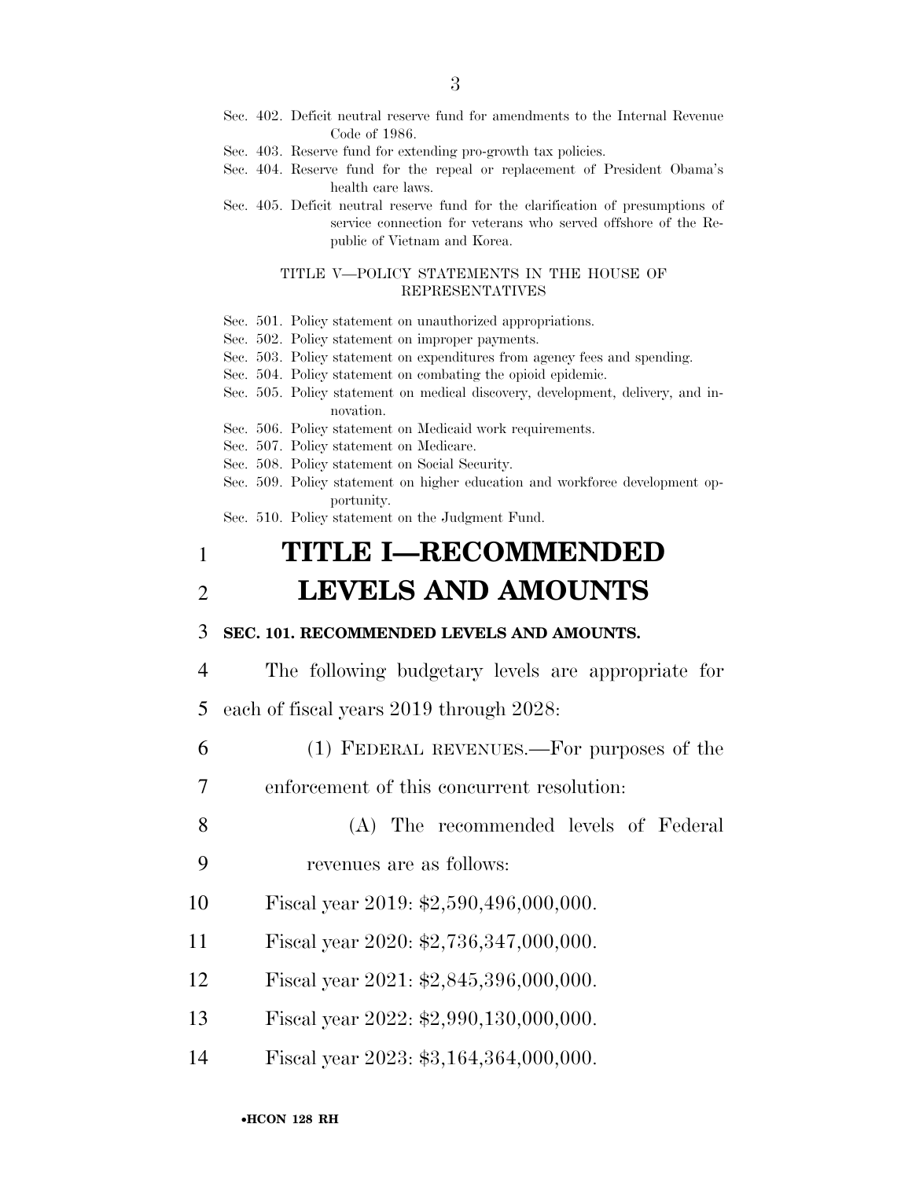Sec. 402. Deficit neutral reserve fund for amendments to the Internal Revenue Code of 1986.
Sec. 403. Reserve fund for extending pro-growth tax policies.
Sec. 404. Reserve fund for the repeal or replacement of President Obama's health care laws.
Sec. 405. Deficit neutral reserve fund for the clarification of presumptions of service connection for veterans who served offshore of the Republic of Vietnam and Korea.

TITLE V—POLICY STATEMENTS IN THE HOUSE OF REPRESENTATIVES

Sec. 501. Policy statement on unauthorized appropriations.
Sec. 502. Policy statement on improper payments.
Sec. 503. Policy statement on expenditures from agency fees and spending.
Sec. 504. Policy statement on combating the opioid epidemic.
Sec. 505. Policy statement on medical discovery, development, delivery, and innovation.
Sec. 506. Policy statement on Medicaid work requirements.
Sec. 507. Policy statement on Medicare.
Sec. 508. Policy statement on Social Security.
Sec. 509. Policy statement on higher education and workforce development opportunity.
Sec. 510. Policy statement on the Judgment Fund.

# TITLE I—RECOMMENDED LEVELS AND AMOUNTS

**SEC. 101. RECOMMENDED LEVELS AND AMOUNTS.**

The following budgetary levels are appropriate for each of fiscal years 2019 through 2028:

(1) FEDERAL REVENUES.—For purposes of the enforcement of this concurrent resolution:

(A) The recommended levels of Federal revenues are as follows:

Fiscal year 2019: $2,590,496,000,000.

Fiscal year 2020: $2,736,347,000,000.

Fiscal year 2021: $2,845,396,000,000.

Fiscal year 2022: $2,990,130,000,000.

Fiscal year 2023: $3,164,364,000,000.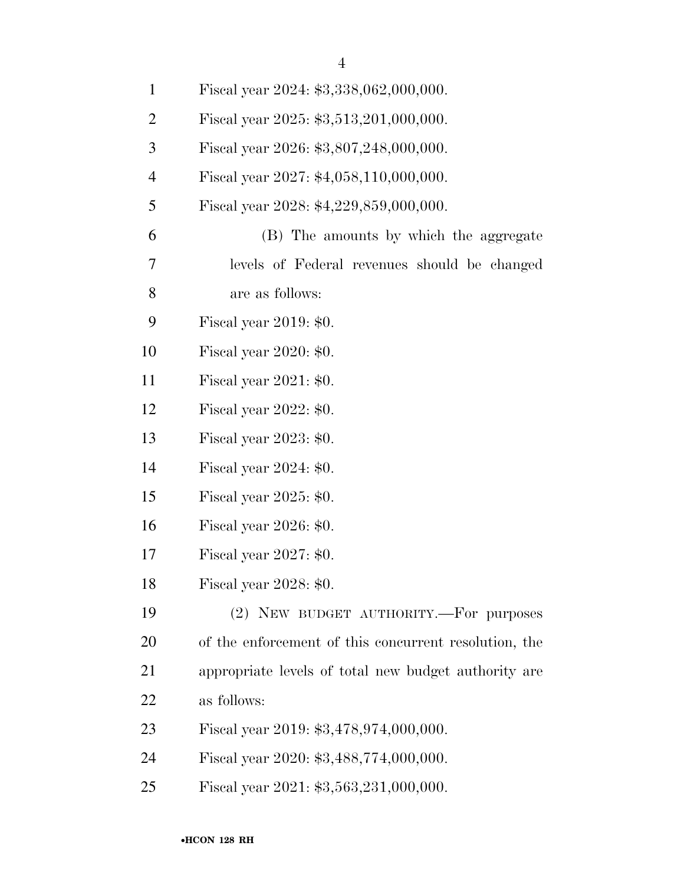Fiscal year 2024: $3,338,062,000,000.

Fiscal year 2025: $3,513,201,000,000.

Fiscal year 2026: $3,807,248,000,000.

Fiscal year 2027: $4,058,110,000,000.

Fiscal year 2028: $4,229,859,000,000.

(B) The amounts by which the aggregate levels of Federal revenues should be changed are as follows:

Fiscal year 2019: $0.

Fiscal year 2020: $0.

Fiscal year 2021: $0.

Fiscal year 2022: $0.

Fiscal year 2023: $0.

Fiscal year 2024: $0.

Fiscal year 2025: $0.

Fiscal year 2026: $0.

Fiscal year 2027: $0.

Fiscal year 2028: $0.

(2) NEW BUDGET AUTHORITY.—For purposes of the enforcement of this concurrent resolution, the appropriate levels of total new budget authority are as follows:

Fiscal year 2019: $3,478,974,000,000.

Fiscal year 2020: $3,488,774,000,000.

Fiscal year 2021: $3,563,231,000,000.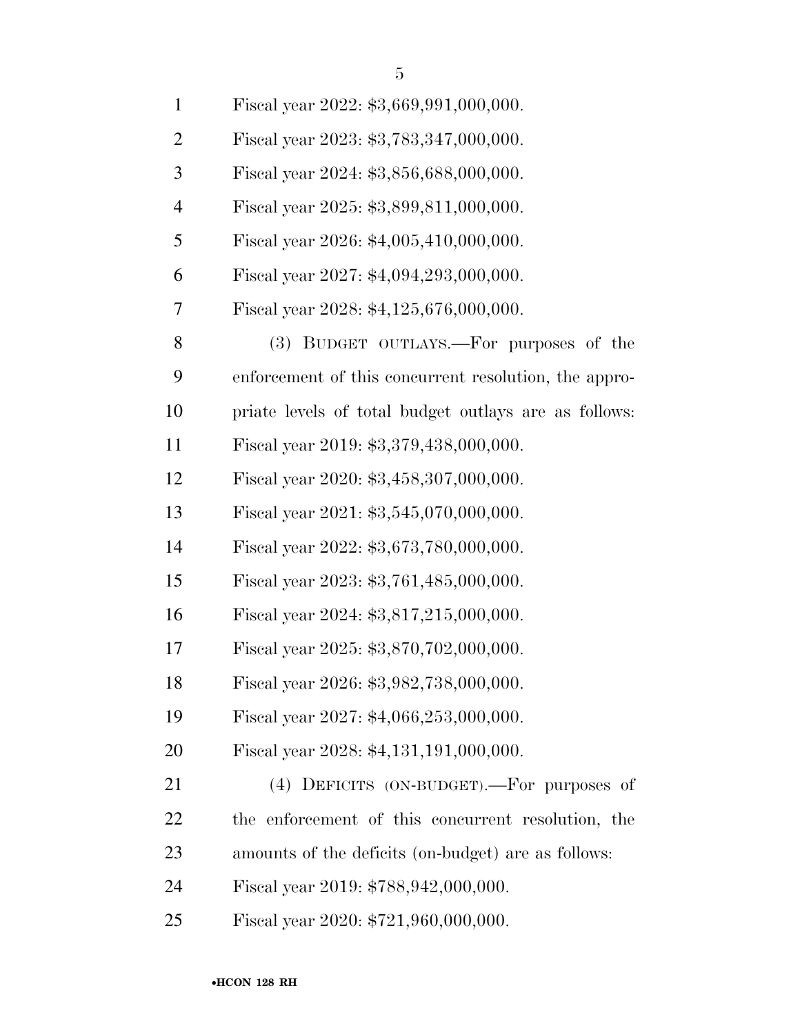Fiscal year 2022: $3,669,991,000,000.

Fiscal year 2023: $3,783,347,000,000.

Fiscal year 2024: $3,856,688,000,000.

Fiscal year 2025: $3,899,811,000,000.

Fiscal year 2026: $4,005,410,000,000.

Fiscal year 2027: $4,094,293,000,000.

Fiscal year 2028: $4,125,676,000,000.

(3) BUDGET OUTLAYS.—For purposes of the enforcement of this concurrent resolution, the appropriate levels of total budget outlays are as follows:

Fiscal year 2019: $3,379,438,000,000.

Fiscal year 2020: $3,458,307,000,000.

Fiscal year 2021: $3,545,070,000,000.

Fiscal year 2022: $3,673,780,000,000.

Fiscal year 2023: $3,761,485,000,000.

Fiscal year 2024: $3,817,215,000,000.

Fiscal year 2025: $3,870,702,000,000.

Fiscal year 2026: $3,982,738,000,000.

Fiscal year 2027: $4,066,253,000,000.

Fiscal year 2028: $4,131,191,000,000.

(4) DEFICITS (ON-BUDGET).—For purposes of the enforcement of this concurrent resolution, the amounts of the deficits (on-budget) are as follows:

Fiscal year 2019: $788,942,000,000.

Fiscal year 2020: $721,960,000,000.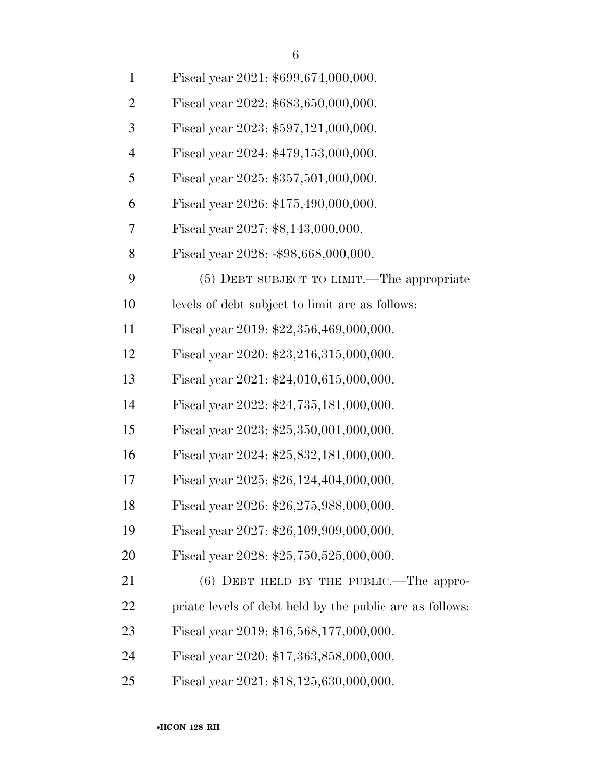Fiscal year 2021: $699,674,000,000.

Fiscal year 2022: $683,650,000,000.

Fiscal year 2023: $597,121,000,000.

Fiscal year 2024: $479,153,000,000.

Fiscal year 2025: $357,501,000,000.

Fiscal year 2026: $175,490,000,000.

Fiscal year 2027: $8,143,000,000.

Fiscal year 2028: -$98,668,000,000.

(5) DEBT SUBJECT TO LIMIT.—The appropriate levels of debt subject to limit are as follows:

Fiscal year 2019: $22,356,469,000,000.

Fiscal year 2020: $23,216,315,000,000.

Fiscal year 2021: $24,010,615,000,000.

Fiscal year 2022: $24,735,181,000,000.

Fiscal year 2023: $25,350,001,000,000.

Fiscal year 2024: $25,832,181,000,000.

Fiscal year 2025: $26,124,404,000,000.

Fiscal year 2026: $26,275,988,000,000.

Fiscal year 2027: $26,109,909,000,000.

Fiscal year 2028: $25,750,525,000,000.

(6) DEBT HELD BY THE PUBLIC.—The appropriate levels of debt held by the public are as follows:

Fiscal year 2019: $16,568,177,000,000.

Fiscal year 2020: $17,363,858,000,000.

Fiscal year 2021: $18,125,630,000,000.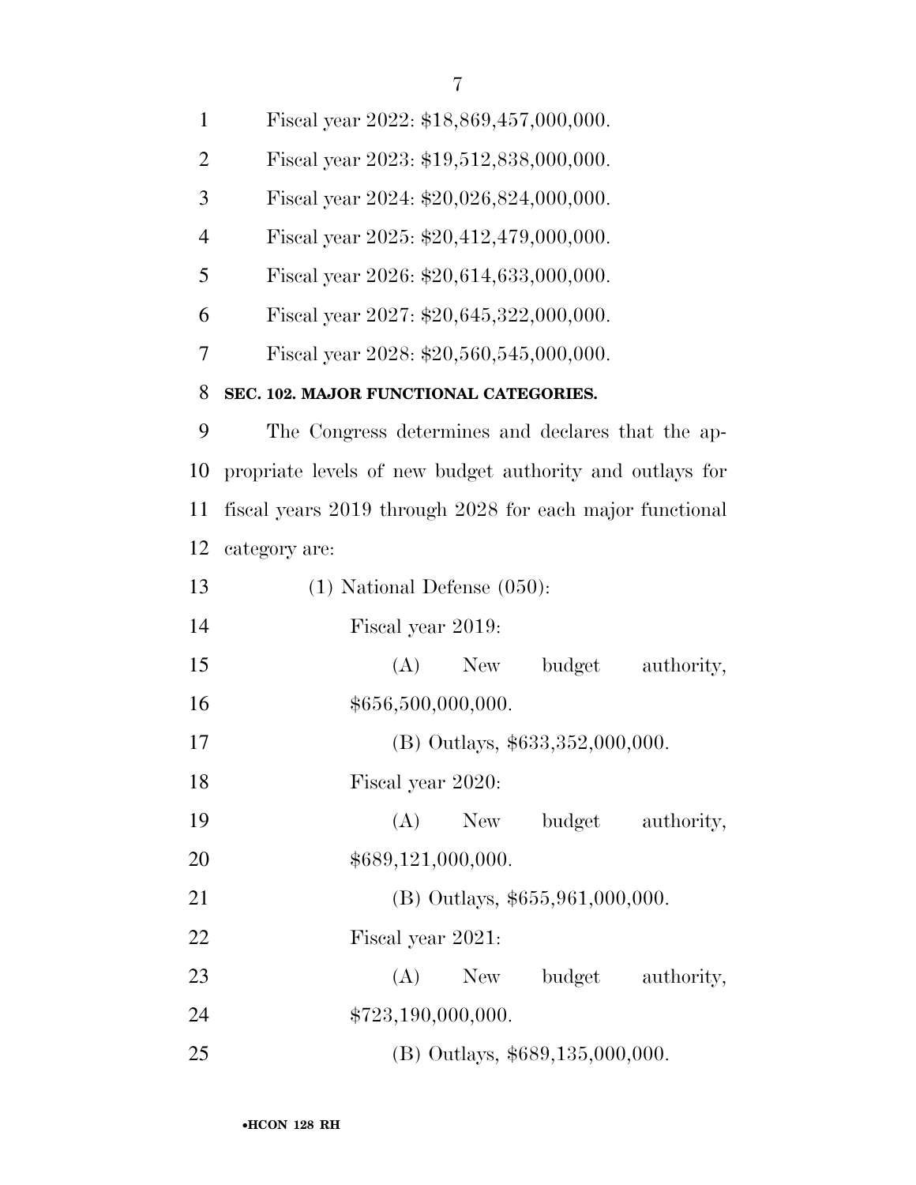Fiscal year 2022: $18,869,457,000,000.

Fiscal year 2023: $19,512,838,000,000.

Fiscal year 2024: $20,026,824,000,000.

Fiscal year 2025: $20,412,479,000,000.

Fiscal year 2026: $20,614,633,000,000.

Fiscal year 2027: $20,645,322,000,000.

Fiscal year 2028: $20,560,545,000,000.

**SEC. 102. MAJOR FUNCTIONAL CATEGORIES.**

The Congress determines and declares that the appropriate levels of new budget authority and outlays for fiscal years 2019 through 2028 for each major functional category are:

(1) National Defense (050):

Fiscal year 2019:

(A) New budget authority, $656,500,000,000.

(B) Outlays, $633,352,000,000.

Fiscal year 2020:

(A) New budget authority, $689,121,000,000.

(B) Outlays, $655,961,000,000.

Fiscal year 2021:

(A) New budget authority, $723,190,000,000.

(B) Outlays, $689,135,000,000.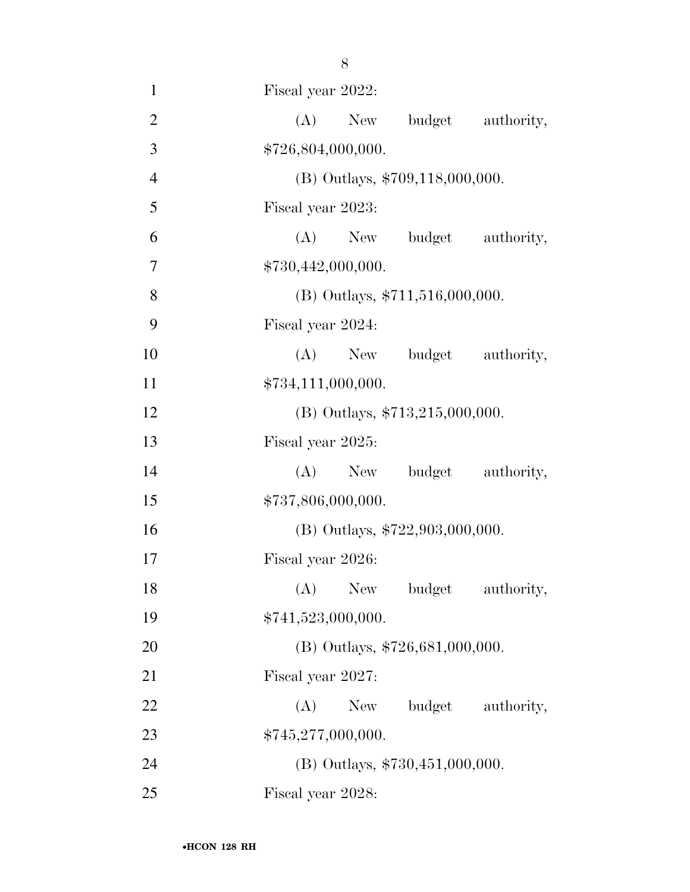Fiscal year 2022:

(A) New budget authority, $726,804,000,000.

(B) Outlays, $709,118,000,000.

Fiscal year 2023:

(A) New budget authority, $730,442,000,000.

(B) Outlays, $711,516,000,000.

Fiscal year 2024:

(A) New budget authority, $734,111,000,000.

(B) Outlays, $713,215,000,000.

Fiscal year 2025:

(A) New budget authority, $737,806,000,000.

(B) Outlays, $722,903,000,000.

Fiscal year 2026:

(A) New budget authority, $741,523,000,000.

(B) Outlays, $726,681,000,000.

Fiscal year 2027:

(A) New budget authority, $745,277,000,000.

(B) Outlays, $730,451,000,000.

Fiscal year 2028: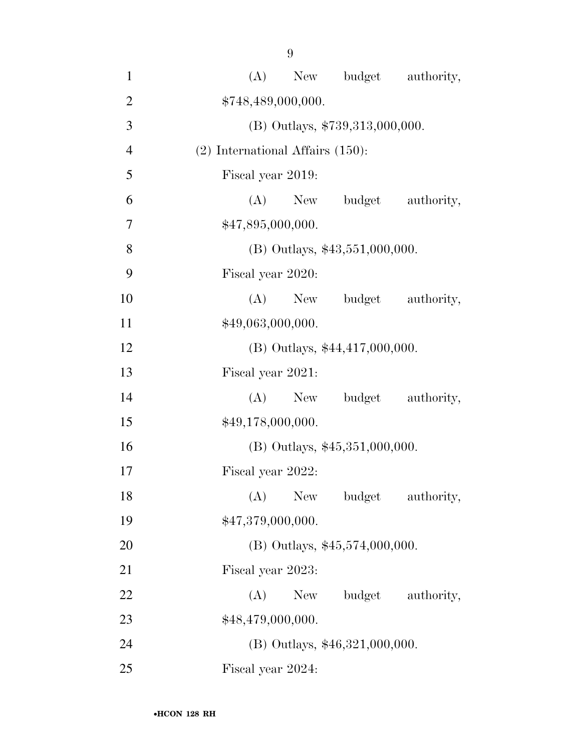(A) New budget authority, $748,489,000,000.

(B) Outlays, $739,313,000,000.

(2) International Affairs (150):

Fiscal year 2019:

(A) New budget authority, $47,895,000,000.

(B) Outlays, $43,551,000,000.

Fiscal year 2020:

(A) New budget authority, $49,063,000,000.

(B) Outlays, $44,417,000,000.

Fiscal year 2021:

(A) New budget authority, $49,178,000,000.

(B) Outlays, $45,351,000,000.

Fiscal year 2022:

(A) New budget authority, $47,379,000,000.

(B) Outlays, $45,574,000,000.

Fiscal year 2023:

(A) New budget authority, $48,479,000,000.

(B) Outlays, $46,321,000,000.

Fiscal year 2024: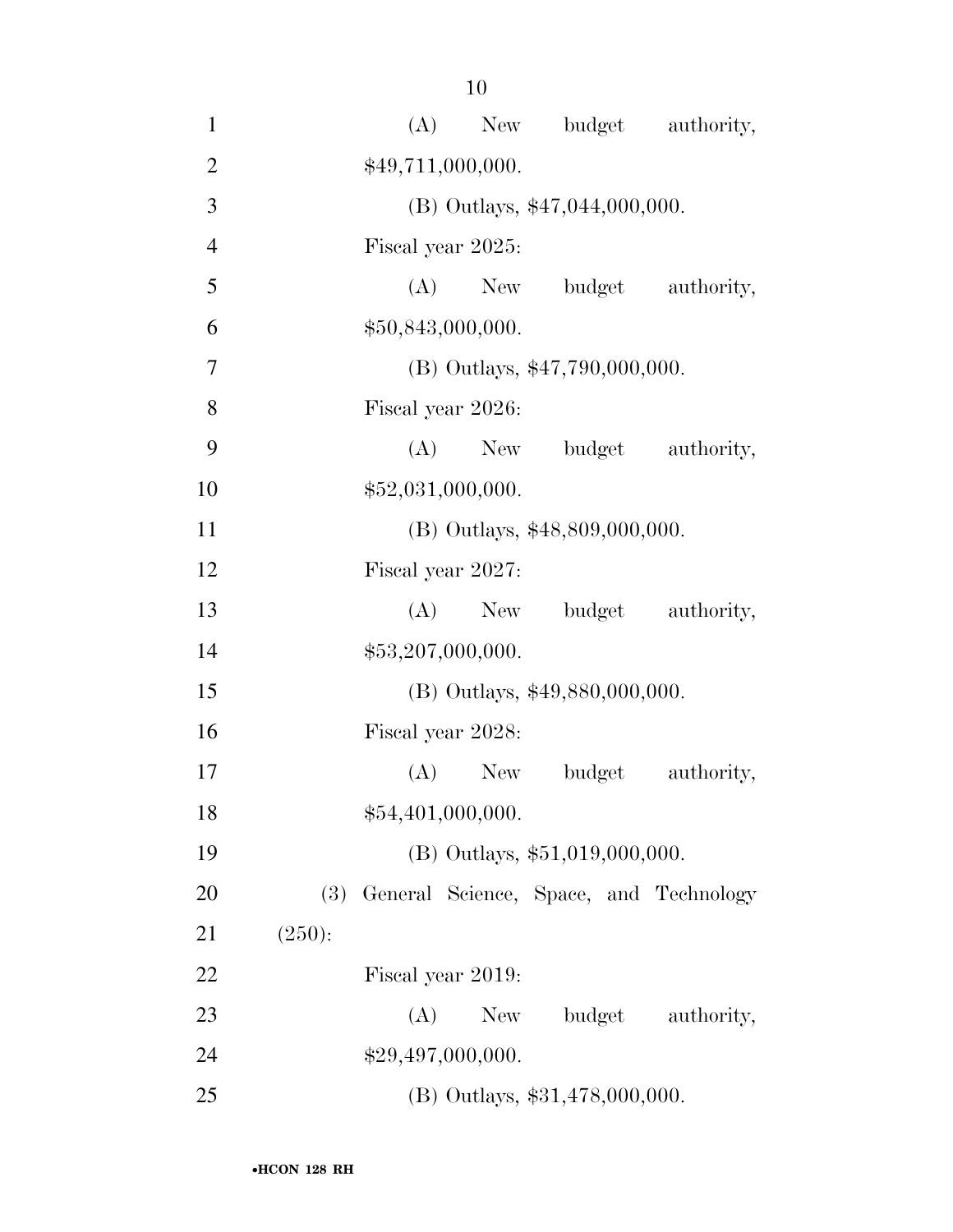(A) New budget authority, $49,711,000,000.

(B) Outlays, $47,044,000,000.

Fiscal year 2025:

(A) New budget authority, $50,843,000,000.

(B) Outlays, $47,790,000,000.

Fiscal year 2026:

(A) New budget authority, $52,031,000,000.

(B) Outlays, $48,809,000,000.

Fiscal year 2027:

(A) New budget authority, $53,207,000,000.

(B) Outlays, $49,880,000,000.

Fiscal year 2028:

(A) New budget authority, $54,401,000,000.

(B) Outlays, $51,019,000,000.

(3) General Science, Space, and Technology (250):

Fiscal year 2019:

(A) New budget authority, $29,497,000,000.

(B) Outlays, $31,478,000,000.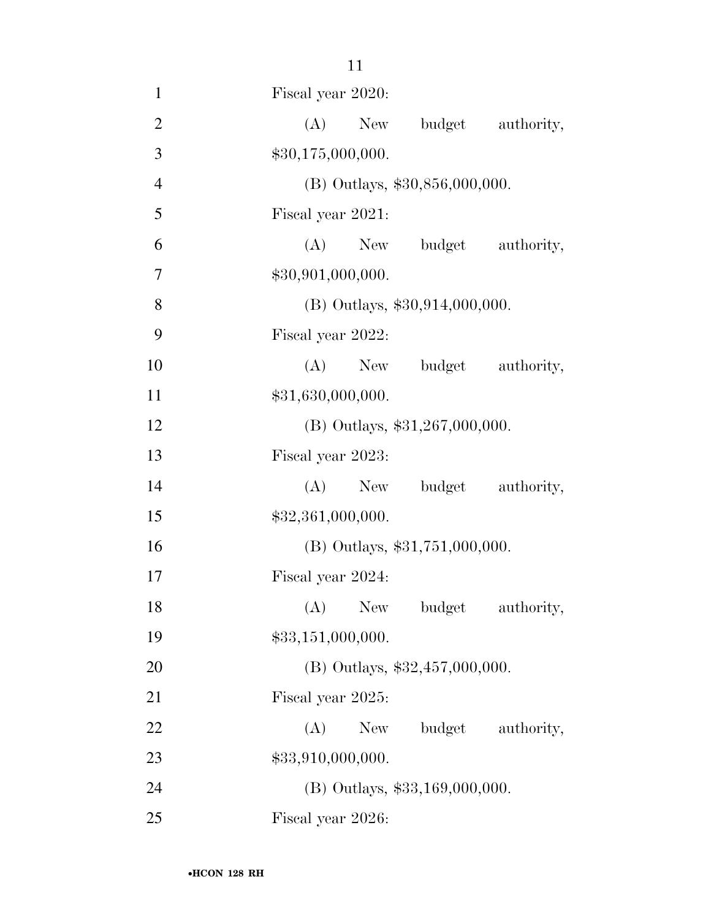Fiscal year 2020:

(A) New budget authority, $30,175,000,000.

(B) Outlays, $30,856,000,000.

Fiscal year 2021:

(A) New budget authority, $30,901,000,000.

(B) Outlays, $30,914,000,000.

Fiscal year 2022:

(A) New budget authority, $31,630,000,000.

(B) Outlays, $31,267,000,000.

Fiscal year 2023:

(A) New budget authority, $32,361,000,000.

(B) Outlays, $31,751,000,000.

Fiscal year 2024:

(A) New budget authority, $33,151,000,000.

(B) Outlays, $32,457,000,000.

Fiscal year 2025:

(A) New budget authority, $33,910,000,000.

(B) Outlays, $33,169,000,000.

Fiscal year 2026: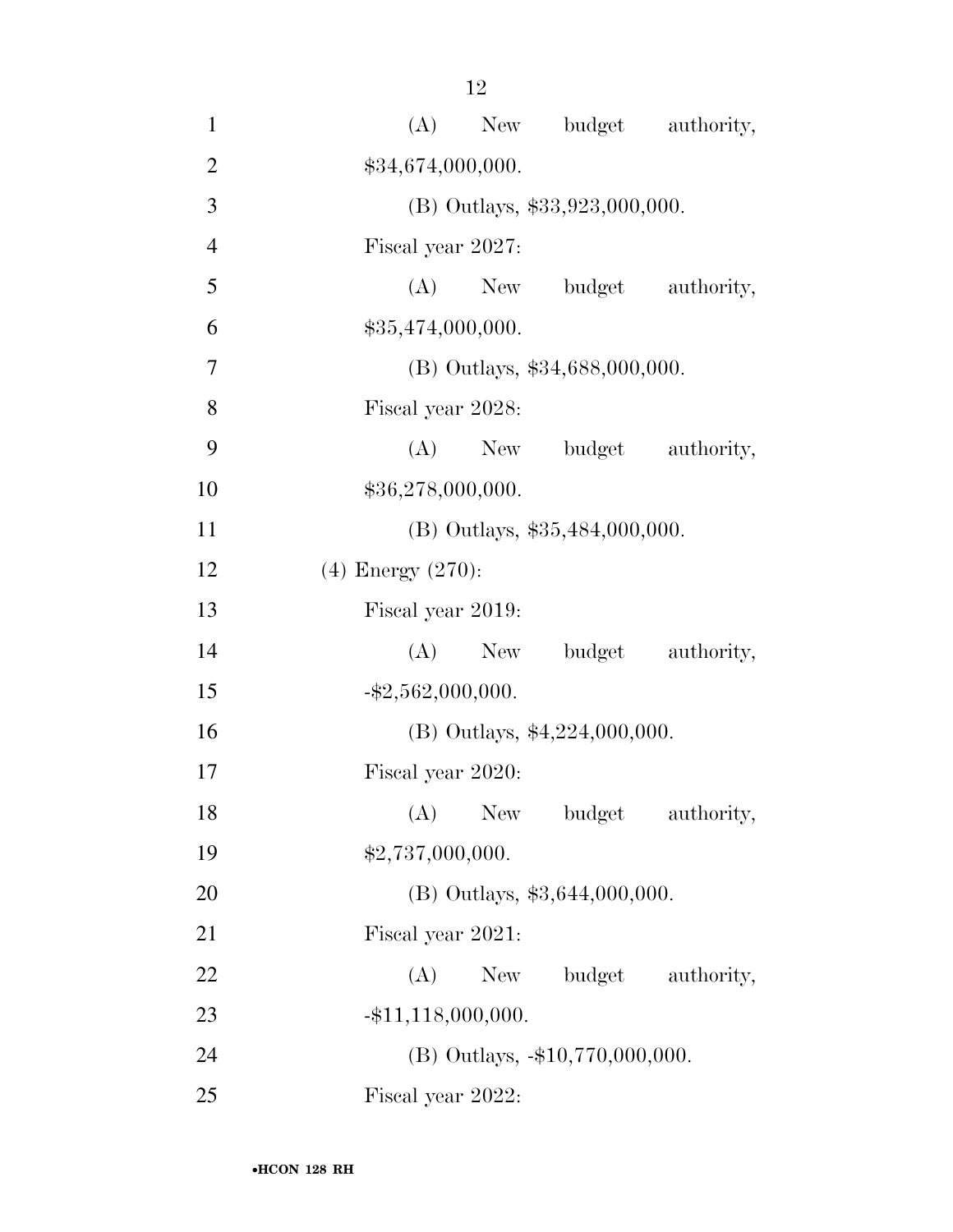(A) New budget authority, $34,674,000,000.

(B) Outlays, $33,923,000,000.

Fiscal year 2027:

(A) New budget authority, $35,474,000,000.

(B) Outlays, $34,688,000,000.

Fiscal year 2028:

(A) New budget authority, $36,278,000,000.

(B) Outlays, $35,484,000,000.

(4) Energy (270):

Fiscal year 2019:

(A) New budget authority, -$2,562,000,000.

(B) Outlays, $4,224,000,000.

Fiscal year 2020:

(A) New budget authority, $2,737,000,000.

(B) Outlays, $3,644,000,000.

Fiscal year 2021:

(A) New budget authority, -$11,118,000,000.

(B) Outlays, -$10,770,000,000.

Fiscal year 2022: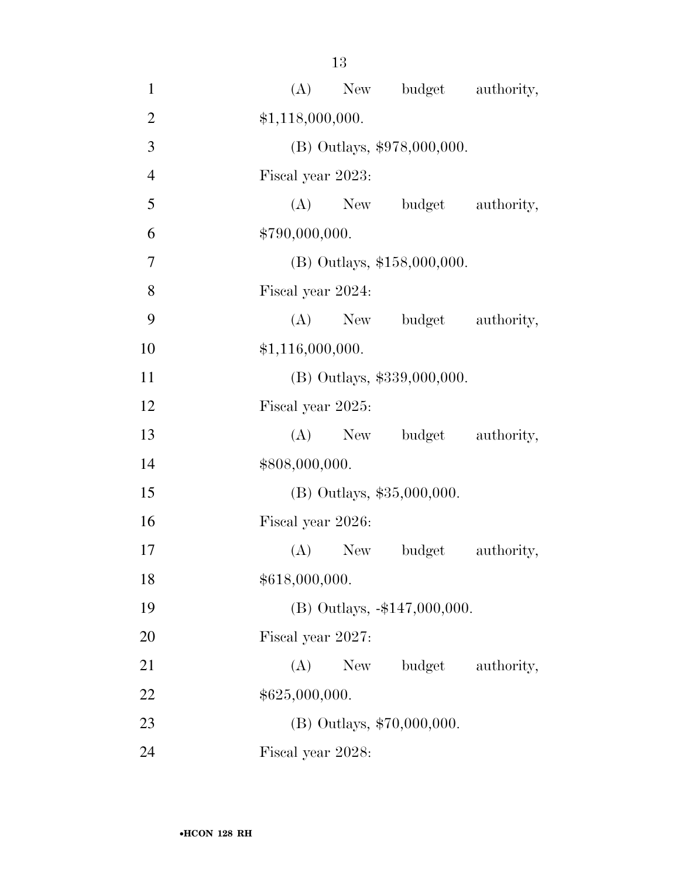(A) New budget authority, $1,118,000,000.

(B) Outlays, $978,000,000.

Fiscal year 2023:

(A) New budget authority, $790,000,000.

(B) Outlays, $158,000,000.

Fiscal year 2024:

(A) New budget authority, $1,116,000,000.

(B) Outlays, $339,000,000.

Fiscal year 2025:

(A) New budget authority, $808,000,000.

(B) Outlays, $35,000,000.

Fiscal year 2026:

(A) New budget authority, $618,000,000.

(B) Outlays, -$147,000,000.

Fiscal year 2027:

(A) New budget authority, $625,000,000.

(B) Outlays, $70,000,000.

Fiscal year 2028: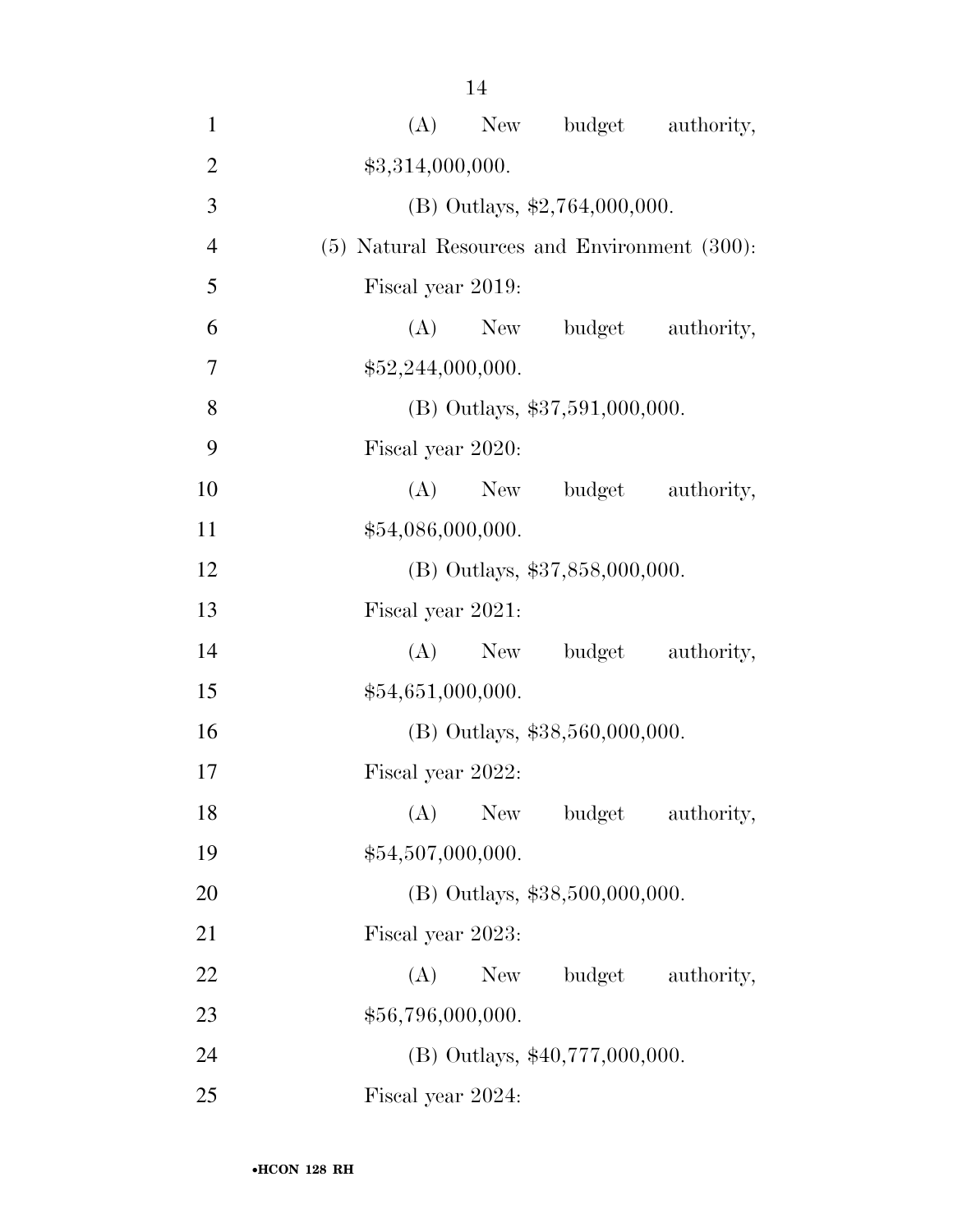(A) New budget authority, $3,314,000,000.

(B) Outlays, $2,764,000,000.

(5) Natural Resources and Environment (300):

Fiscal year 2019:

(A) New budget authority, $52,244,000,000.

(B) Outlays, $37,591,000,000.

Fiscal year 2020:

(A) New budget authority, $54,086,000,000.

(B) Outlays, $37,858,000,000.

Fiscal year 2021:

(A) New budget authority, $54,651,000,000.

(B) Outlays, $38,560,000,000.

Fiscal year 2022:

(A) New budget authority, $54,507,000,000.

(B) Outlays, $38,500,000,000.

Fiscal year 2023:

(A) New budget authority, $56,796,000,000.

(B) Outlays, $40,777,000,000.

Fiscal year 2024: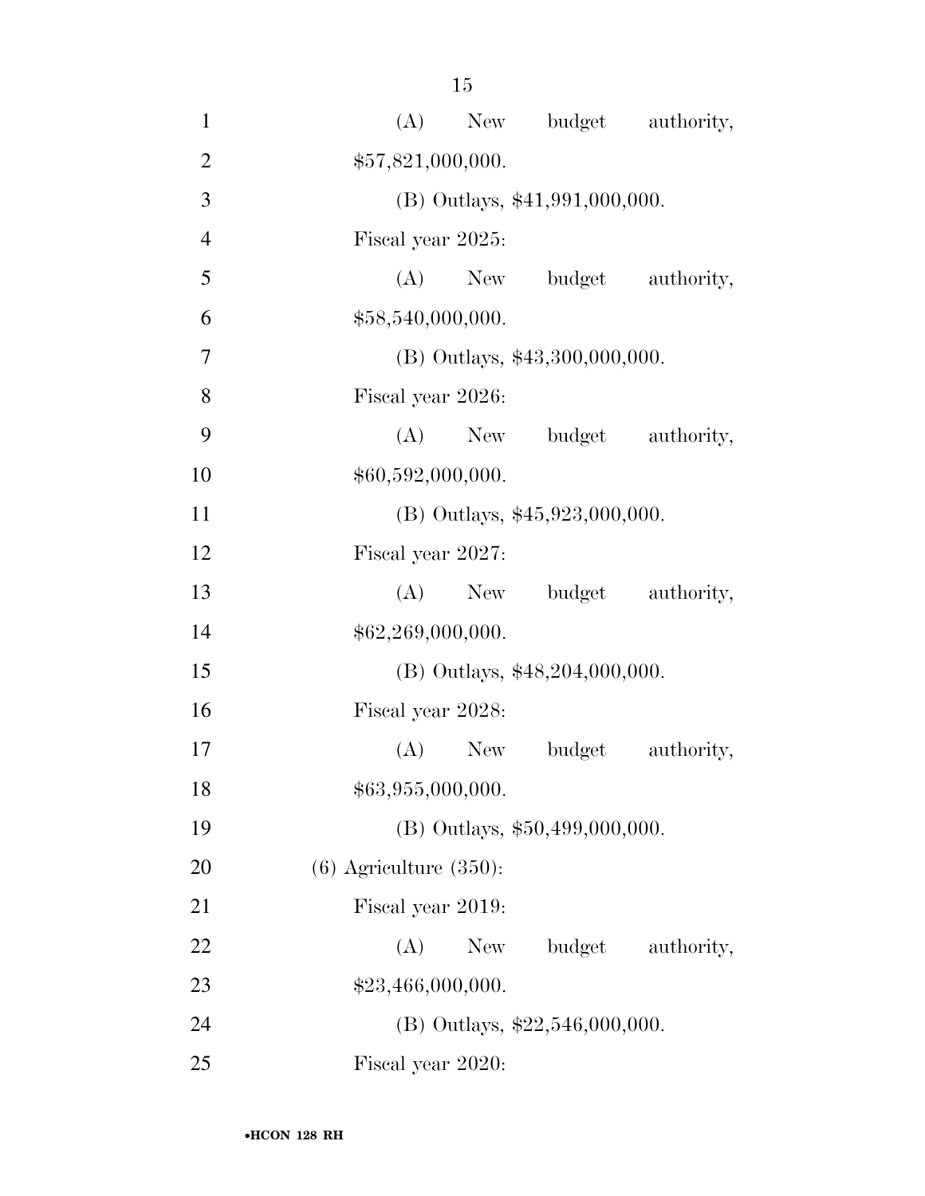(A) New budget authority, $57,821,000,000.

(B) Outlays, $41,991,000,000.

Fiscal year 2025:

(A) New budget authority, $58,540,000,000.

(B) Outlays, $43,300,000,000.

Fiscal year 2026:

(A) New budget authority, $60,592,000,000.

(B) Outlays, $45,923,000,000.

Fiscal year 2027:

(A) New budget authority, $62,269,000,000.

(B) Outlays, $48,204,000,000.

Fiscal year 2028:

(A) New budget authority, $63,955,000,000.

(B) Outlays, $50,499,000,000.

(6) Agriculture (350):

Fiscal year 2019:

(A) New budget authority, $23,466,000,000.

(B) Outlays, $22,546,000,000.

Fiscal year 2020: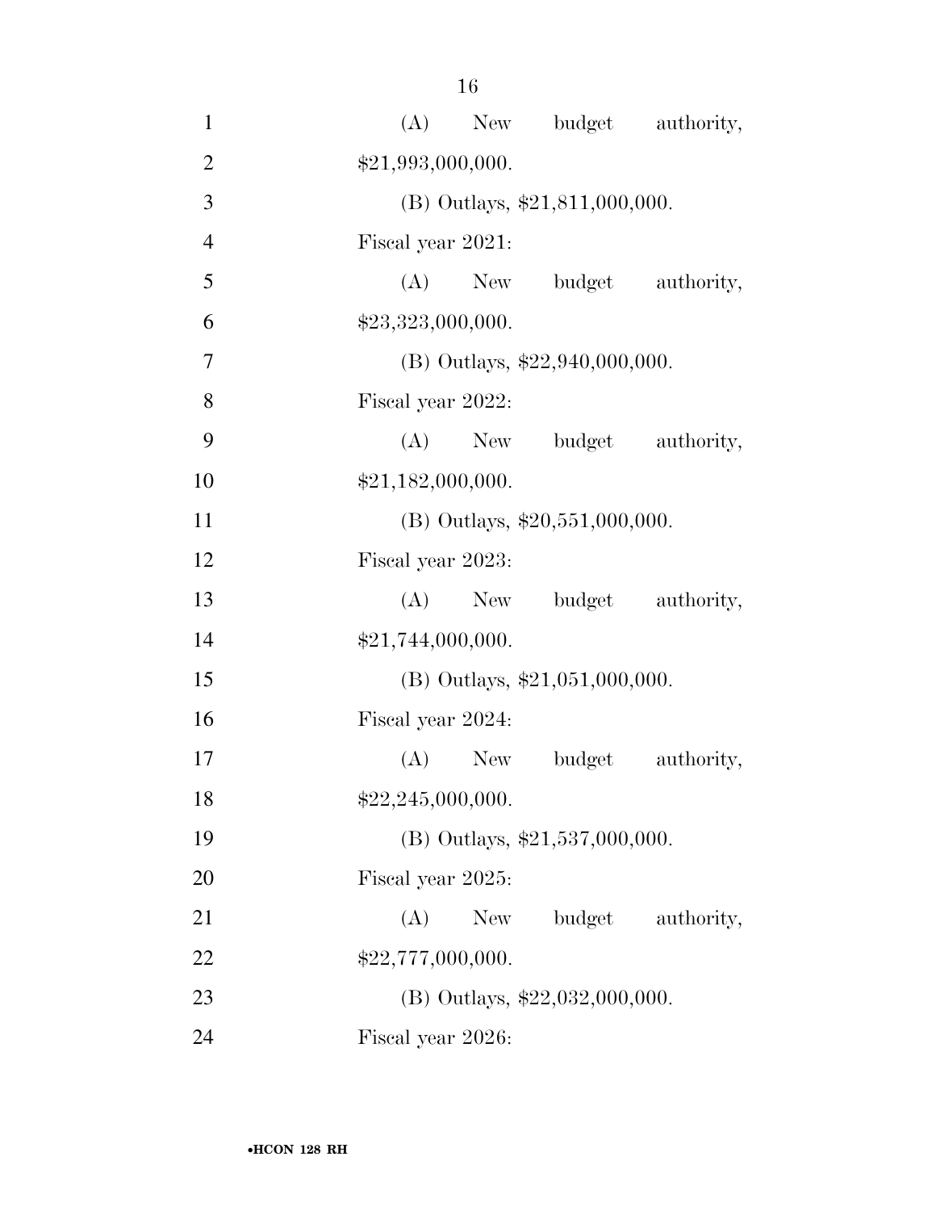(A) New budget authority, $21,993,000,000.

(B) Outlays, $21,811,000,000.

Fiscal year 2021:

(A) New budget authority, $23,323,000,000.

(B) Outlays, $22,940,000,000.

Fiscal year 2022:

(A) New budget authority, $21,182,000,000.

(B) Outlays, $20,551,000,000.

Fiscal year 2023:

(A) New budget authority, $21,744,000,000.

(B) Outlays, $21,051,000,000.

Fiscal year 2024:

(A) New budget authority, $22,245,000,000.

(B) Outlays, $21,537,000,000.

Fiscal year 2025:

(A) New budget authority, $22,777,000,000.

(B) Outlays, $22,032,000,000.

Fiscal year 2026: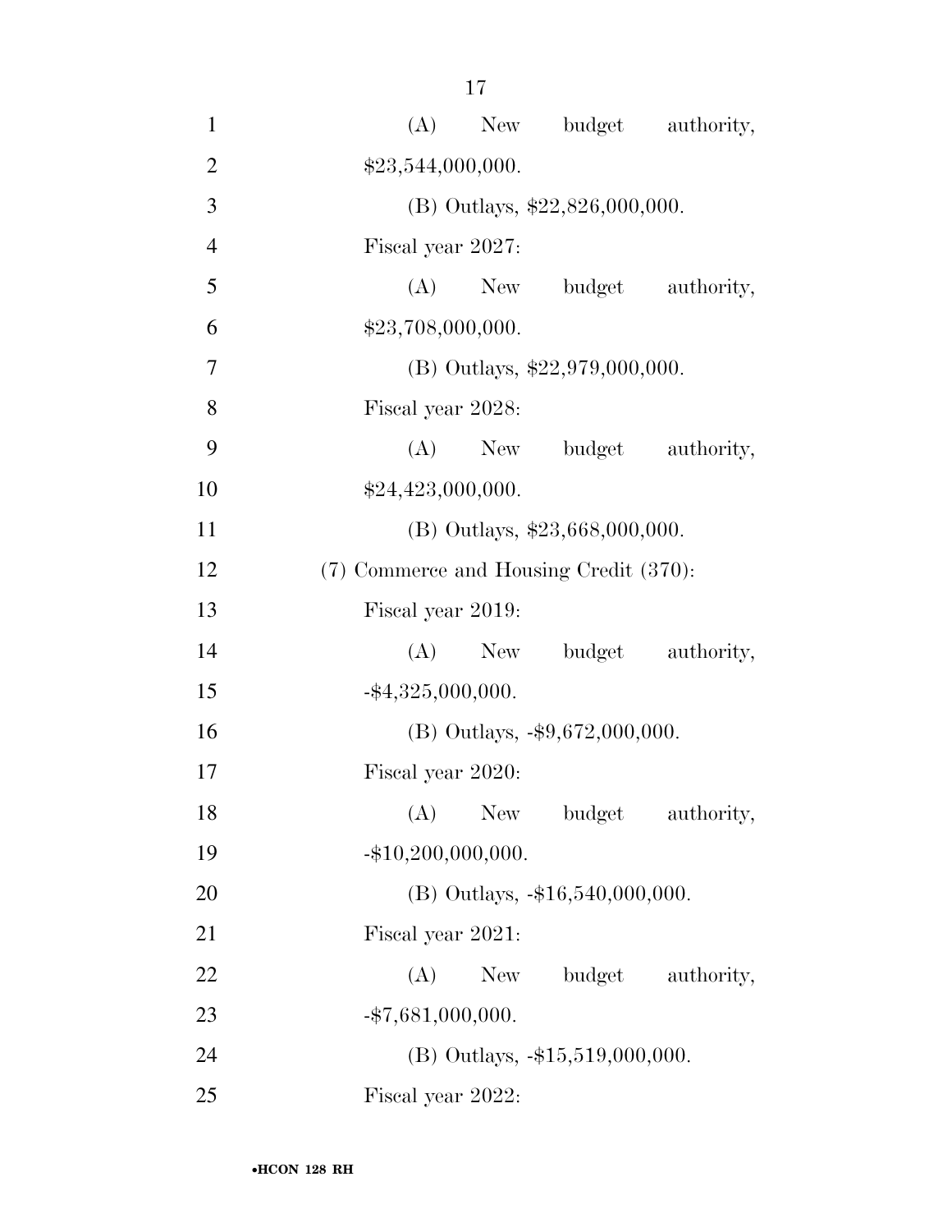(A) New budget authority, $23,544,000,000.

(B) Outlays, $22,826,000,000.

Fiscal year 2027:

(A) New budget authority, $23,708,000,000.

(B) Outlays, $22,979,000,000.

Fiscal year 2028:

(A) New budget authority, $24,423,000,000.

(B) Outlays, $23,668,000,000.

(7) Commerce and Housing Credit (370):

Fiscal year 2019:

(A) New budget authority, -$4,325,000,000.

(B) Outlays, -$9,672,000,000.

Fiscal year 2020:

(A) New budget authority, -$10,200,000,000.

(B) Outlays, -$16,540,000,000.

Fiscal year 2021:

(A) New budget authority, -$7,681,000,000.

(B) Outlays, -$15,519,000,000.

Fiscal year 2022: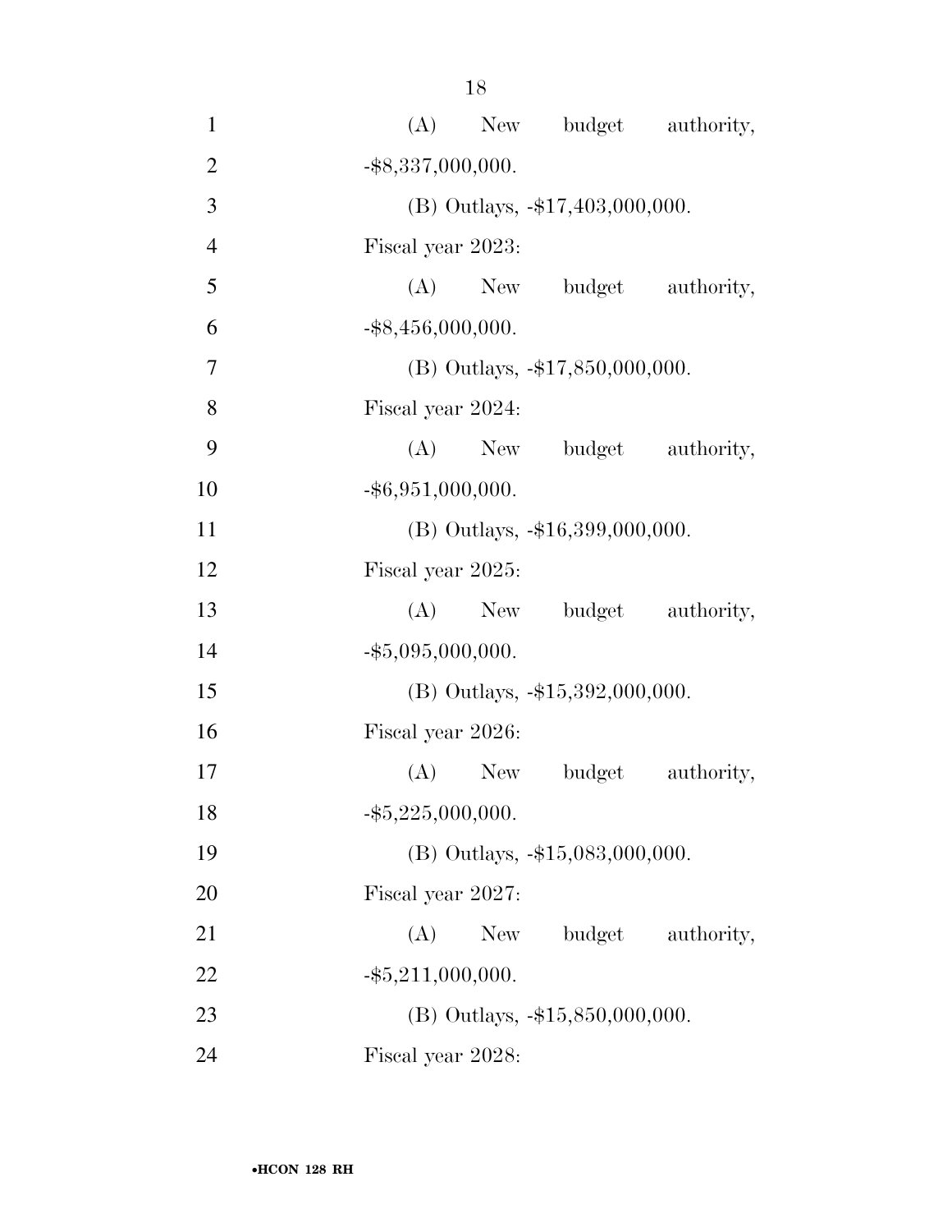(A) New budget authority, -$8,337,000,000.

(B) Outlays, -$17,403,000,000.

Fiscal year 2023:

(A) New budget authority, -$8,456,000,000.

(B) Outlays, -$17,850,000,000.

Fiscal year 2024:

(A) New budget authority, -$6,951,000,000.

(B) Outlays, -$16,399,000,000.

Fiscal year 2025:

(A) New budget authority, -$5,095,000,000.

(B) Outlays, -$15,392,000,000.

Fiscal year 2026:

(A) New budget authority, -$5,225,000,000.

(B) Outlays, -$15,083,000,000.

Fiscal year 2027:

(A) New budget authority, -$5,211,000,000.

(B) Outlays, -$15,850,000,000.

Fiscal year 2028: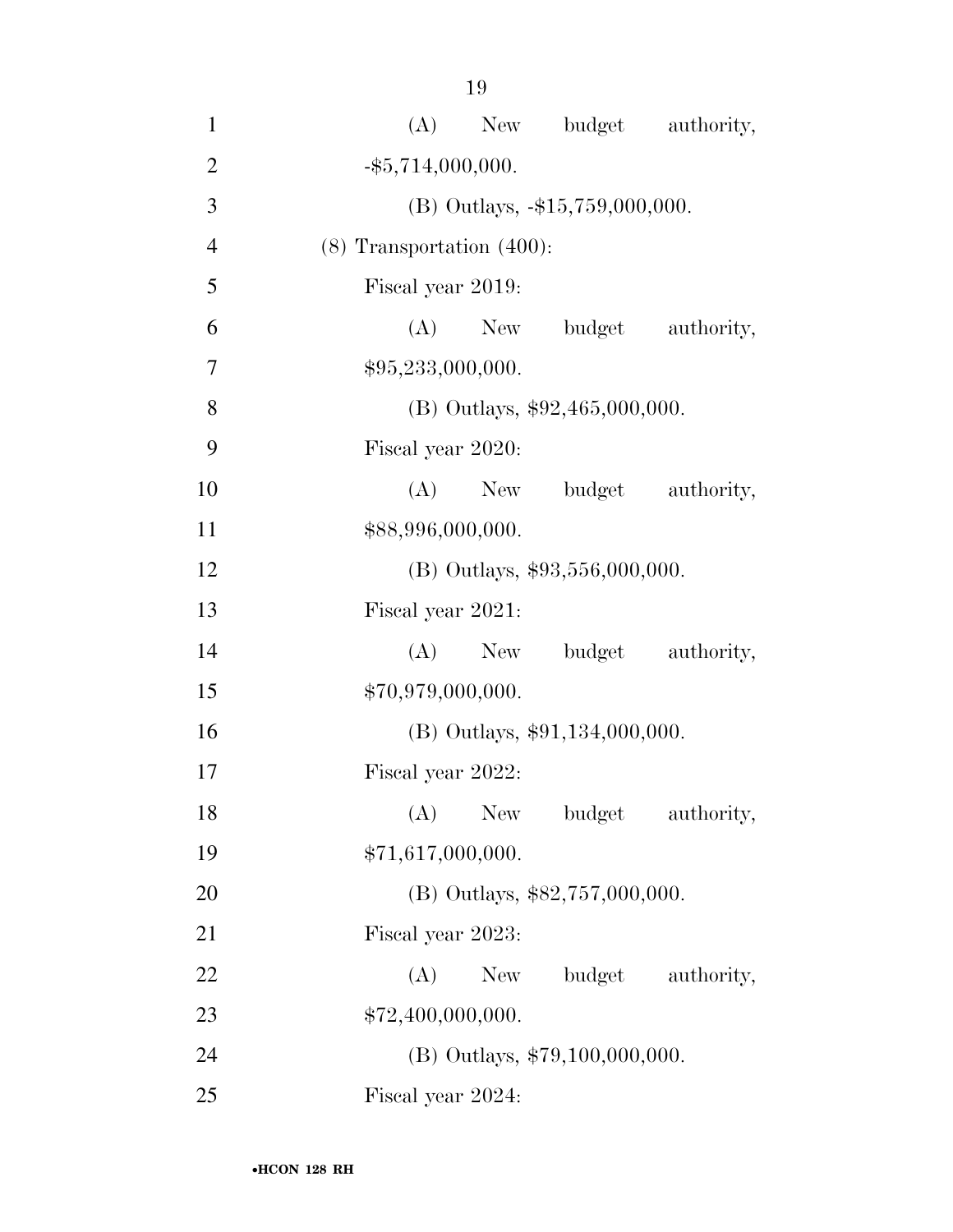(A) New budget authority, -$5,714,000,000.

(B) Outlays, -$15,759,000,000.

(8) Transportation (400):

Fiscal year 2019:

(A) New budget authority, $95,233,000,000.

(B) Outlays, $92,465,000,000.

Fiscal year 2020:

(A) New budget authority, $88,996,000,000.

(B) Outlays, $93,556,000,000.

Fiscal year 2021:

(A) New budget authority, $70,979,000,000.

(B) Outlays, $91,134,000,000.

Fiscal year 2022:

(A) New budget authority, $71,617,000,000.

(B) Outlays, $82,757,000,000.

Fiscal year 2023:

(A) New budget authority, $72,400,000,000.

(B) Outlays, $79,100,000,000.

Fiscal year 2024: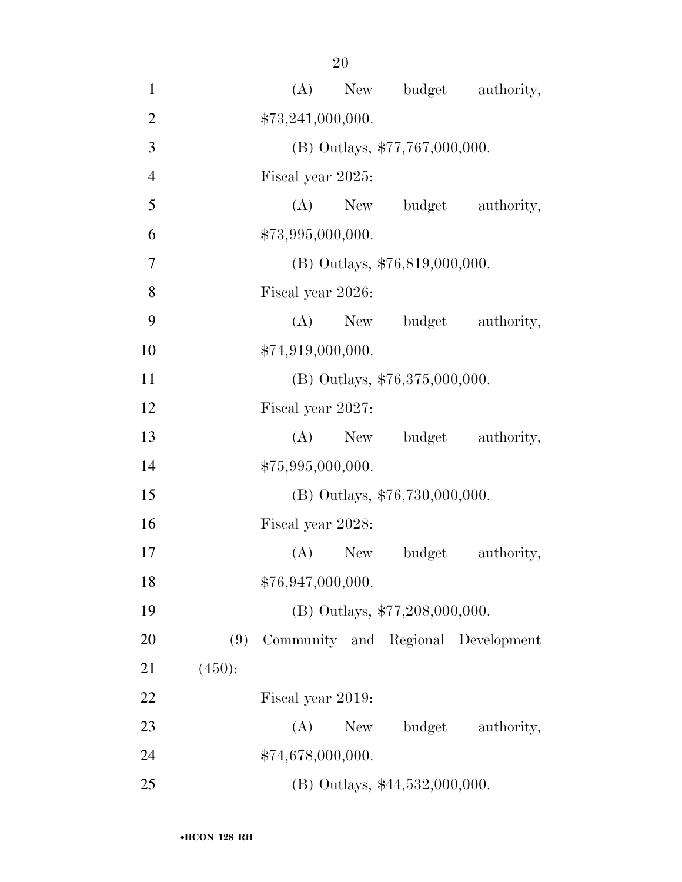(A) New budget authority, $73,241,000,000.

(B) Outlays, $77,767,000,000.

Fiscal year 2025:

(A) New budget authority, $73,995,000,000.

(B) Outlays, $76,819,000,000.

Fiscal year 2026:

(A) New budget authority, $74,919,000,000.

(B) Outlays, $76,375,000,000.

Fiscal year 2027:

(A) New budget authority, $75,995,000,000.

(B) Outlays, $76,730,000,000.

Fiscal year 2028:

(A) New budget authority, $76,947,000,000.

(B) Outlays, $77,208,000,000.

(9) Community and Regional Development (450):

Fiscal year 2019:

(A) New budget authority, $74,678,000,000.

(B) Outlays, $44,532,000,000.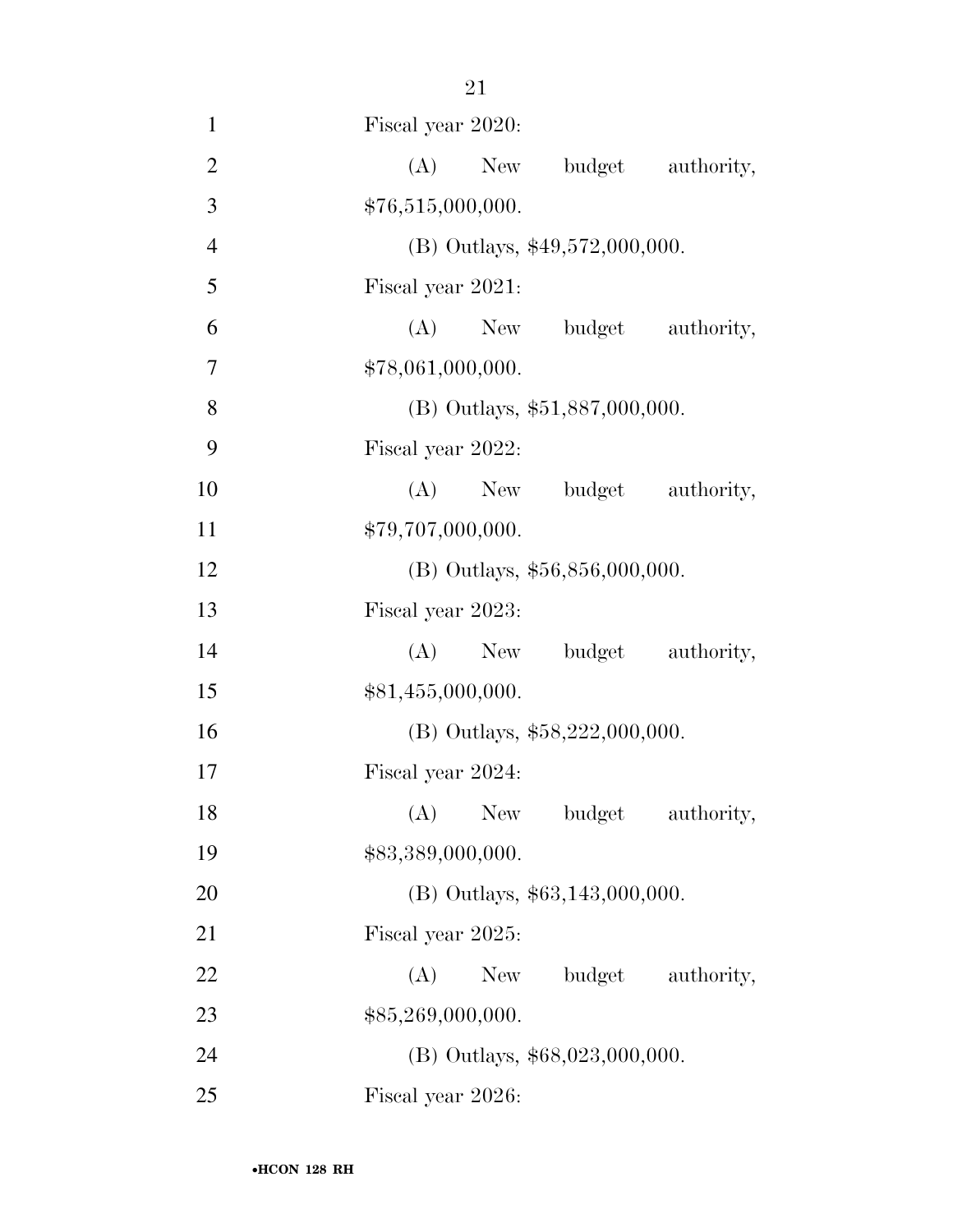Fiscal year 2020:

(A) New budget authority, $76,515,000,000.

(B) Outlays, $49,572,000,000.

Fiscal year 2021:

(A) New budget authority, $78,061,000,000.

(B) Outlays, $51,887,000,000.

Fiscal year 2022:

(A) New budget authority, $79,707,000,000.

(B) Outlays, $56,856,000,000.

Fiscal year 2023:

(A) New budget authority, $81,455,000,000.

(B) Outlays, $58,222,000,000.

Fiscal year 2024:

(A) New budget authority, $83,389,000,000.

(B) Outlays, $63,143,000,000.

Fiscal year 2025:

(A) New budget authority, $85,269,000,000.

(B) Outlays, $68,023,000,000.

Fiscal year 2026: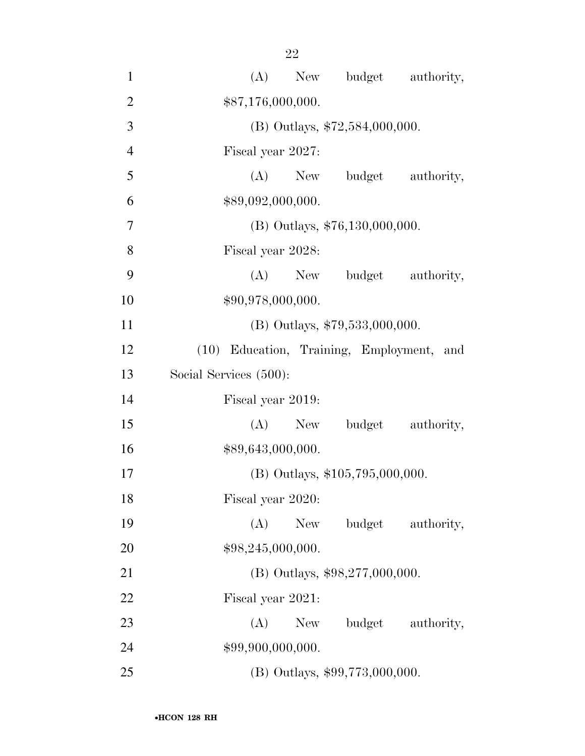(A) New budget authority, $87,176,000,000.

(B) Outlays, $72,584,000,000.

Fiscal year 2027:

(A) New budget authority, $89,092,000,000.

(B) Outlays, $76,130,000,000.

Fiscal year 2028:

(A) New budget authority, $90,978,000,000.

(B) Outlays, $79,533,000,000.

(10) Education, Training, Employment, and Social Services (500):

Fiscal year 2019:

(A) New budget authority, $89,643,000,000.

(B) Outlays, $105,795,000,000.

Fiscal year 2020:

(A) New budget authority, $98,245,000,000.

(B) Outlays, $98,277,000,000.

Fiscal year 2021:

(A) New budget authority, $99,900,000,000.

(B) Outlays, $99,773,000,000.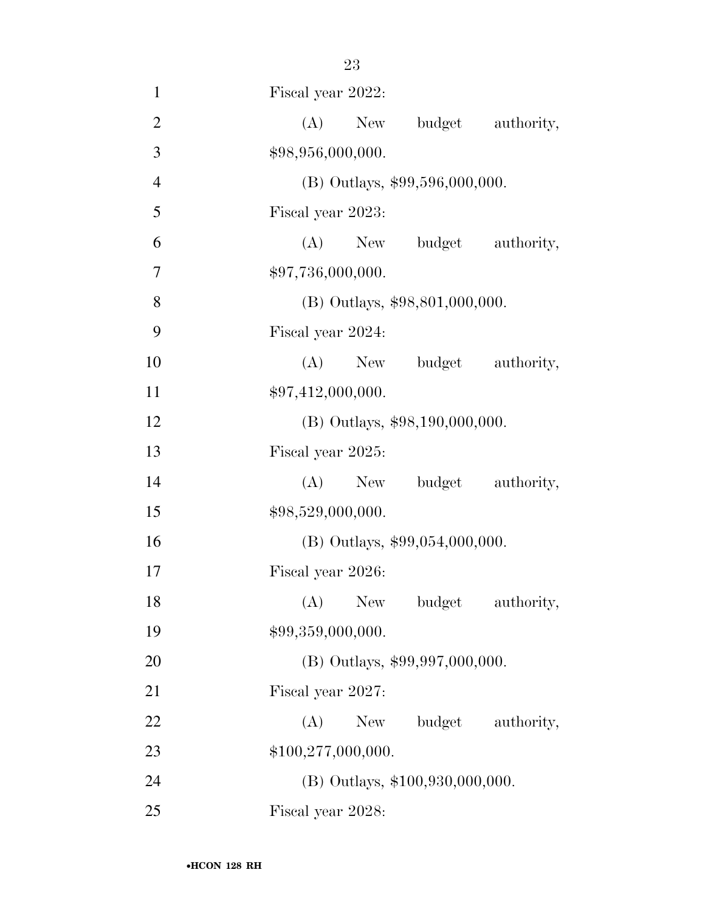Fiscal year 2022:

(A) New budget authority, $98,956,000,000.

(B) Outlays, $99,596,000,000.

Fiscal year 2023:

(A) New budget authority, $97,736,000,000.

(B) Outlays, $98,801,000,000.

Fiscal year 2024:

(A) New budget authority, $97,412,000,000.

(B) Outlays, $98,190,000,000.

Fiscal year 2025:

(A) New budget authority, $98,529,000,000.

(B) Outlays, $99,054,000,000.

Fiscal year 2026:

(A) New budget authority, $99,359,000,000.

(B) Outlays, $99,997,000,000.

Fiscal year 2027:

(A) New budget authority, $100,277,000,000.

(B) Outlays, $100,930,000,000.

Fiscal year 2028: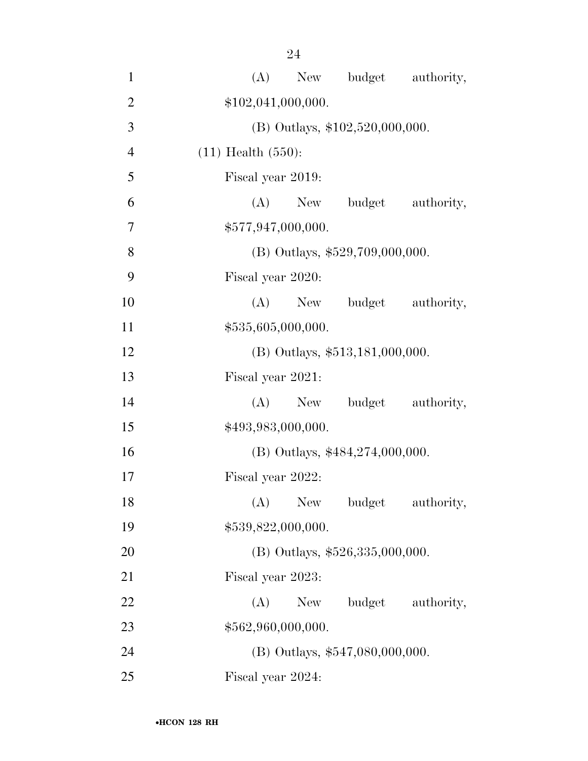(A) New budget authority, $102,041,000,000.

(B) Outlays, $102,520,000,000.

(11) Health (550):

Fiscal year 2019:

(A) New budget authority, $577,947,000,000.

(B) Outlays, $529,709,000,000.

Fiscal year 2020:

(A) New budget authority, $535,605,000,000.

(B) Outlays, $513,181,000,000.

Fiscal year 2021:

(A) New budget authority, $493,983,000,000.

(B) Outlays, $484,274,000,000.

Fiscal year 2022:

(A) New budget authority, $539,822,000,000.

(B) Outlays, $526,335,000,000.

Fiscal year 2023:

(A) New budget authority, $562,960,000,000.

(B) Outlays, $547,080,000,000.

Fiscal year 2024: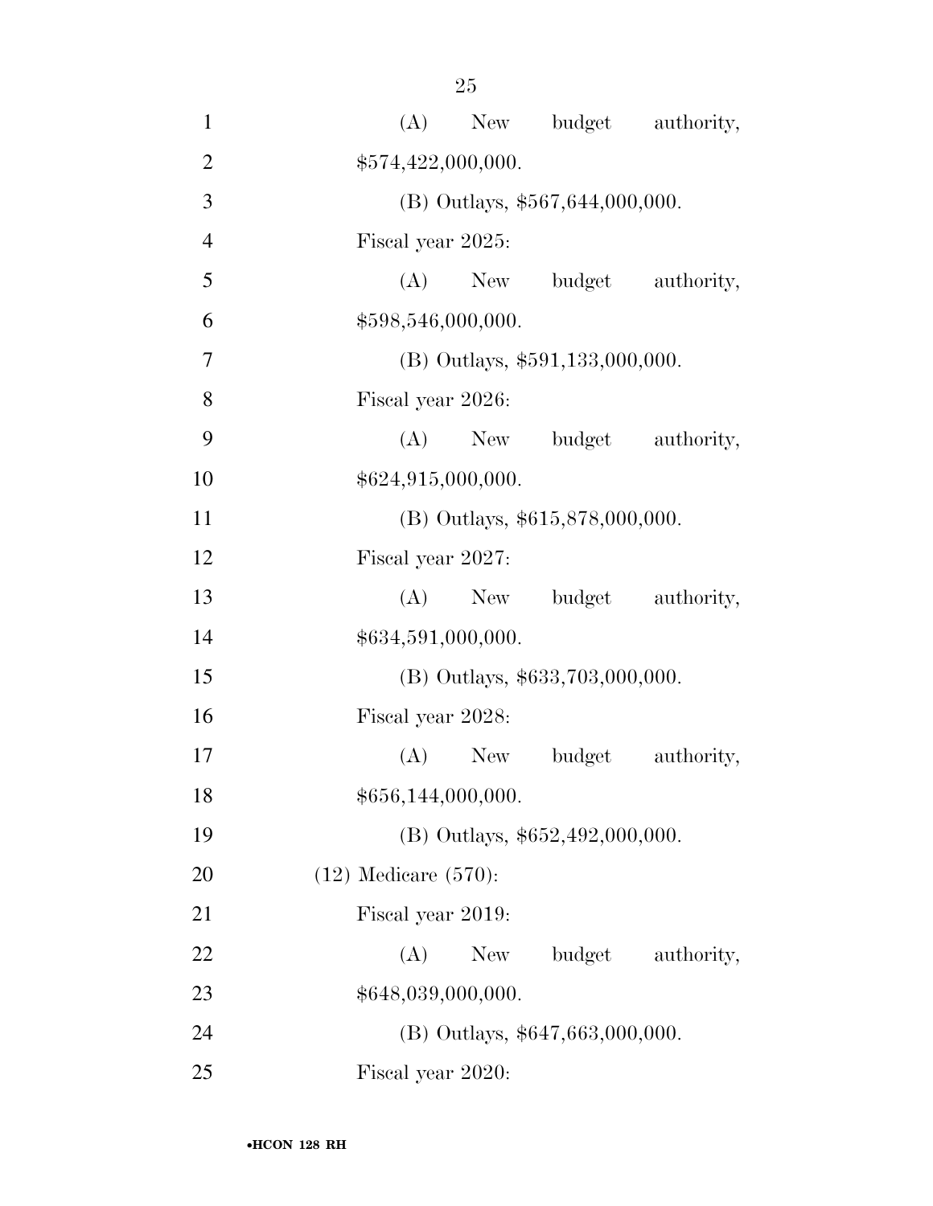(A) New budget authority, $574,422,000,000.

(B) Outlays, $567,644,000,000.

Fiscal year 2025:

(A) New budget authority, $598,546,000,000.

(B) Outlays, $591,133,000,000.

Fiscal year 2026:

(A) New budget authority, $624,915,000,000.

(B) Outlays, $615,878,000,000.

Fiscal year 2027:

(A) New budget authority, $634,591,000,000.

(B) Outlays, $633,703,000,000.

Fiscal year 2028:

(A) New budget authority, $656,144,000,000.

(B) Outlays, $652,492,000,000.

(12) Medicare (570):

Fiscal year 2019:

(A) New budget authority, $648,039,000,000.

(B) Outlays, $647,663,000,000.

Fiscal year 2020: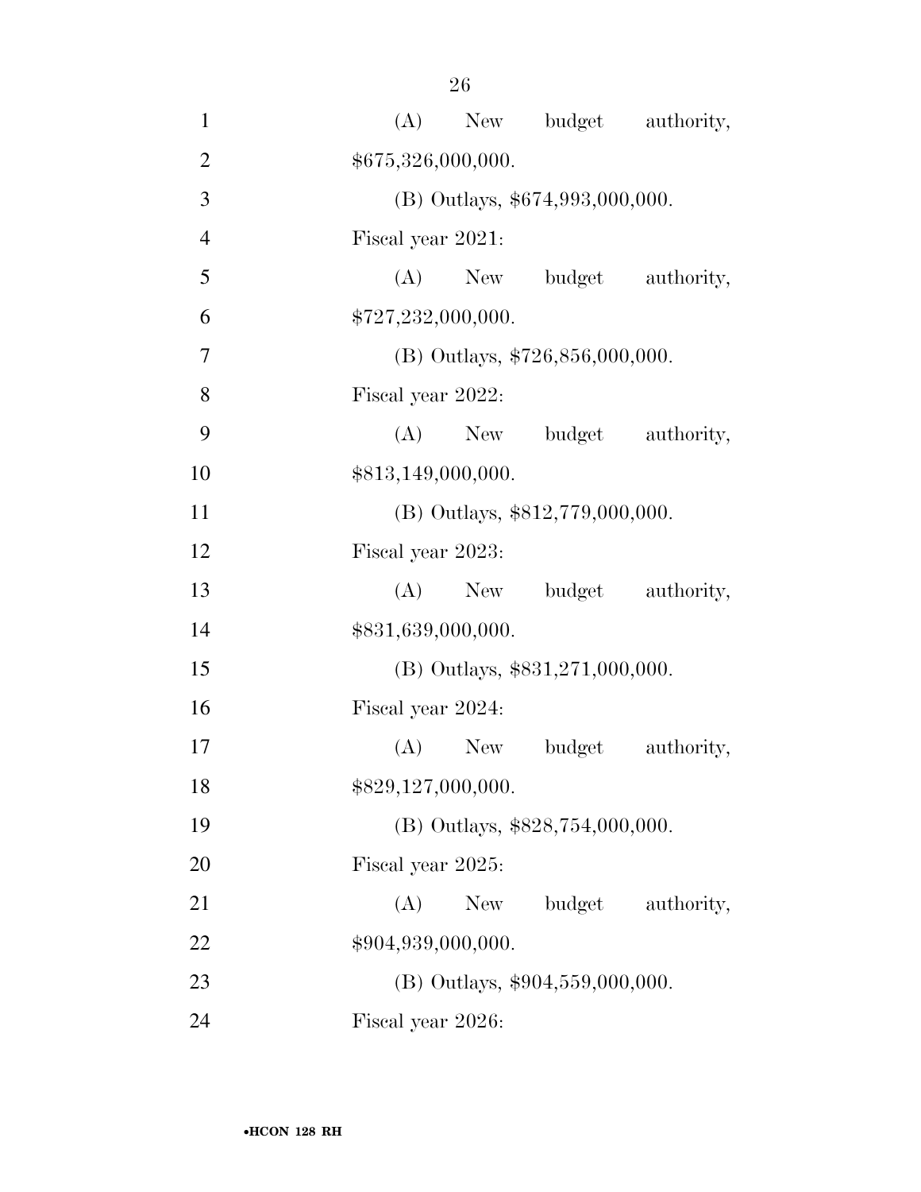(A) New budget authority, $675,326,000,000.

(B) Outlays, $674,993,000,000.

Fiscal year 2021:

(A) New budget authority, $727,232,000,000.

(B) Outlays, $726,856,000,000.

Fiscal year 2022:

(A) New budget authority, $813,149,000,000.

(B) Outlays, $812,779,000,000.

Fiscal year 2023:

(A) New budget authority, $831,639,000,000.

(B) Outlays, $831,271,000,000.

Fiscal year 2024:

(A) New budget authority, $829,127,000,000.

(B) Outlays, $828,754,000,000.

Fiscal year 2025:

(A) New budget authority, $904,939,000,000.

(B) Outlays, $904,559,000,000.

Fiscal year 2026: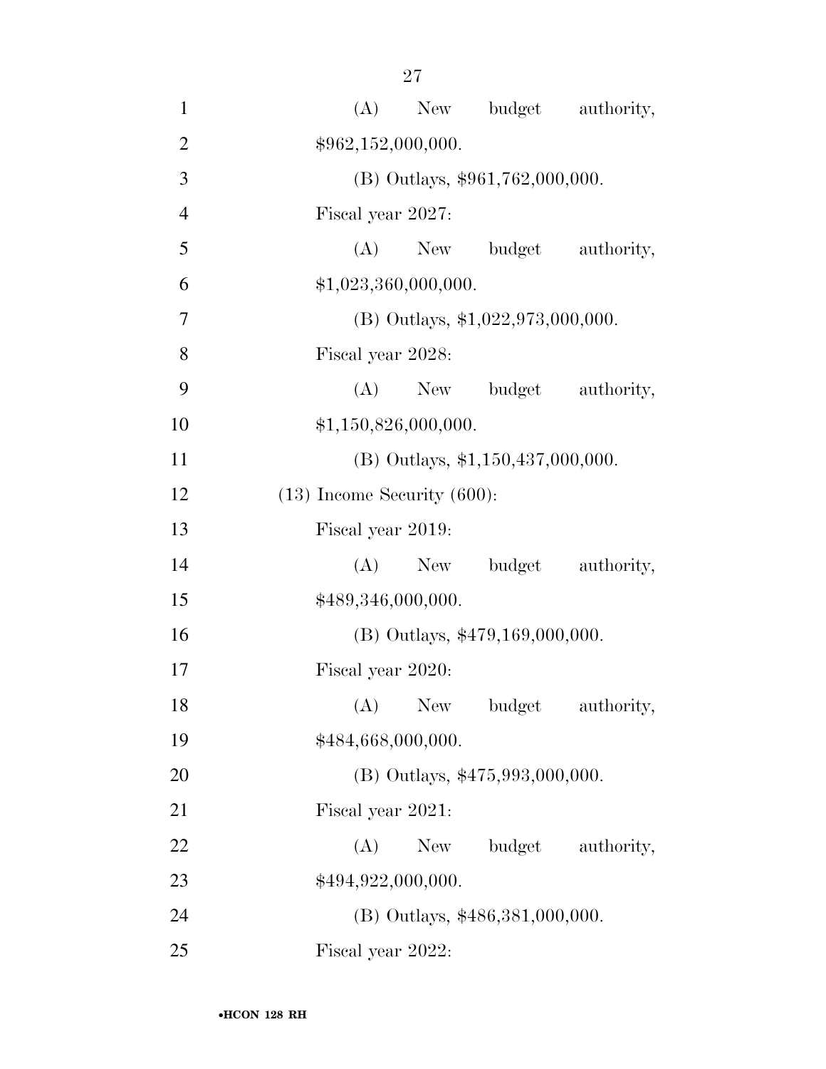(A) New budget authority, $962,152,000,000.

(B) Outlays, $961,762,000,000.

Fiscal year 2027:

(A) New budget authority, $1,023,360,000,000.

(B) Outlays, $1,022,973,000,000.

Fiscal year 2028:

(A) New budget authority, $1,150,826,000,000.

(B) Outlays, $1,150,437,000,000.

(13) Income Security (600):

Fiscal year 2019:

(A) New budget authority, $489,346,000,000.

(B) Outlays, $479,169,000,000.

Fiscal year 2020:

(A) New budget authority, $484,668,000,000.

(B) Outlays, $475,993,000,000.

Fiscal year 2021:

(A) New budget authority, $494,922,000,000.

(B) Outlays, $486,381,000,000.

Fiscal year 2022: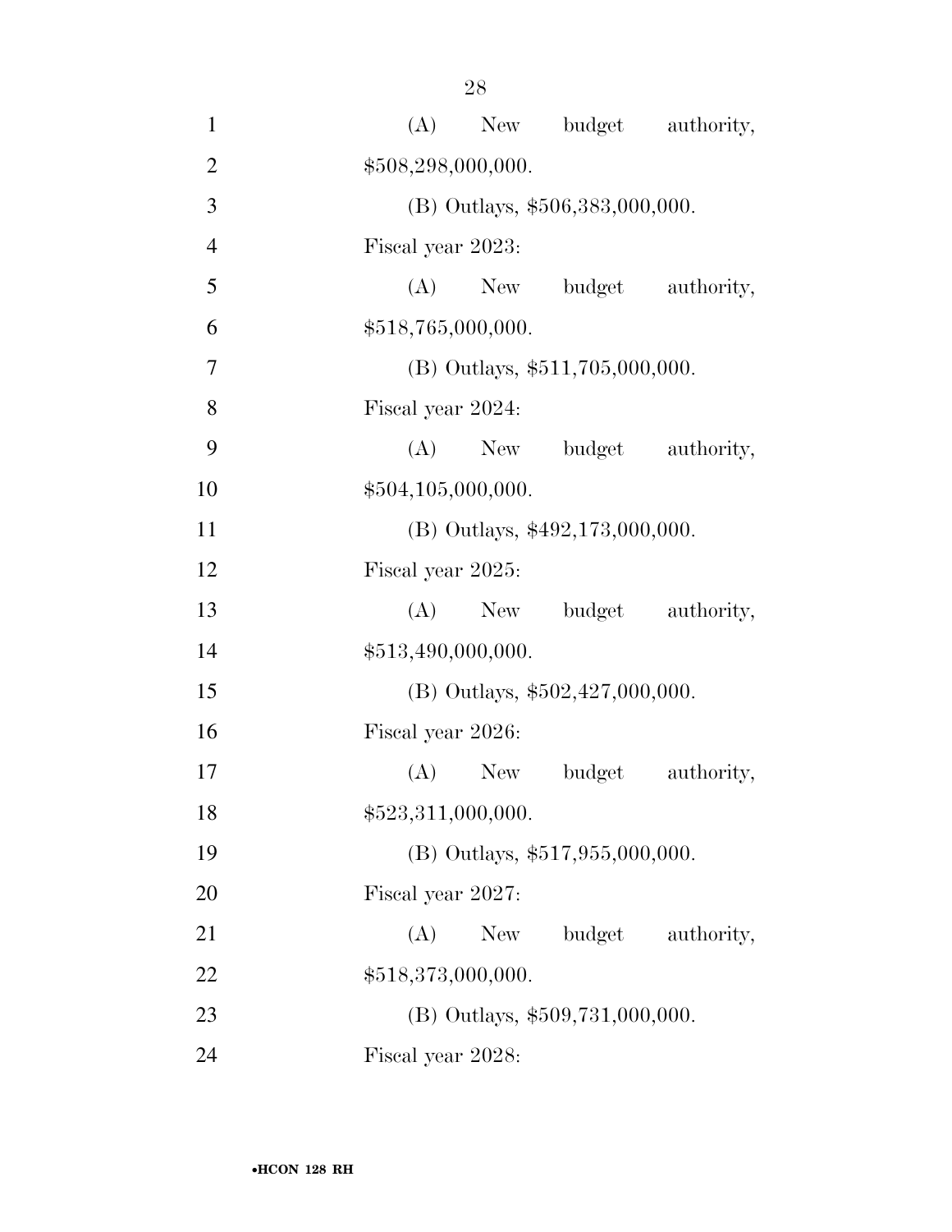(A) New budget authority, $508,298,000,000.

(B) Outlays, $506,383,000,000.

Fiscal year 2023:

(A) New budget authority, $518,765,000,000.

(B) Outlays, $511,705,000,000.

Fiscal year 2024:

(A) New budget authority, $504,105,000,000.

(B) Outlays, $492,173,000,000.

Fiscal year 2025:

(A) New budget authority, $513,490,000,000.

(B) Outlays, $502,427,000,000.

Fiscal year 2026:

(A) New budget authority, $523,311,000,000.

(B) Outlays, $517,955,000,000.

Fiscal year 2027:

(A) New budget authority, $518,373,000,000.

(B) Outlays, $509,731,000,000.

Fiscal year 2028: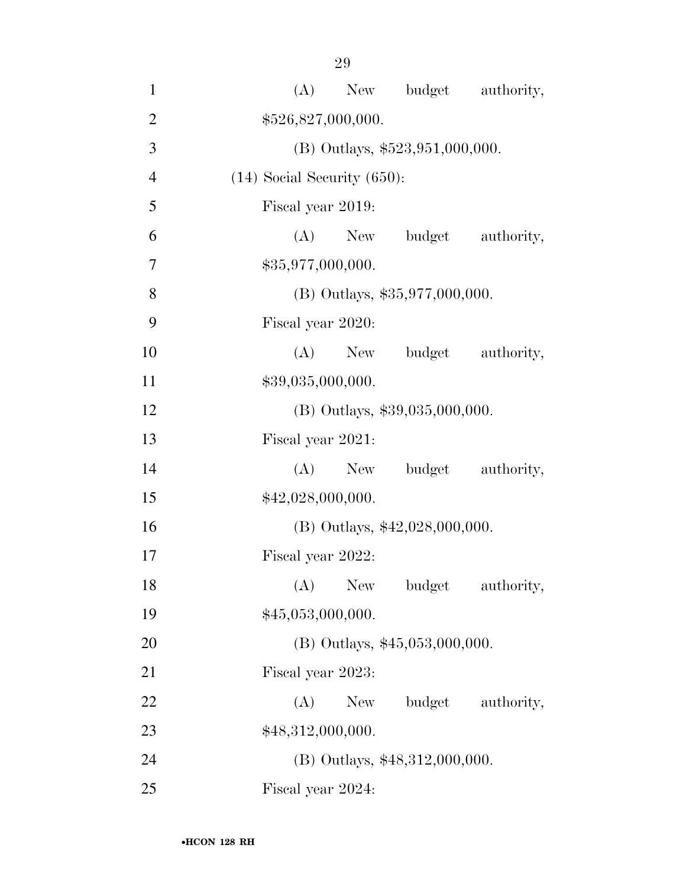(A) New budget authority, $526,827,000,000.

(B) Outlays, $523,951,000,000.

(14) Social Security (650):

Fiscal year 2019:

(A) New budget authority, $35,977,000,000.

(B) Outlays, $35,977,000,000.

Fiscal year 2020:

(A) New budget authority, $39,035,000,000.

(B) Outlays, $39,035,000,000.

Fiscal year 2021:

(A) New budget authority, $42,028,000,000.

(B) Outlays, $42,028,000,000.

Fiscal year 2022:

(A) New budget authority, $45,053,000,000.

(B) Outlays, $45,053,000,000.

Fiscal year 2023:

(A) New budget authority, $48,312,000,000.

(B) Outlays, $48,312,000,000.

Fiscal year 2024: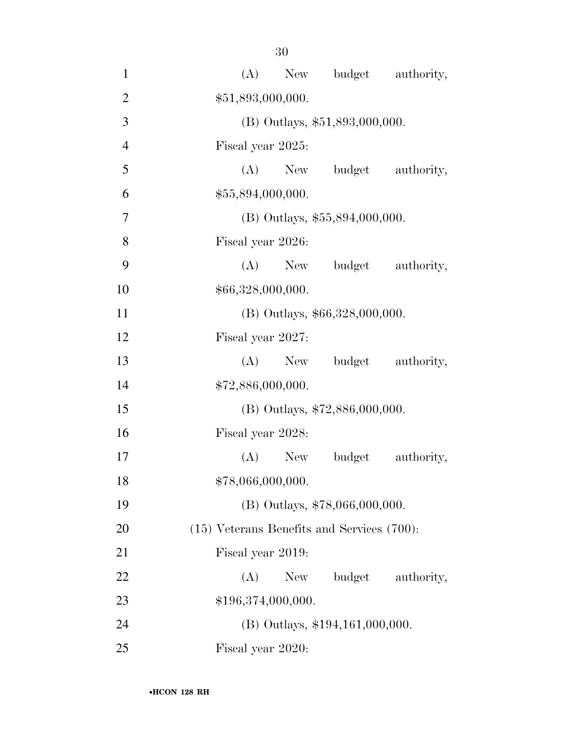(A) New budget authority, $51,893,000,000.

(B) Outlays, $51,893,000,000.

Fiscal year 2025:

(A) New budget authority, $55,894,000,000.

(B) Outlays, $55,894,000,000.

Fiscal year 2026:

(A) New budget authority, $66,328,000,000.

(B) Outlays, $66,328,000,000.

Fiscal year 2027:

(A) New budget authority, $72,886,000,000.

(B) Outlays, $72,886,000,000.

Fiscal year 2028:

(A) New budget authority, $78,066,000,000.

(B) Outlays, $78,066,000,000.

(15) Veterans Benefits and Services (700):

Fiscal year 2019:

(A) New budget authority, $196,374,000,000.

(B) Outlays, $194,161,000,000.

Fiscal year 2020: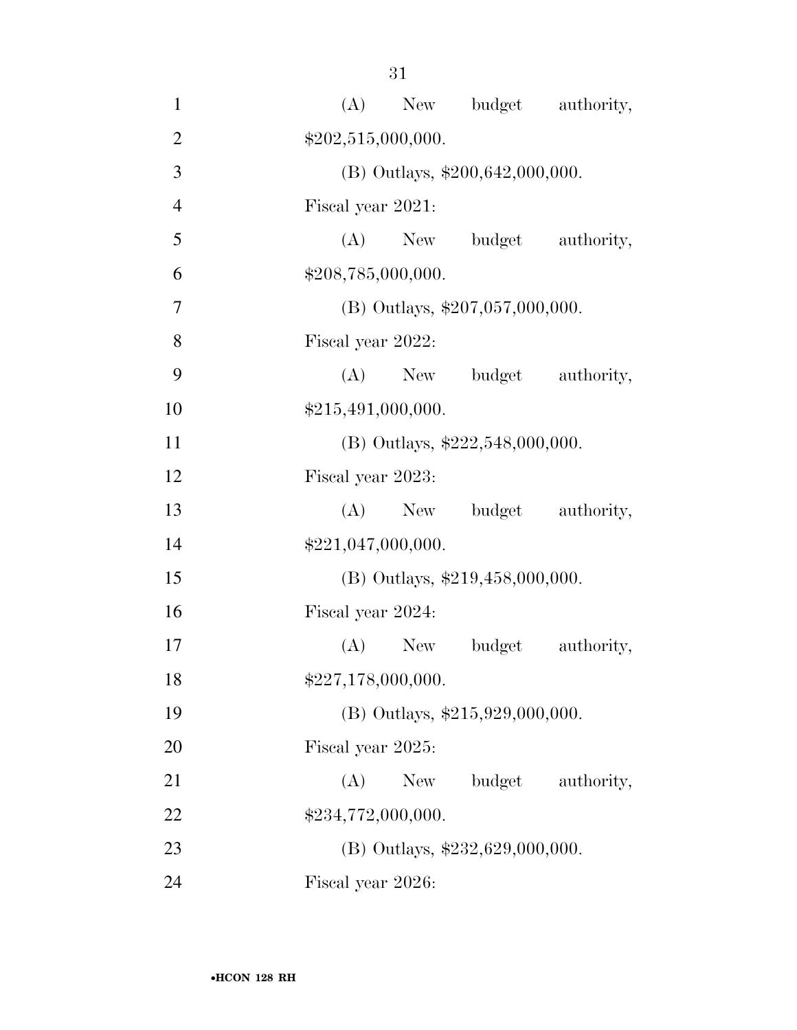(A) New budget authority, $202,515,000,000.

(B) Outlays, $200,642,000,000.

Fiscal year 2021:

(A) New budget authority, $208,785,000,000.

(B) Outlays, $207,057,000,000.

Fiscal year 2022:

(A) New budget authority, $215,491,000,000.

(B) Outlays, $222,548,000,000.

Fiscal year 2023:

(A) New budget authority, $221,047,000,000.

(B) Outlays, $219,458,000,000.

Fiscal year 2024:

(A) New budget authority, $227,178,000,000.

(B) Outlays, $215,929,000,000.

Fiscal year 2025:

(A) New budget authority, $234,772,000,000.

(B) Outlays, $232,629,000,000.

Fiscal year 2026: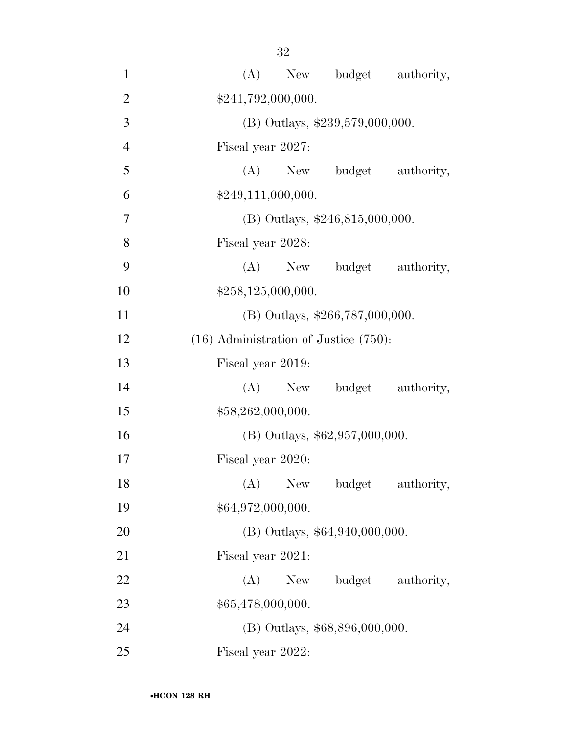(A) New budget authority, $241,792,000,000.

(B) Outlays, $239,579,000,000.

Fiscal year 2027:

(A) New budget authority, $249,111,000,000.

(B) Outlays, $246,815,000,000.

Fiscal year 2028:

(A) New budget authority, $258,125,000,000.

(B) Outlays, $266,787,000,000.

(16) Administration of Justice (750):

Fiscal year 2019:

(A) New budget authority, $58,262,000,000.

(B) Outlays, $62,957,000,000.

Fiscal year 2020:

(A) New budget authority, $64,972,000,000.

(B) Outlays, $64,940,000,000.

Fiscal year 2021:

(A) New budget authority, $65,478,000,000.

(B) Outlays, $68,896,000,000.

Fiscal year 2022: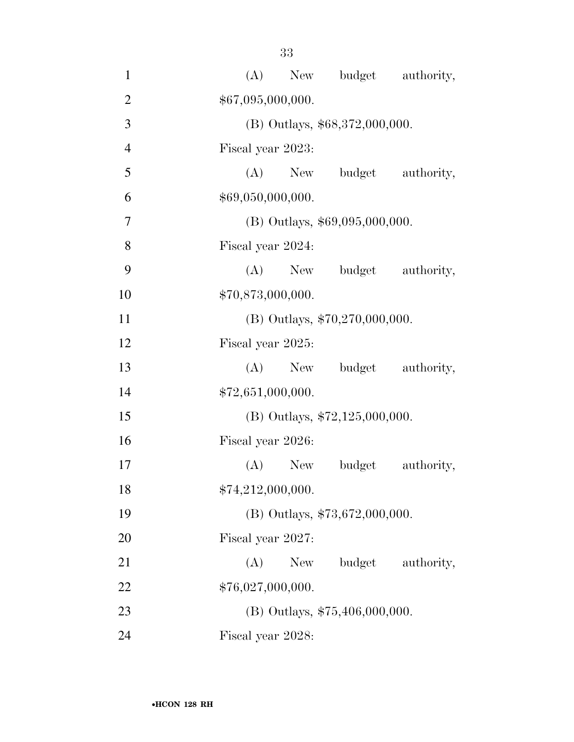(A) New budget authority, $67,095,000,000.

(B) Outlays, $68,372,000,000.

Fiscal year 2023:

(A) New budget authority, $69,050,000,000.

(B) Outlays, $69,095,000,000.

Fiscal year 2024:

(A) New budget authority, $70,873,000,000.

(B) Outlays, $70,270,000,000.

Fiscal year 2025:

(A) New budget authority, $72,651,000,000.

(B) Outlays, $72,125,000,000.

Fiscal year 2026:

(A) New budget authority, $74,212,000,000.

(B) Outlays, $73,672,000,000.

Fiscal year 2027:

(A) New budget authority, $76,027,000,000.

(B) Outlays, $75,406,000,000.

Fiscal year 2028: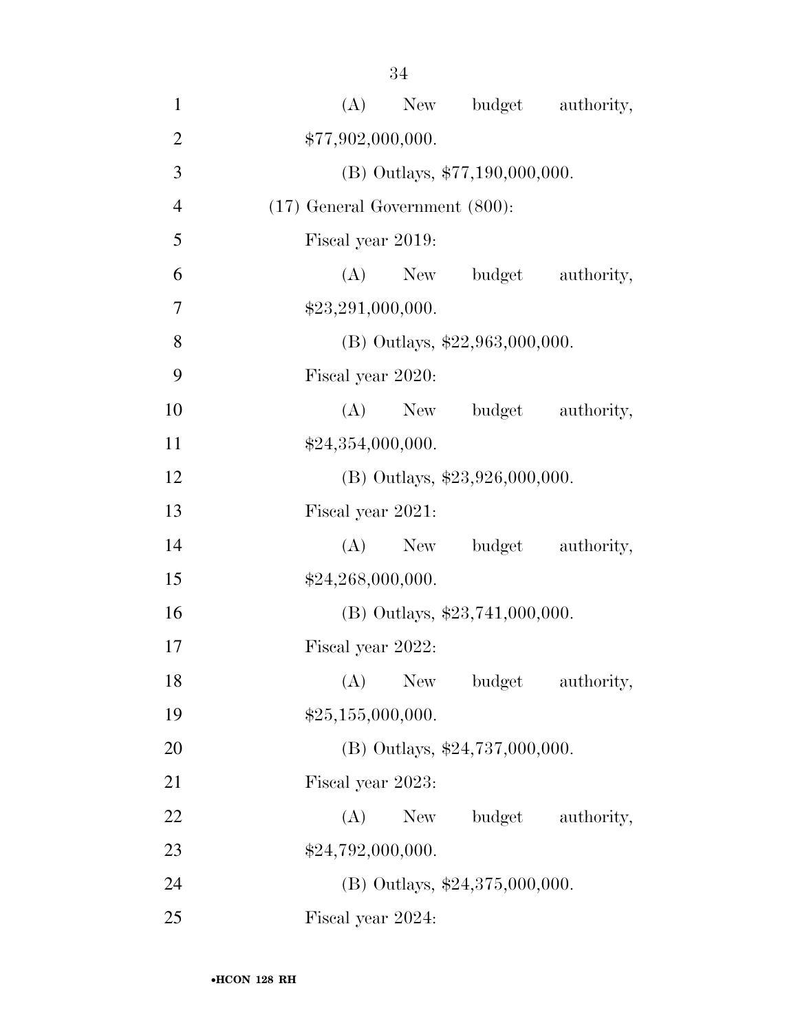(A) New budget authority, $77,902,000,000.

(B) Outlays, $77,190,000,000.

(17) General Government (800):

Fiscal year 2019:

(A) New budget authority, $23,291,000,000.

(B) Outlays, $22,963,000,000.

Fiscal year 2020:

(A) New budget authority, $24,354,000,000.

(B) Outlays, $23,926,000,000.

Fiscal year 2021:

(A) New budget authority, $24,268,000,000.

(B) Outlays, $23,741,000,000.

Fiscal year 2022:

(A) New budget authority, $25,155,000,000.

(B) Outlays, $24,737,000,000.

Fiscal year 2023:

(A) New budget authority, $24,792,000,000.

(B) Outlays, $24,375,000,000.

Fiscal year 2024: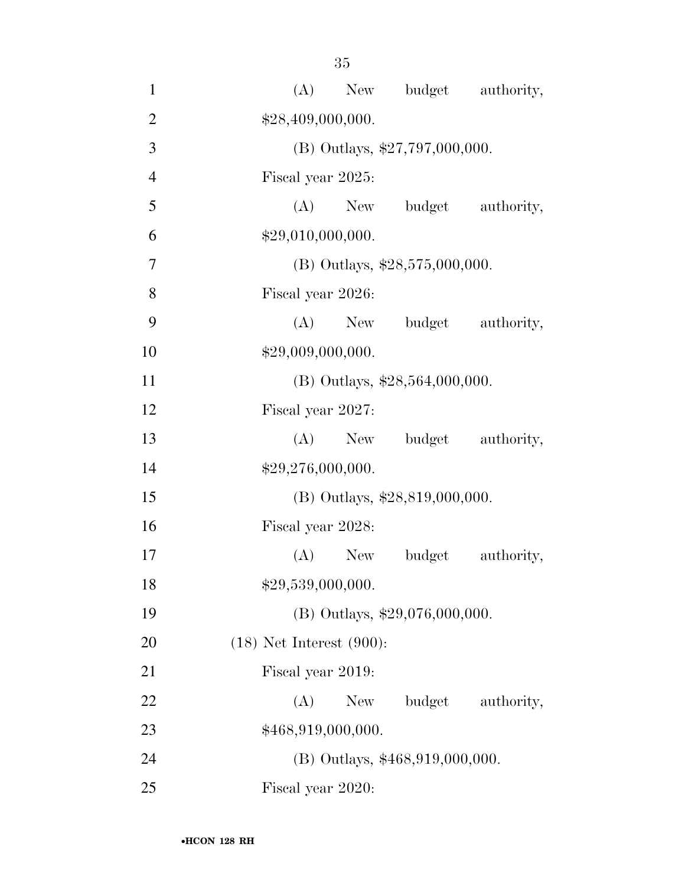(A) New budget authority, $28,409,000,000.

(B) Outlays, $27,797,000,000.

Fiscal year 2025:

(A) New budget authority, $29,010,000,000.

(B) Outlays, $28,575,000,000.

Fiscal year 2026:

(A) New budget authority, $29,009,000,000.

(B) Outlays, $28,564,000,000.

Fiscal year 2027:

(A) New budget authority, $29,276,000,000.

(B) Outlays, $28,819,000,000.

Fiscal year 2028:

(A) New budget authority, $29,539,000,000.

(B) Outlays, $29,076,000,000.

(18) Net Interest (900):

Fiscal year 2019:

(A) New budget authority, $468,919,000,000.

(B) Outlays, $468,919,000,000.

Fiscal year 2020: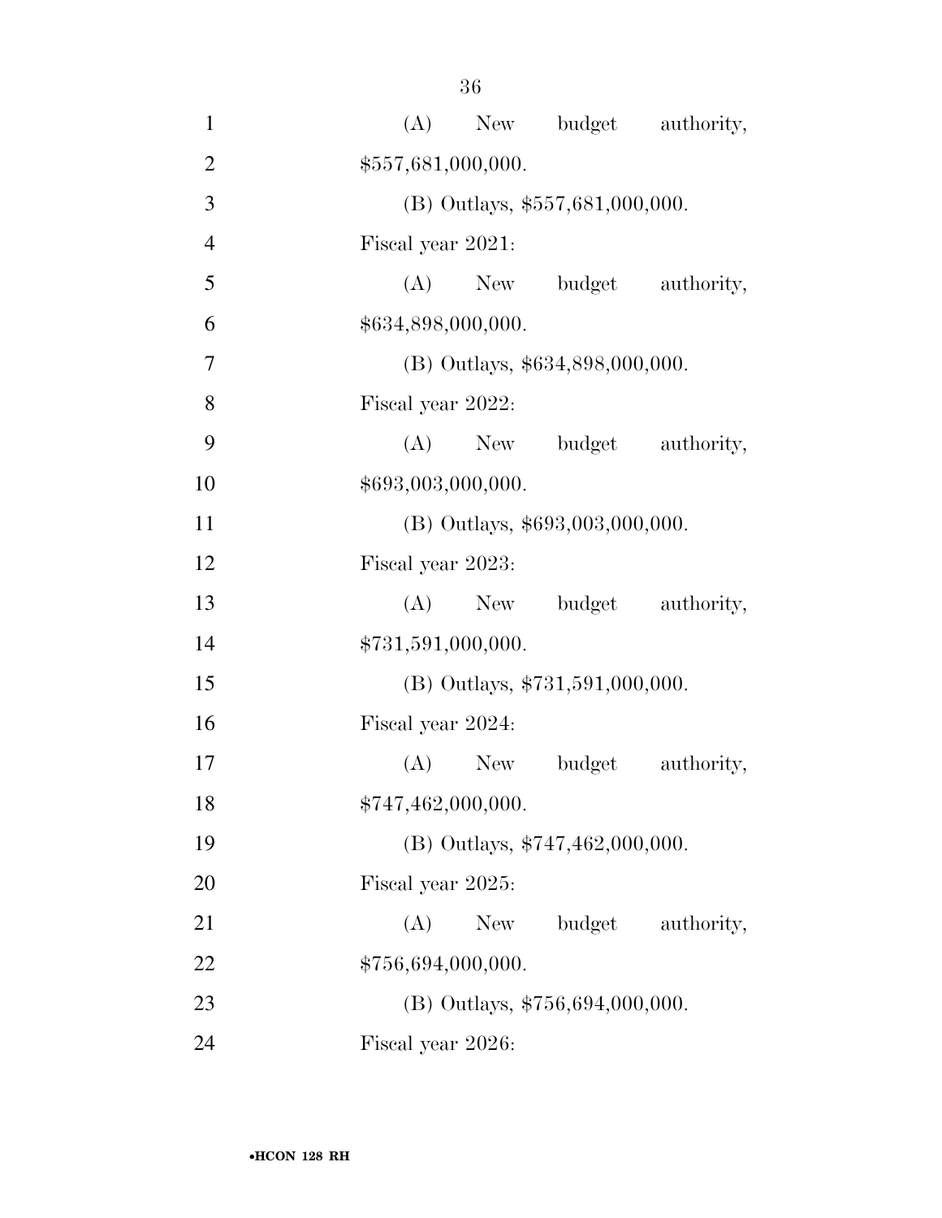(A) New budget authority, $557,681,000,000.

(B) Outlays, $557,681,000,000.

Fiscal year 2021:

(A) New budget authority, $634,898,000,000.

(B) Outlays, $634,898,000,000.

Fiscal year 2022:

(A) New budget authority, $693,003,000,000.

(B) Outlays, $693,003,000,000.

Fiscal year 2023:

(A) New budget authority, $731,591,000,000.

(B) Outlays, $731,591,000,000.

Fiscal year 2024:

(A) New budget authority, $747,462,000,000.

(B) Outlays, $747,462,000,000.

Fiscal year 2025:

(A) New budget authority, $756,694,000,000.

(B) Outlays, $756,694,000,000.

Fiscal year 2026: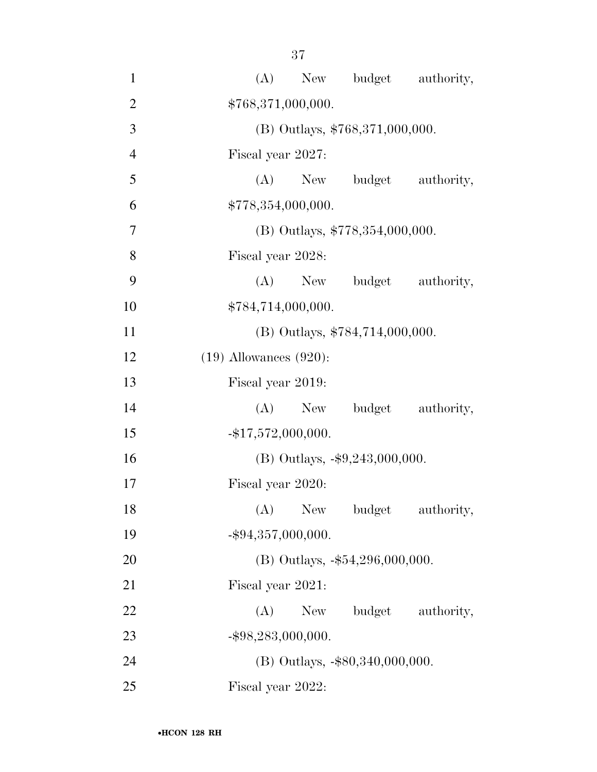(A) New budget authority, $768,371,000,000.

(B) Outlays, $768,371,000,000.

Fiscal year 2027:

(A) New budget authority, $778,354,000,000.

(B) Outlays, $778,354,000,000.

Fiscal year 2028:

(A) New budget authority, $784,714,000,000.

(B) Outlays, $784,714,000,000.

(19) Allowances (920):

Fiscal year 2019:

(A) New budget authority, -$17,572,000,000.

(B) Outlays, -$9,243,000,000.

Fiscal year 2020:

(A) New budget authority, -$94,357,000,000.

(B) Outlays, -$54,296,000,000.

Fiscal year 2021:

(A) New budget authority, -$98,283,000,000.

(B) Outlays, -$80,340,000,000.

Fiscal year 2022: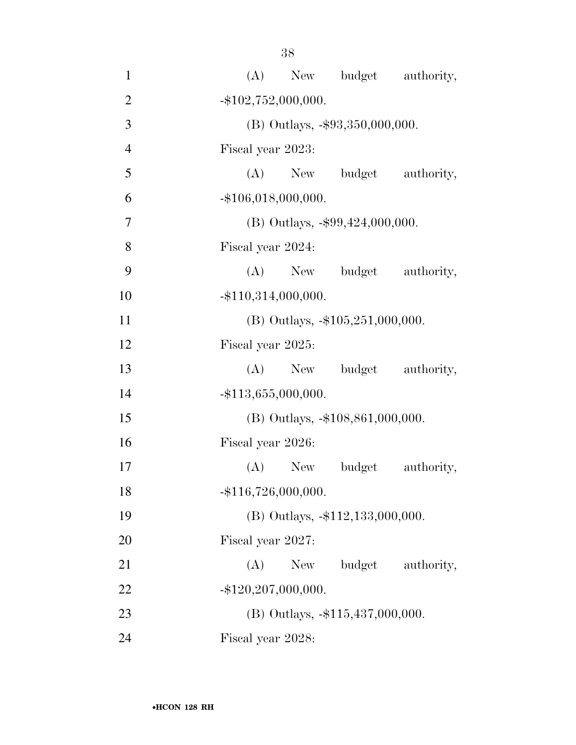(A) New budget authority, -$102,752,000,000.

(B) Outlays, -$93,350,000,000.

Fiscal year 2023:

(A) New budget authority, -$106,018,000,000.

(B) Outlays, -$99,424,000,000.

Fiscal year 2024:

(A) New budget authority, -$110,314,000,000.

(B) Outlays, -$105,251,000,000.

Fiscal year 2025:

(A) New budget authority, -$113,655,000,000.

(B) Outlays, -$108,861,000,000.

Fiscal year 2026:

(A) New budget authority, -$116,726,000,000.

(B) Outlays, -$112,133,000,000.

Fiscal year 2027:

(A) New budget authority, -$120,207,000,000.

(B) Outlays, -$115,437,000,000.

Fiscal year 2028: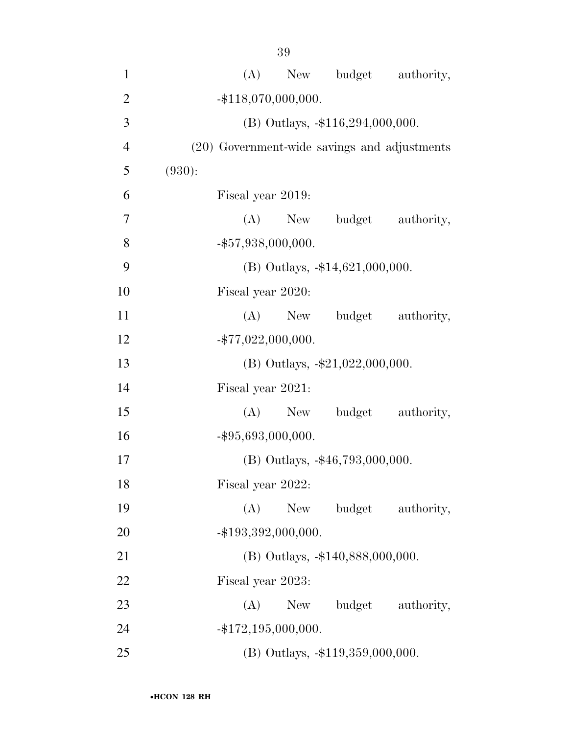(A) New budget authority, -$118,070,000,000.

(B) Outlays, -$116,294,000,000.

(20) Government-wide savings and adjustments (930):

Fiscal year 2019:

(A) New budget authority, -$57,938,000,000.

(B) Outlays, -$14,621,000,000.

Fiscal year 2020:

(A) New budget authority, -$77,022,000,000.

(B) Outlays, -$21,022,000,000.

Fiscal year 2021:

(A) New budget authority, -$95,693,000,000.

(B) Outlays, -$46,793,000,000.

Fiscal year 2022:

(A) New budget authority, -$193,392,000,000.

(B) Outlays, -$140,888,000,000.

Fiscal year 2023:

(A) New budget authority, -$172,195,000,000.

(B) Outlays, -$119,359,000,000.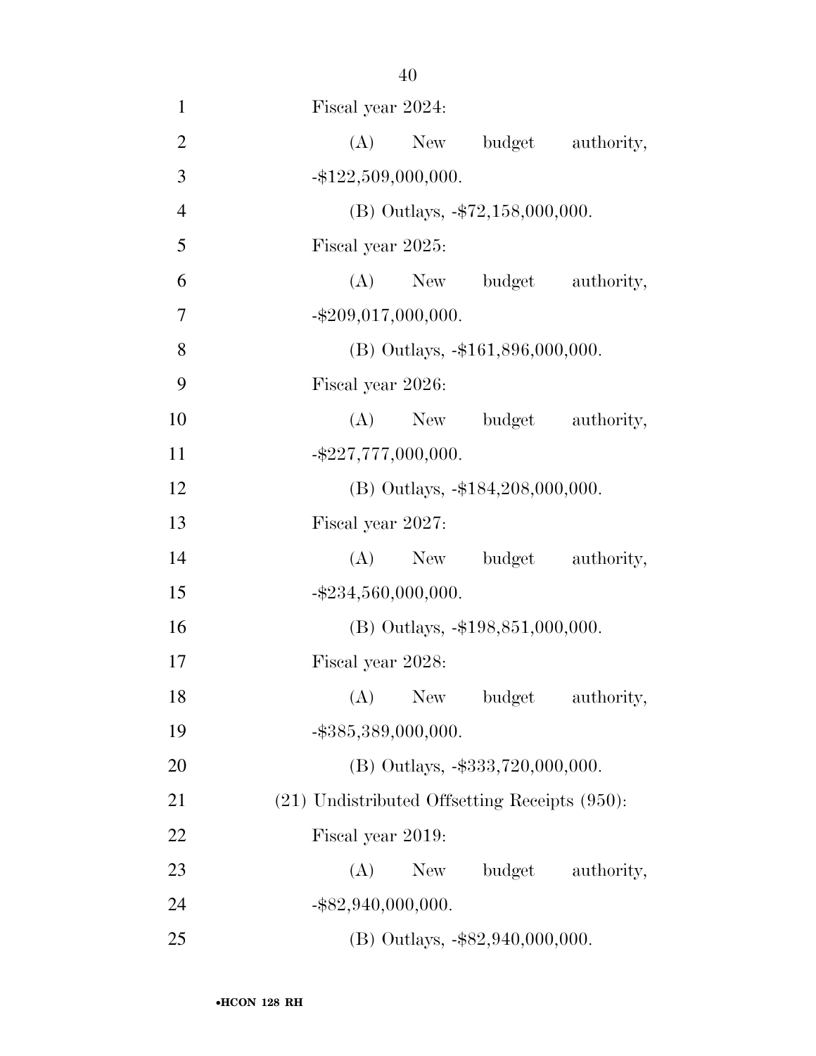Fiscal year 2024:

(A) New budget authority, -$122,509,000,000.

(B) Outlays, -$72,158,000,000.

Fiscal year 2025:

(A) New budget authority, -$209,017,000,000.

(B) Outlays, -$161,896,000,000.

Fiscal year 2026:

(A) New budget authority, -$227,777,000,000.

(B) Outlays, -$184,208,000,000.

Fiscal year 2027:

(A) New budget authority, -$234,560,000,000.

(B) Outlays, -$198,851,000,000.

Fiscal year 2028:

(A) New budget authority, -$385,389,000,000.

(B) Outlays, -$333,720,000,000.

(21) Undistributed Offsetting Receipts (950):

Fiscal year 2019:

(A) New budget authority, -$82,940,000,000.

(B) Outlays, -$82,940,000,000.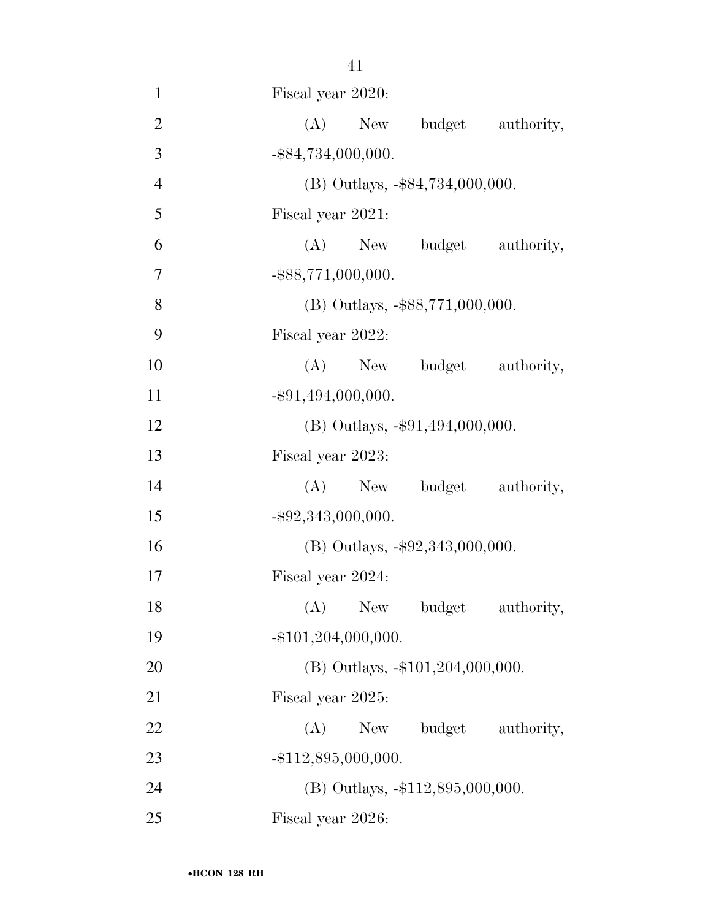Fiscal year 2020:

(A) New budget authority, -$84,734,000,000.

(B) Outlays, -$84,734,000,000.

Fiscal year 2021:

(A) New budget authority, -$88,771,000,000.

(B) Outlays, -$88,771,000,000.

Fiscal year 2022:

(A) New budget authority, -$91,494,000,000.

(B) Outlays, -$91,494,000,000.

Fiscal year 2023:

(A) New budget authority, -$92,343,000,000.

(B) Outlays, -$92,343,000,000.

Fiscal year 2024:

(A) New budget authority, -$101,204,000,000.

(B) Outlays, -$101,204,000,000.

Fiscal year 2025:

(A) New budget authority, -$112,895,000,000.

(B) Outlays, -$112,895,000,000.

Fiscal year 2026: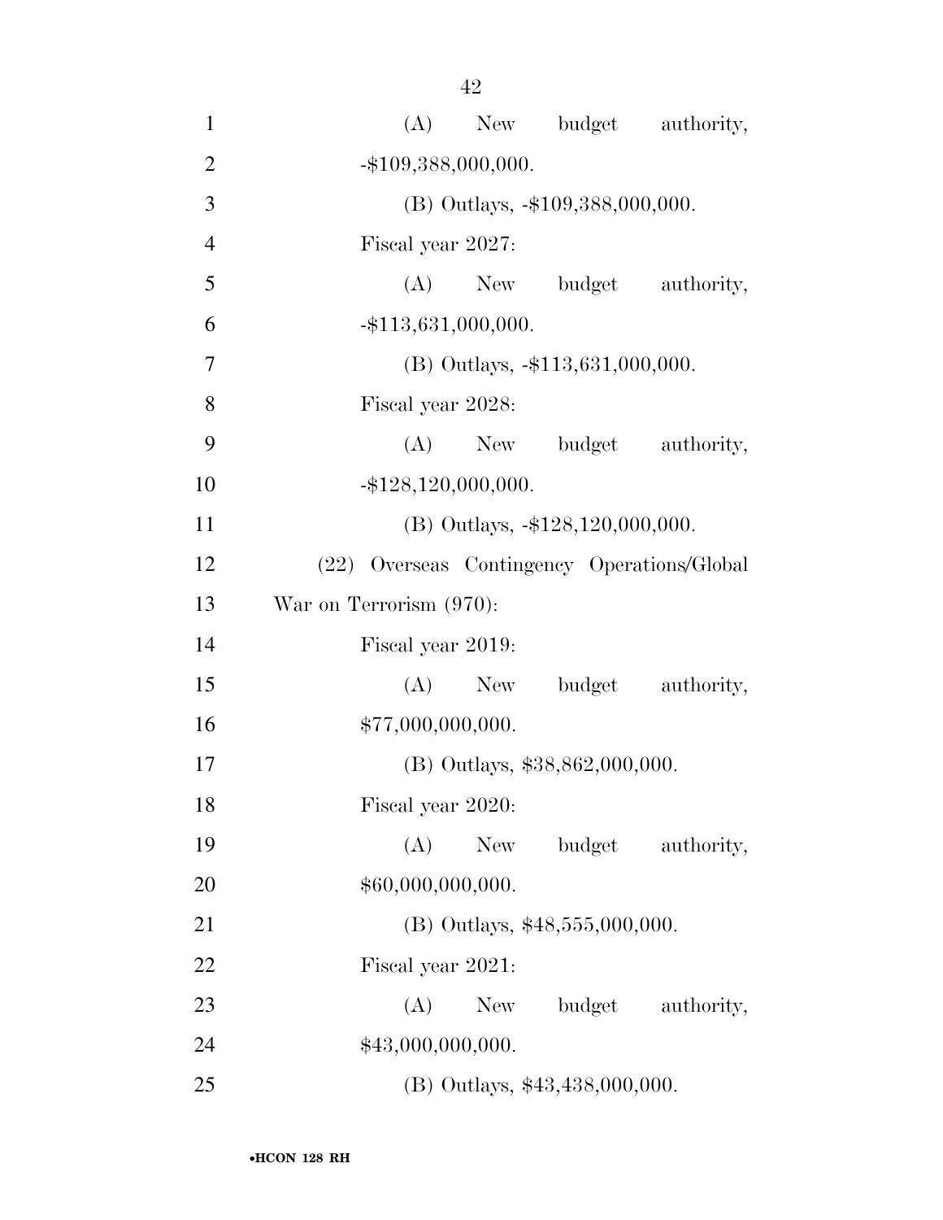(A) New budget authority, -$109,388,000,000.

(B) Outlays, -$109,388,000,000.

Fiscal year 2027:

(A) New budget authority, -$113,631,000,000.

(B) Outlays, -$113,631,000,000.

Fiscal year 2028:

(A) New budget authority, -$128,120,000,000.

(B) Outlays, -$128,120,000,000.

(22) Overseas Contingency Operations/Global War on Terrorism (970):

Fiscal year 2019:

(A) New budget authority, $77,000,000,000.

(B) Outlays, $38,862,000,000.

Fiscal year 2020:

(A) New budget authority, $60,000,000,000.

(B) Outlays, $48,555,000,000.

Fiscal year 2021:

(A) New budget authority, $43,000,000,000.

(B) Outlays, $43,438,000,000.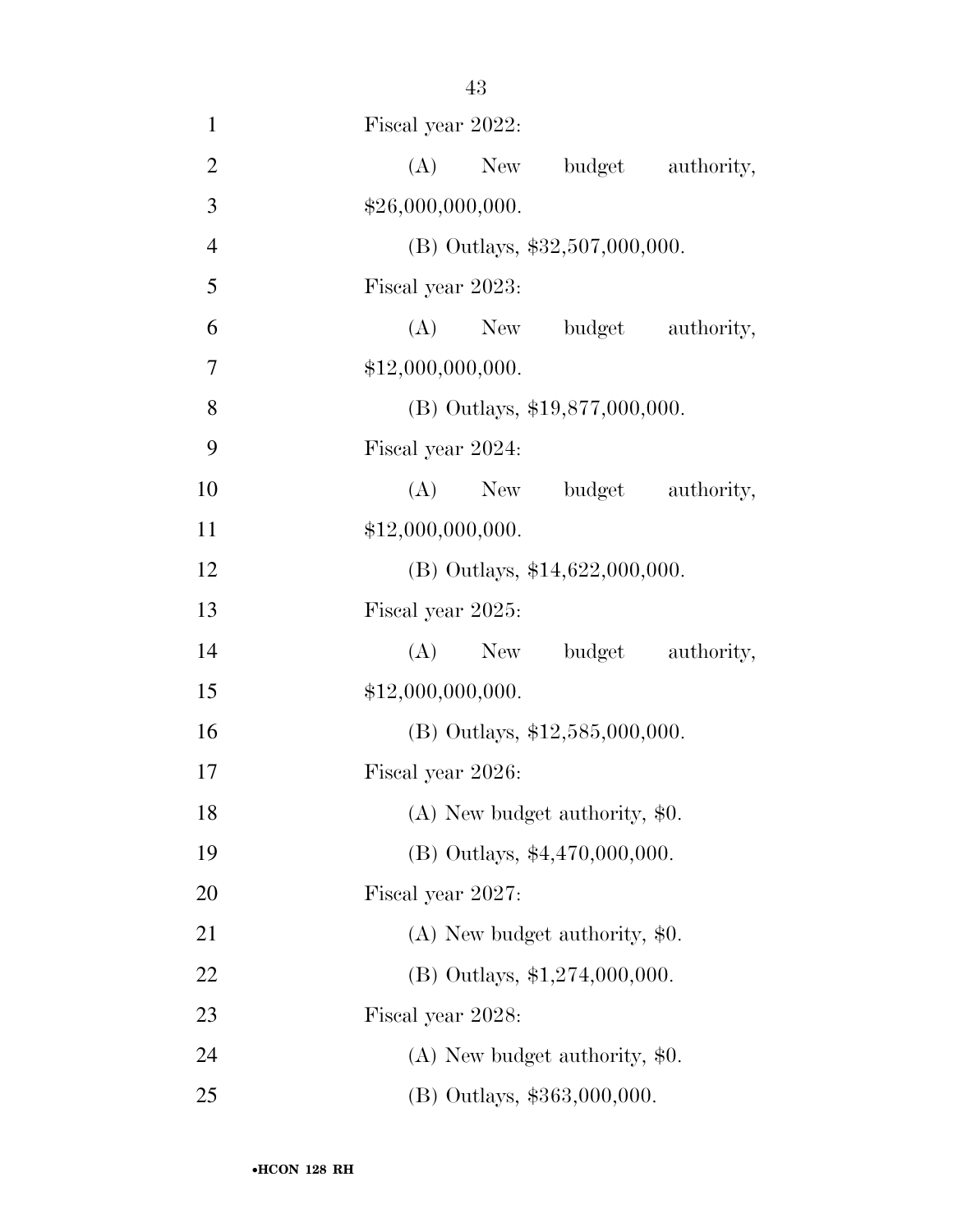Fiscal year 2022:

(A) New budget authority, $26,000,000,000.

(B) Outlays, $32,507,000,000.

Fiscal year 2023:

(A) New budget authority, $12,000,000,000.

(B) Outlays, $19,877,000,000.

Fiscal year 2024:

(A) New budget authority, $12,000,000,000.

(B) Outlays, $14,622,000,000.

Fiscal year 2025:

(A) New budget authority, $12,000,000,000.

(B) Outlays, $12,585,000,000.

Fiscal year 2026:

(A) New budget authority, $0.

(B) Outlays, $4,470,000,000.

Fiscal year 2027:

(A) New budget authority, $0.

(B) Outlays, $1,274,000,000.

Fiscal year 2028:

(A) New budget authority, $0.

(B) Outlays, $363,000,000.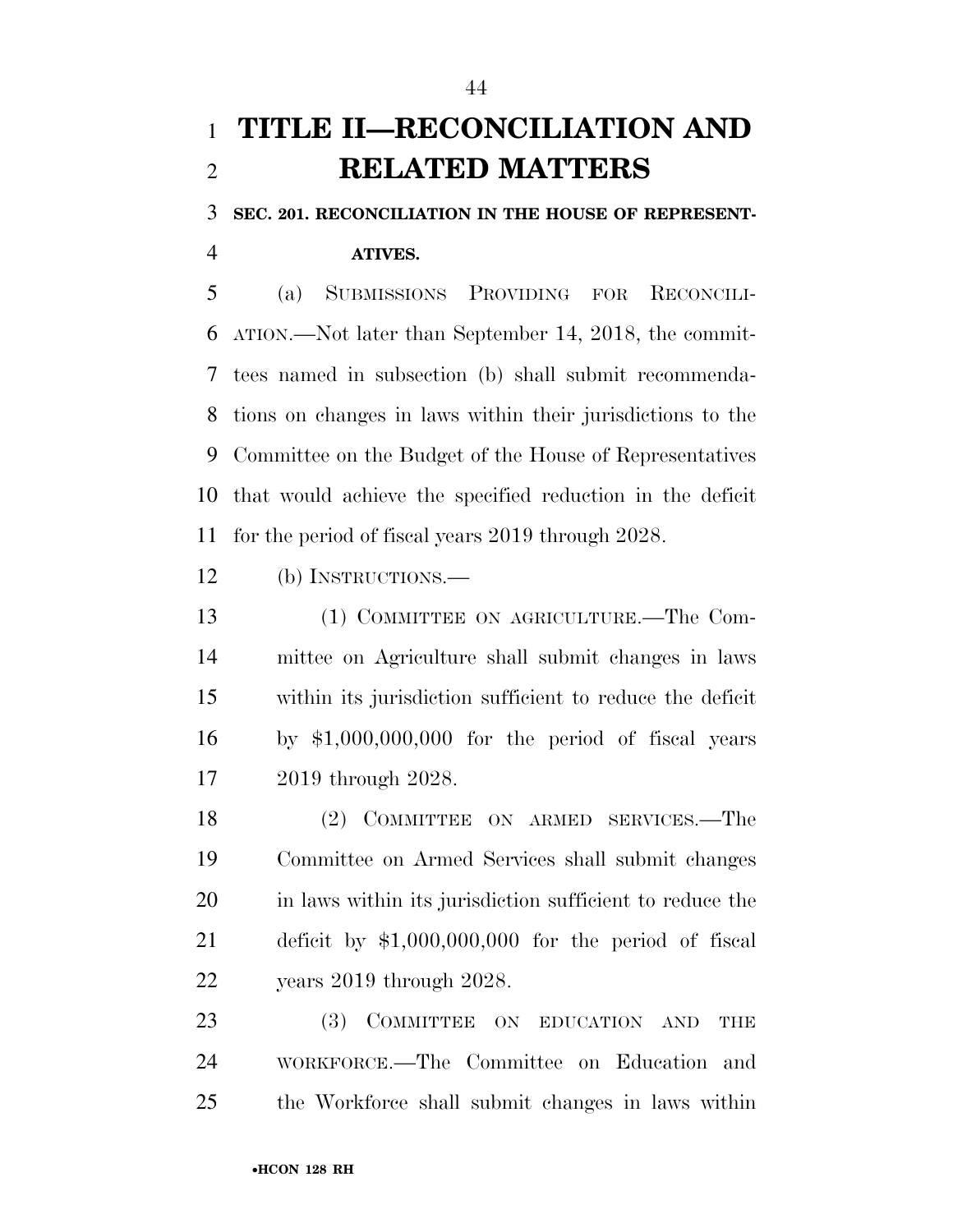# TITLE II—RECONCILIATION AND RELATED MATTERS

**SEC. 201. RECONCILIATION IN THE HOUSE OF REPRESENTATIVES.**

(a) SUBMISSIONS PROVIDING FOR RECONCILIATION.—Not later than September 14, 2018, the committees named in subsection (b) shall submit recommendations on changes in laws within their jurisdictions to the Committee on the Budget of the House of Representatives that would achieve the specified reduction in the deficit for the period of fiscal years 2019 through 2028.

(b) INSTRUCTIONS.—

(1) COMMITTEE ON AGRICULTURE.—The Committee on Agriculture shall submit changes in laws within its jurisdiction sufficient to reduce the deficit by $1,000,000,000 for the period of fiscal years 2019 through 2028.

(2) COMMITTEE ON ARMED SERVICES.—The Committee on Armed Services shall submit changes in laws within its jurisdiction sufficient to reduce the deficit by $1,000,000,000 for the period of fiscal years 2019 through 2028.

(3) COMMITTEE ON EDUCATION AND THE WORKFORCE.—The Committee on Education and the Workforce shall submit changes in laws within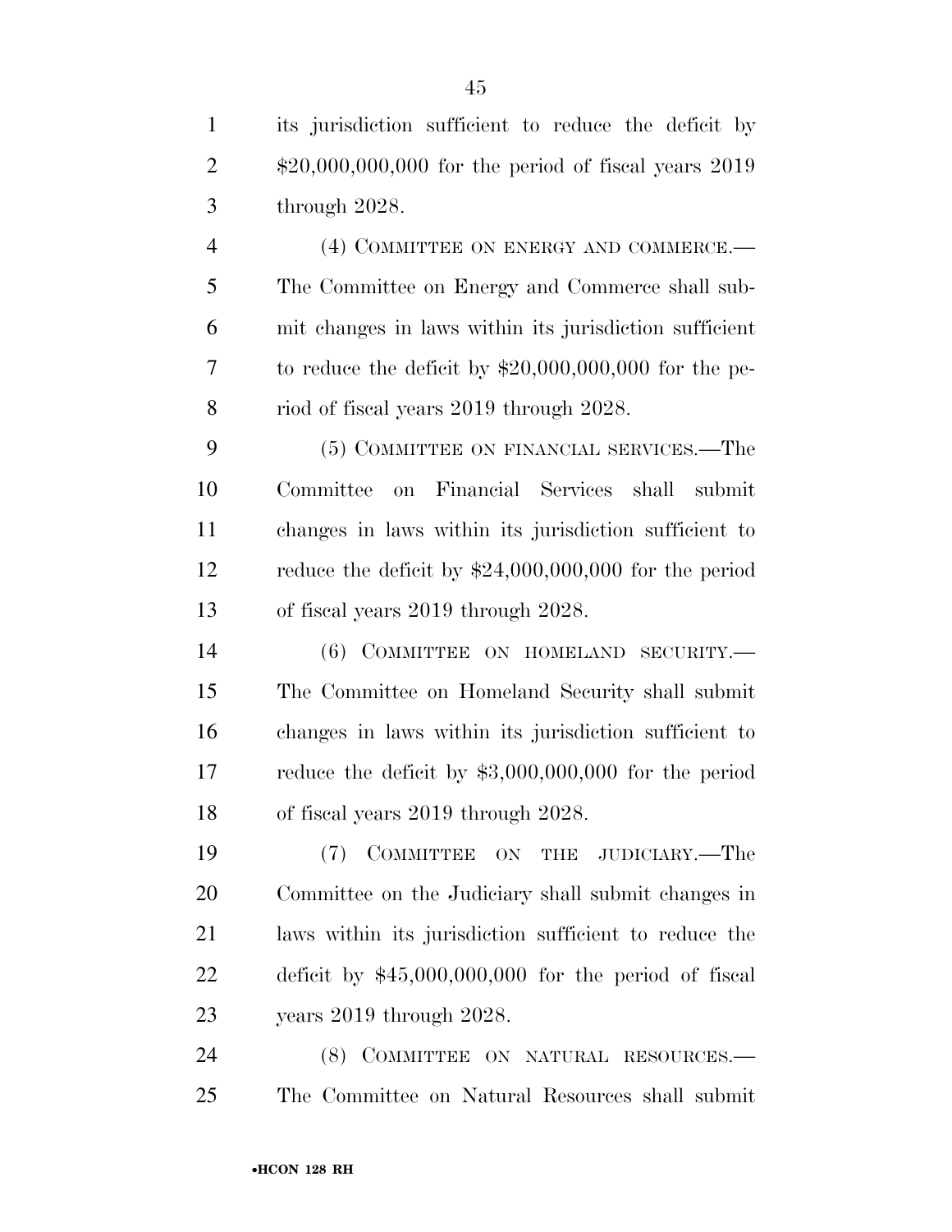its jurisdiction sufficient to reduce the deficit by $20,000,000,000 for the period of fiscal years 2019 through 2028.

(4) COMMITTEE ON ENERGY AND COMMERCE.—The Committee on Energy and Commerce shall submit changes in laws within its jurisdiction sufficient to reduce the deficit by $20,000,000,000 for the period of fiscal years 2019 through 2028.

(5) COMMITTEE ON FINANCIAL SERVICES.—The Committee on Financial Services shall submit changes in laws within its jurisdiction sufficient to reduce the deficit by $24,000,000,000 for the period of fiscal years 2019 through 2028.

(6) COMMITTEE ON HOMELAND SECURITY.—The Committee on Homeland Security shall submit changes in laws within its jurisdiction sufficient to reduce the deficit by $3,000,000,000 for the period of fiscal years 2019 through 2028.

(7) COMMITTEE ON THE JUDICIARY.—The Committee on the Judiciary shall submit changes in laws within its jurisdiction sufficient to reduce the deficit by $45,000,000,000 for the period of fiscal years 2019 through 2028.

(8) COMMITTEE ON NATURAL RESOURCES.—The Committee on Natural Resources shall submit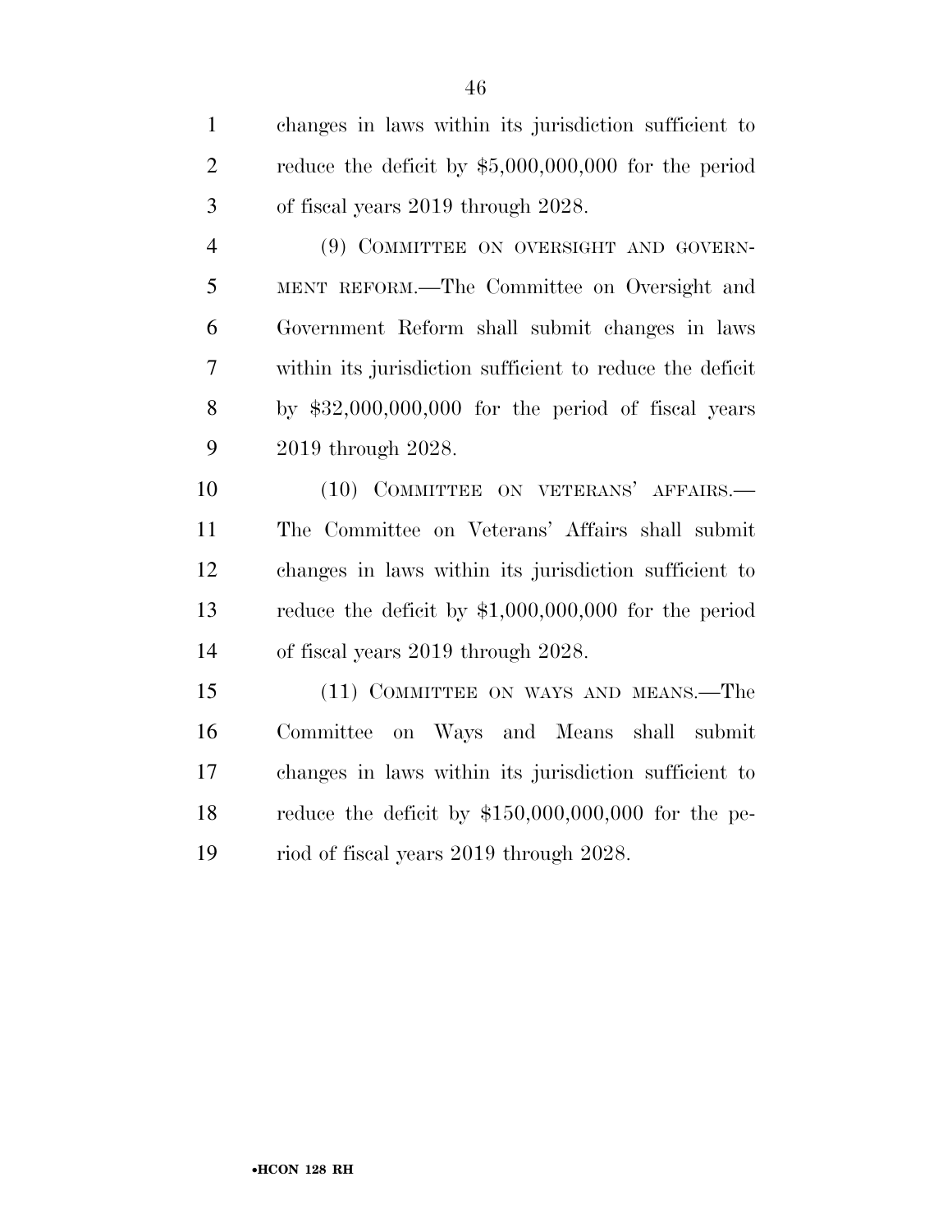changes in laws within its jurisdiction sufficient to reduce the deficit by $5,000,000,000 for the period of fiscal years 2019 through 2028.

(9) COMMITTEE ON OVERSIGHT AND GOVERNMENT REFORM.—The Committee on Oversight and Government Reform shall submit changes in laws within its jurisdiction sufficient to reduce the deficit by $32,000,000,000 for the period of fiscal years 2019 through 2028.

(10) COMMITTEE ON VETERANS' AFFAIRS.—The Committee on Veterans' Affairs shall submit changes in laws within its jurisdiction sufficient to reduce the deficit by $1,000,000,000 for the period of fiscal years 2019 through 2028.

(11) COMMITTEE ON WAYS AND MEANS.—The Committee on Ways and Means shall submit changes in laws within its jurisdiction sufficient to reduce the deficit by $150,000,000,000 for the period of fiscal years 2019 through 2028.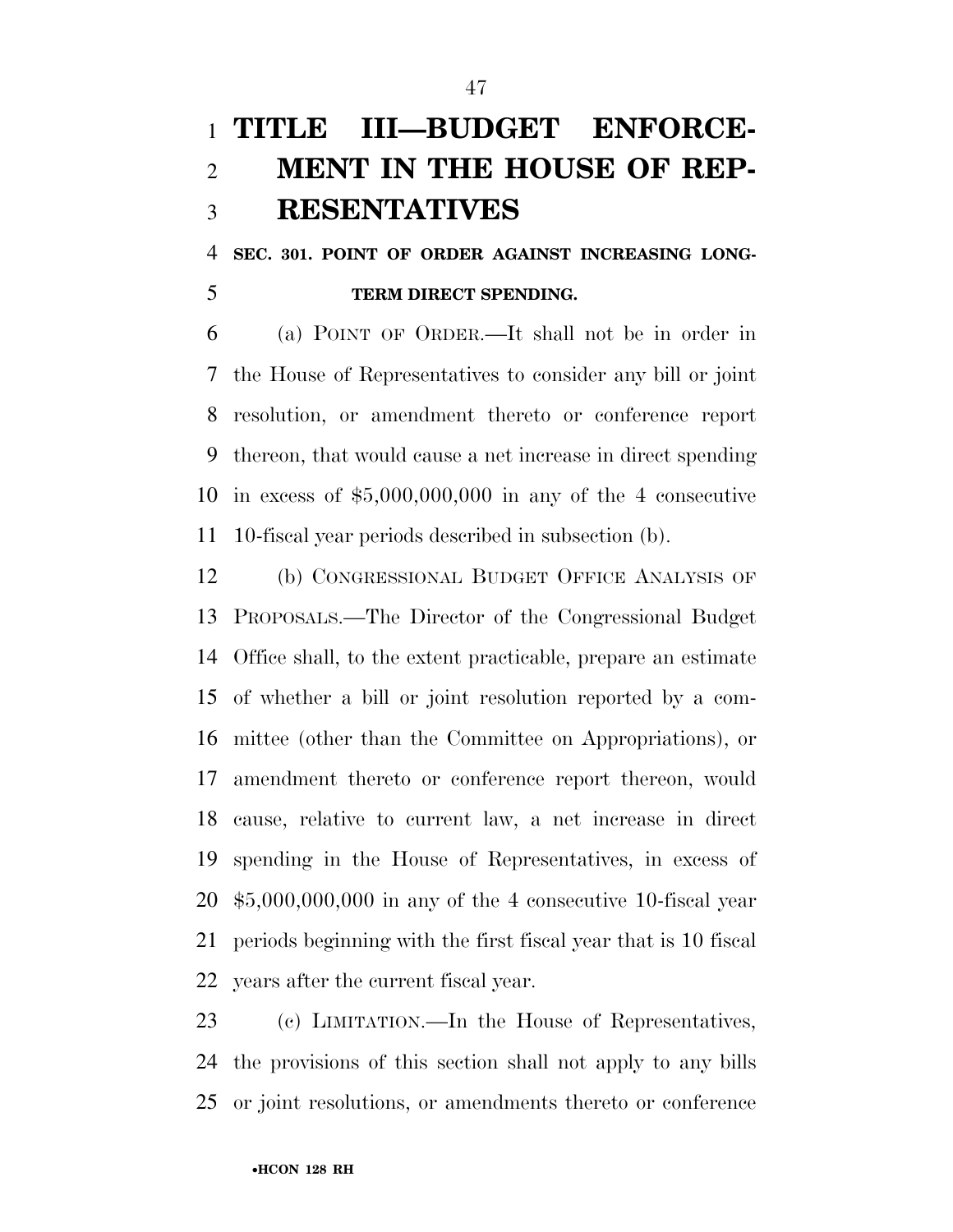# TITLE III—BUDGET ENFORCEMENT IN THE HOUSE OF REPRESENTATIVES

## SEC. 301. POINT OF ORDER AGAINST INCREASING LONG-TERM DIRECT SPENDING.

(a) POINT OF ORDER.—It shall not be in order in the House of Representatives to consider any bill or joint resolution, or amendment thereto or conference report thereon, that would cause a net increase in direct spending in excess of $5,000,000,000 in any of the 4 consecutive 10-fiscal year periods described in subsection (b).

(b) CONGRESSIONAL BUDGET OFFICE ANALYSIS OF PROPOSALS.—The Director of the Congressional Budget Office shall, to the extent practicable, prepare an estimate of whether a bill or joint resolution reported by a committee (other than the Committee on Appropriations), or amendment thereto or conference report thereon, would cause, relative to current law, a net increase in direct spending in the House of Representatives, in excess of $5,000,000,000 in any of the 4 consecutive 10-fiscal year periods beginning with the first fiscal year that is 10 fiscal years after the current fiscal year.

(c) LIMITATION.—In the House of Representatives, the provisions of this section shall not apply to any bills or joint resolutions, or amendments thereto or conference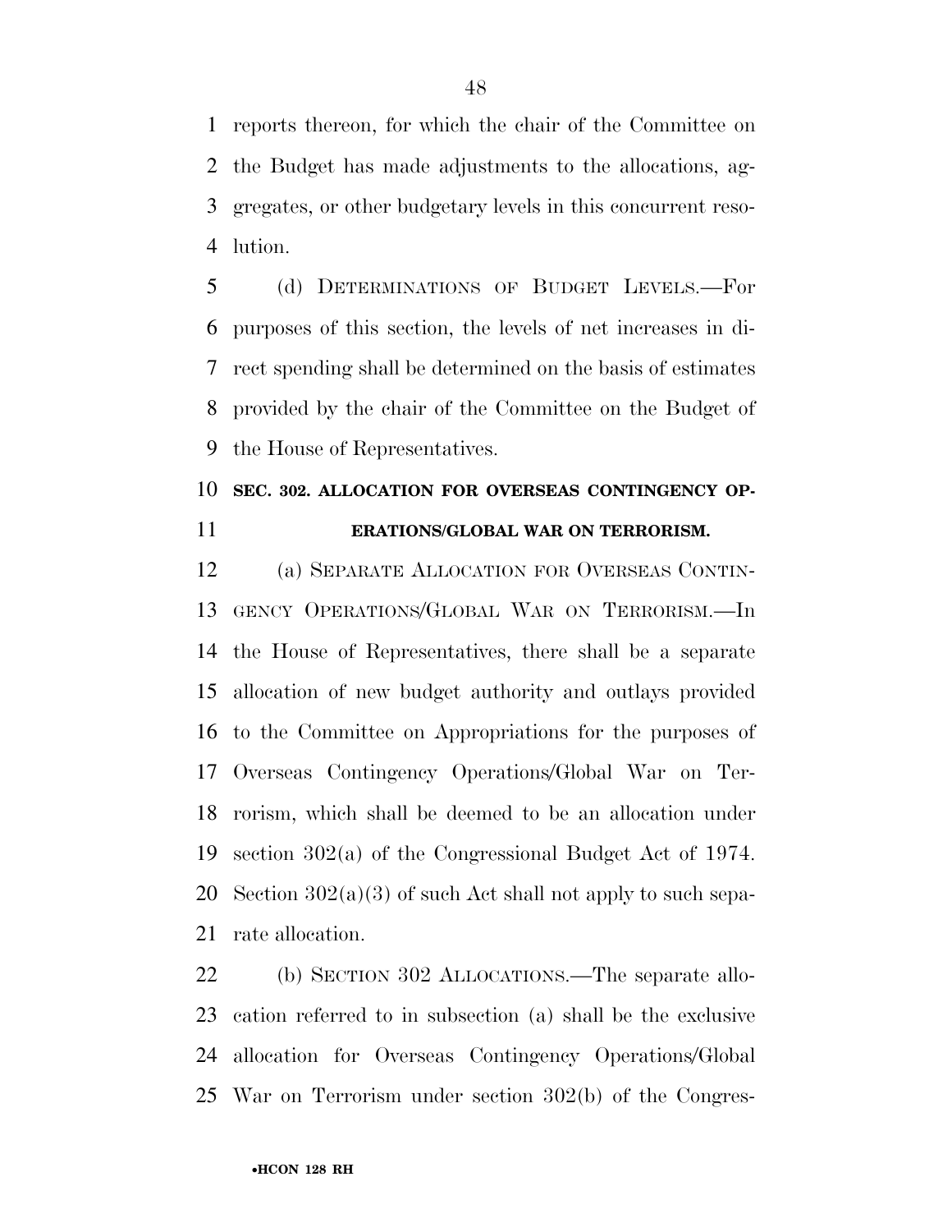reports thereon, for which the chair of the Committee on the Budget has made adjustments to the allocations, aggregates, or other budgetary levels in this concurrent resolution.

(d) DETERMINATIONS OF BUDGET LEVELS.—For purposes of this section, the levels of net increases in direct spending shall be determined on the basis of estimates provided by the chair of the Committee on the Budget of the House of Representatives.

**SEC. 302. ALLOCATION FOR OVERSEAS CONTINGENCY OPERATIONS/GLOBAL WAR ON TERRORISM.**

(a) SEPARATE ALLOCATION FOR OVERSEAS CONTINGENCY OPERATIONS/GLOBAL WAR ON TERRORISM.—In the House of Representatives, there shall be a separate allocation of new budget authority and outlays provided to the Committee on Appropriations for the purposes of Overseas Contingency Operations/Global War on Terrorism, which shall be deemed to be an allocation under section 302(a) of the Congressional Budget Act of 1974. Section 302(a)(3) of such Act shall not apply to such separate allocation.

(b) SECTION 302 ALLOCATIONS.—The separate allocation referred to in subsection (a) shall be the exclusive allocation for Overseas Contingency Operations/Global War on Terrorism under section 302(b) of the Congres-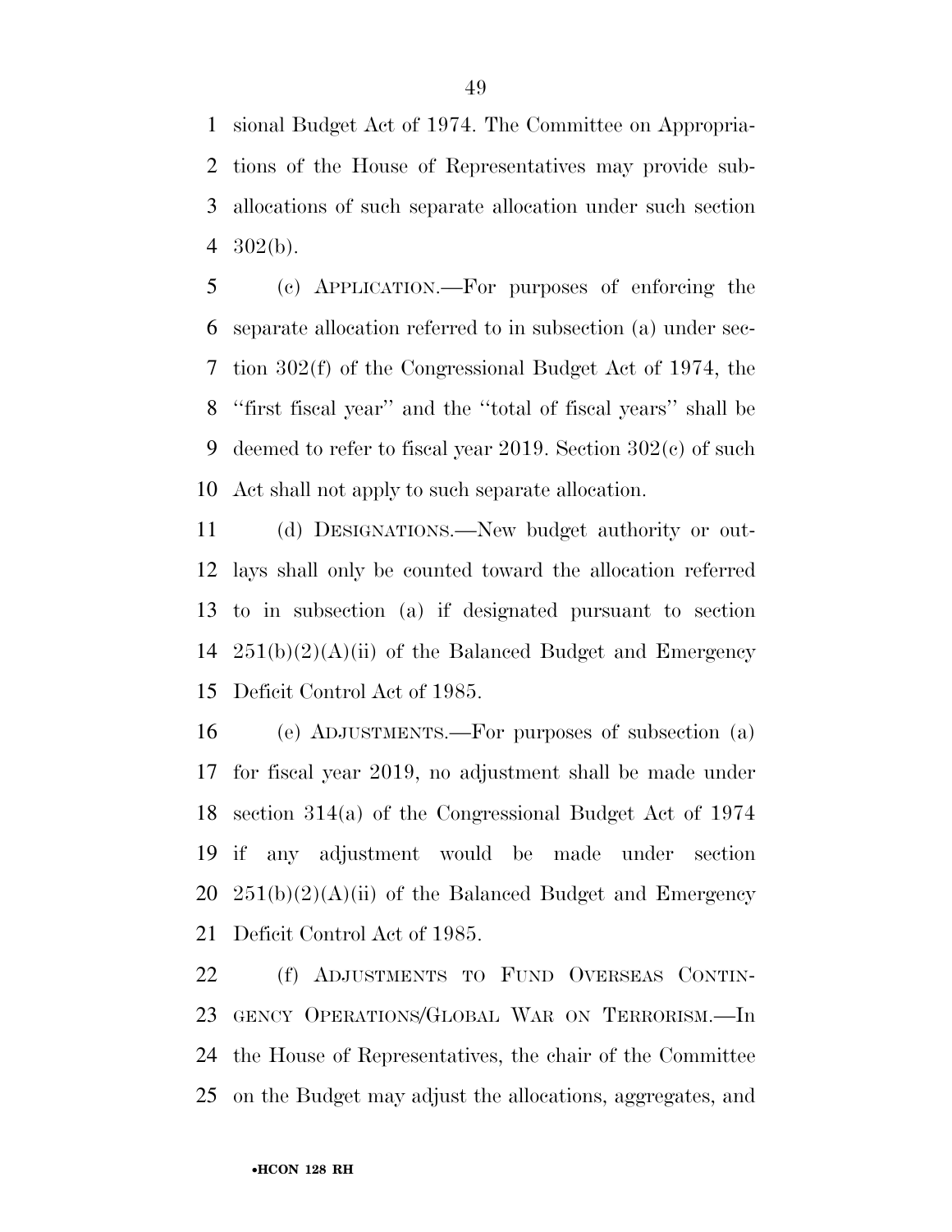sional Budget Act of 1974. The Committee on Appropriations of the House of Representatives may provide suballocations of such separate allocation under such section 302(b).

(c) APPLICATION.—For purposes of enforcing the separate allocation referred to in subsection (a) under section 302(f) of the Congressional Budget Act of 1974, the ''first fiscal year'' and the ''total of fiscal years'' shall be deemed to refer to fiscal year 2019. Section 302(c) of such Act shall not apply to such separate allocation.

(d) DESIGNATIONS.—New budget authority or outlays shall only be counted toward the allocation referred to in subsection (a) if designated pursuant to section 251(b)(2)(A)(ii) of the Balanced Budget and Emergency Deficit Control Act of 1985.

(e) ADJUSTMENTS.—For purposes of subsection (a) for fiscal year 2019, no adjustment shall be made under section 314(a) of the Congressional Budget Act of 1974 if any adjustment would be made under section 251(b)(2)(A)(ii) of the Balanced Budget and Emergency Deficit Control Act of 1985.

(f) ADJUSTMENTS TO FUND OVERSEAS CONTINGENCY OPERATIONS/GLOBAL WAR ON TERRORISM.—In the House of Representatives, the chair of the Committee on the Budget may adjust the allocations, aggregates, and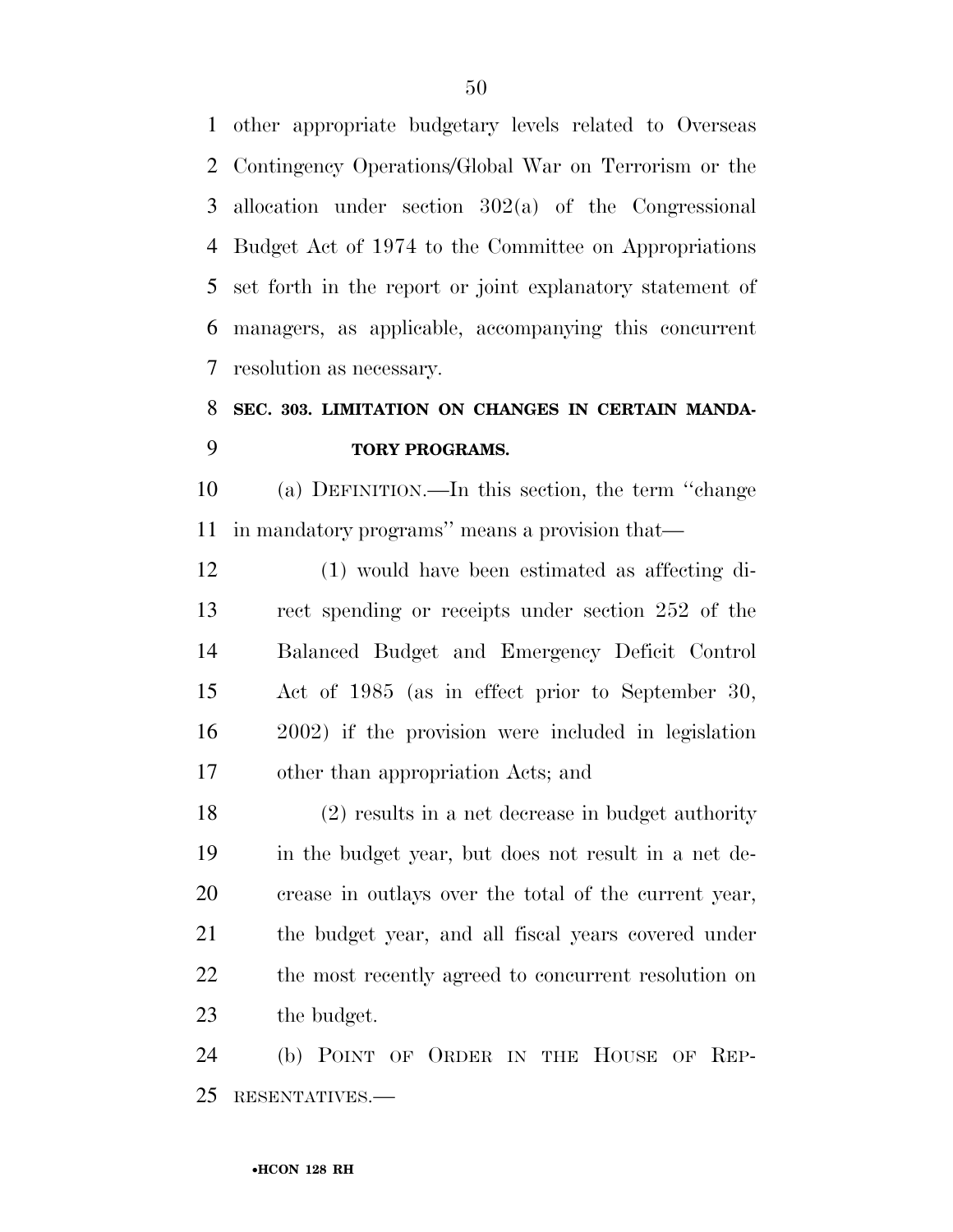other appropriate budgetary levels related to Overseas Contingency Operations/Global War on Terrorism or the allocation under section 302(a) of the Congressional Budget Act of 1974 to the Committee on Appropriations set forth in the report or joint explanatory statement of managers, as applicable, accompanying this concurrent resolution as necessary.

## SEC. 303. LIMITATION ON CHANGES IN CERTAIN MANDATORY PROGRAMS.

(a) DEFINITION.—In this section, the term ''change in mandatory programs'' means a provision that—

(1) would have been estimated as affecting direct spending or receipts under section 252 of the Balanced Budget and Emergency Deficit Control Act of 1985 (as in effect prior to September 30, 2002) if the provision were included in legislation other than appropriation Acts; and

(2) results in a net decrease in budget authority in the budget year, but does not result in a net decrease in outlays over the total of the current year, the budget year, and all fiscal years covered under the most recently agreed to concurrent resolution on the budget.

(b) POINT OF ORDER IN THE HOUSE OF REPRESENTATIVES.—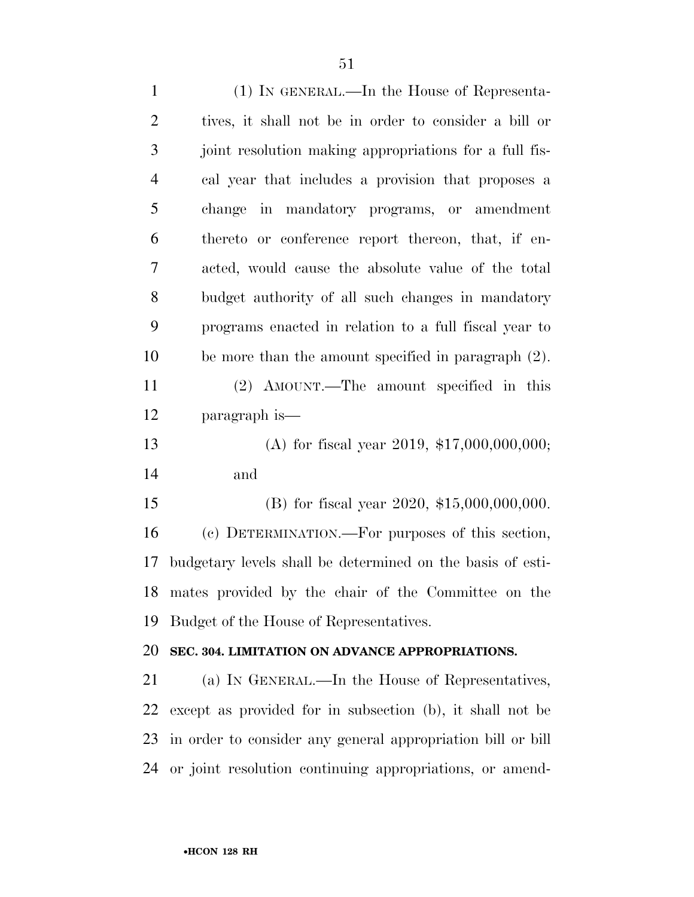(1) IN GENERAL.—In the House of Representatives, it shall not be in order to consider a bill or joint resolution making appropriations for a full fiscal year that includes a provision that proposes a change in mandatory programs, or amendment thereto or conference report thereon, that, if enacted, would cause the absolute value of the total budget authority of all such changes in mandatory programs enacted in relation to a full fiscal year to be more than the amount specified in paragraph (2).

(2) AMOUNT.—The amount specified in this paragraph is—

(A) for fiscal year 2019, $17,000,000,000; and

(B) for fiscal year 2020, $15,000,000,000.

(c) DETERMINATION.—For purposes of this section, budgetary levels shall be determined on the basis of estimates provided by the chair of the Committee on the Budget of the House of Representatives.

**SEC. 304. LIMITATION ON ADVANCE APPROPRIATIONS.**

(a) IN GENERAL.—In the House of Representatives, except as provided for in subsection (b), it shall not be in order to consider any general appropriation bill or bill or joint resolution continuing appropriations, or amend-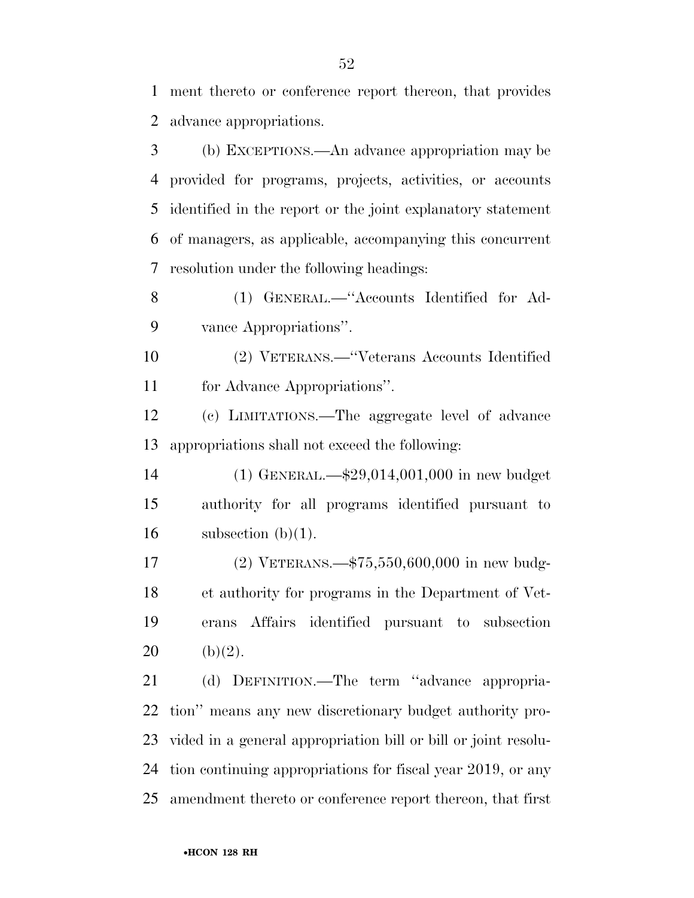ment thereto or conference report thereon, that provides advance appropriations.

(b) EXCEPTIONS.—An advance appropriation may be provided for programs, projects, activities, or accounts identified in the report or the joint explanatory statement of managers, as applicable, accompanying this concurrent resolution under the following headings:

(1) GENERAL.—''Accounts Identified for Advance Appropriations''.

(2) VETERANS.—''Veterans Accounts Identified for Advance Appropriations''.

(c) LIMITATIONS.—The aggregate level of advance appropriations shall not exceed the following:

(1) GENERAL.—$29,014,001,000 in new budget authority for all programs identified pursuant to subsection (b)(1).

(2) VETERANS.—$75,550,600,000 in new budget authority for programs in the Department of Veterans Affairs identified pursuant to subsection (b)(2).

(d) DEFINITION.—The term ''advance appropriation'' means any new discretionary budget authority provided in a general appropriation bill or bill or joint resolution continuing appropriations for fiscal year 2019, or any amendment thereto or conference report thereon, that first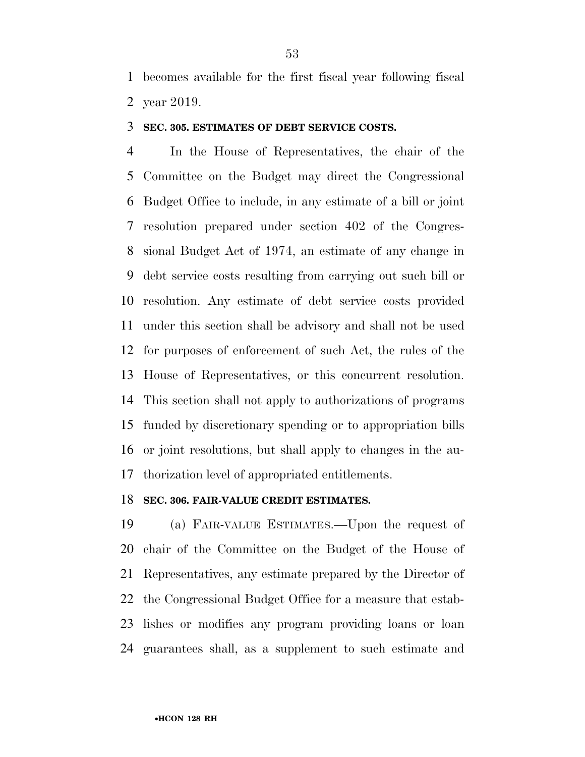becomes available for the first fiscal year following fiscal year 2019.

### SEC. 305. ESTIMATES OF DEBT SERVICE COSTS.

In the House of Representatives, the chair of the Committee on the Budget may direct the Congressional Budget Office to include, in any estimate of a bill or joint resolution prepared under section 402 of the Congressional Budget Act of 1974, an estimate of any change in debt service costs resulting from carrying out such bill or resolution. Any estimate of debt service costs provided under this section shall be advisory and shall not be used for purposes of enforcement of such Act, the rules of the House of Representatives, or this concurrent resolution. This section shall not apply to authorizations of programs funded by discretionary spending or to appropriation bills or joint resolutions, but shall apply to changes in the authorization level of appropriated entitlements.

### SEC. 306. FAIR-VALUE CREDIT ESTIMATES.

(a) FAIR-VALUE ESTIMATES.—Upon the request of chair of the Committee on the Budget of the House of Representatives, any estimate prepared by the Director of the Congressional Budget Office for a measure that establishes or modifies any program providing loans or loan guarantees shall, as a supplement to such estimate and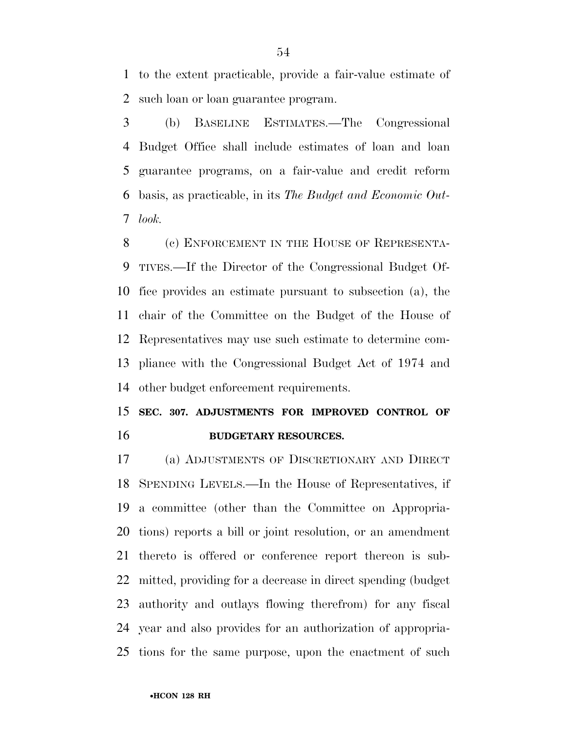to the extent practicable, provide a fair-value estimate of such loan or loan guarantee program.

(b) BASELINE ESTIMATES.—The Congressional Budget Office shall include estimates of loan and loan guarantee programs, on a fair-value and credit reform basis, as practicable, in its *The Budget and Economic Outlook.*

(c) ENFORCEMENT IN THE HOUSE OF REPRESENTATIVES.—If the Director of the Congressional Budget Office provides an estimate pursuant to subsection (a), the chair of the Committee on the Budget of the House of Representatives may use such estimate to determine compliance with the Congressional Budget Act of 1974 and other budget enforcement requirements.

### SEC. 307. ADJUSTMENTS FOR IMPROVED CONTROL OF BUDGETARY RESOURCES.

(a) ADJUSTMENTS OF DISCRETIONARY AND DIRECT SPENDING LEVELS.—In the House of Representatives, if a committee (other than the Committee on Appropriations) reports a bill or joint resolution, or an amendment thereto is offered or conference report thereon is submitted, providing for a decrease in direct spending (budget authority and outlays flowing therefrom) for any fiscal year and also provides for an authorization of appropriations for the same purpose, upon the enactment of such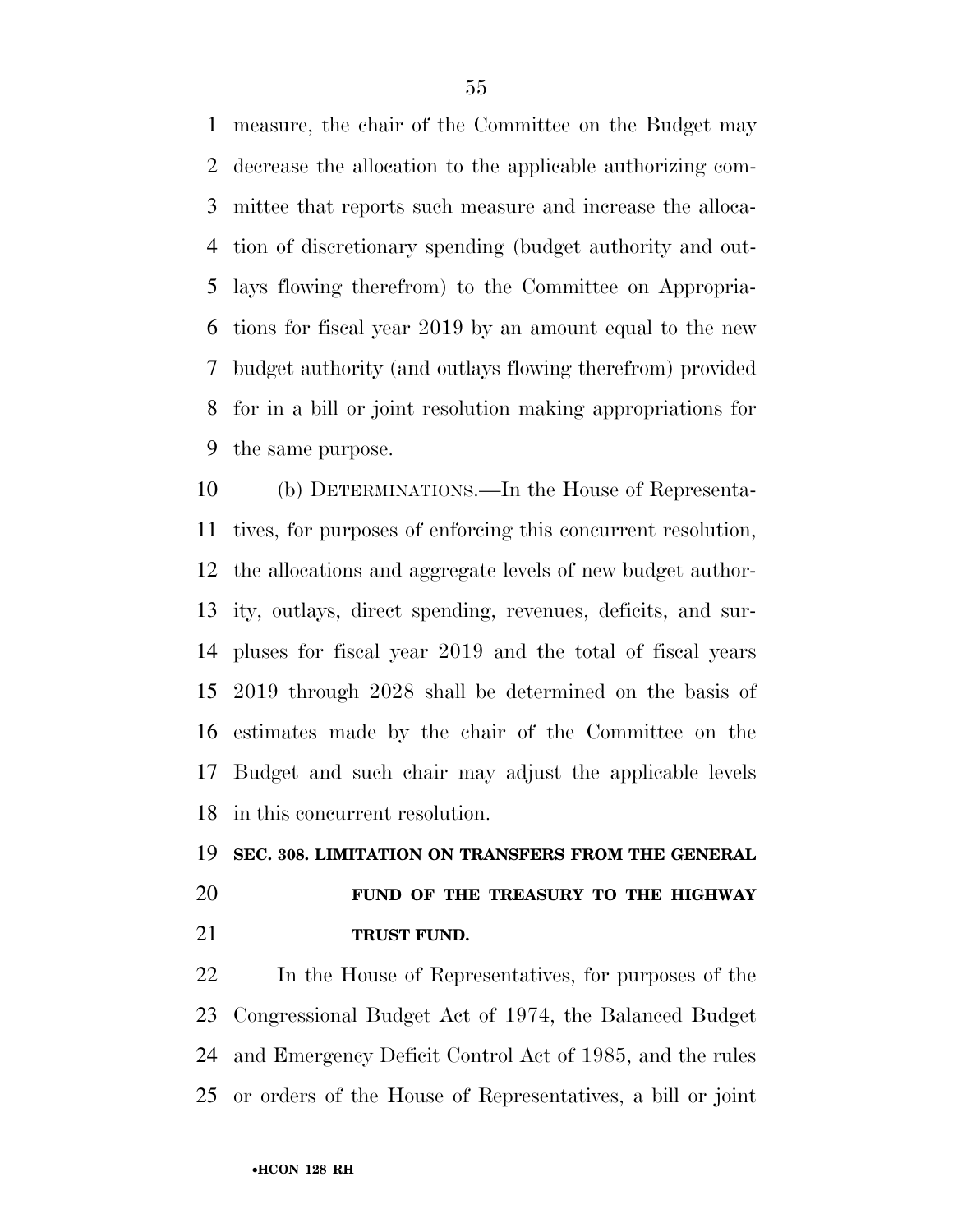measure, the chair of the Committee on the Budget may decrease the allocation to the applicable authorizing committee that reports such measure and increase the allocation of discretionary spending (budget authority and outlays flowing therefrom) to the Committee on Appropriations for fiscal year 2019 by an amount equal to the new budget authority (and outlays flowing therefrom) provided for in a bill or joint resolution making appropriations for the same purpose.

(b) DETERMINATIONS.—In the House of Representatives, for purposes of enforcing this concurrent resolution, the allocations and aggregate levels of new budget authority, outlays, direct spending, revenues, deficits, and surpluses for fiscal year 2019 and the total of fiscal years 2019 through 2028 shall be determined on the basis of estimates made by the chair of the Committee on the Budget and such chair may adjust the applicable levels in this concurrent resolution.

**SEC. 308. LIMITATION ON TRANSFERS FROM THE GENERAL FUND OF THE TREASURY TO THE HIGHWAY TRUST FUND.**

In the House of Representatives, for purposes of the Congressional Budget Act of 1974, the Balanced Budget and Emergency Deficit Control Act of 1985, and the rules or orders of the House of Representatives, a bill or joint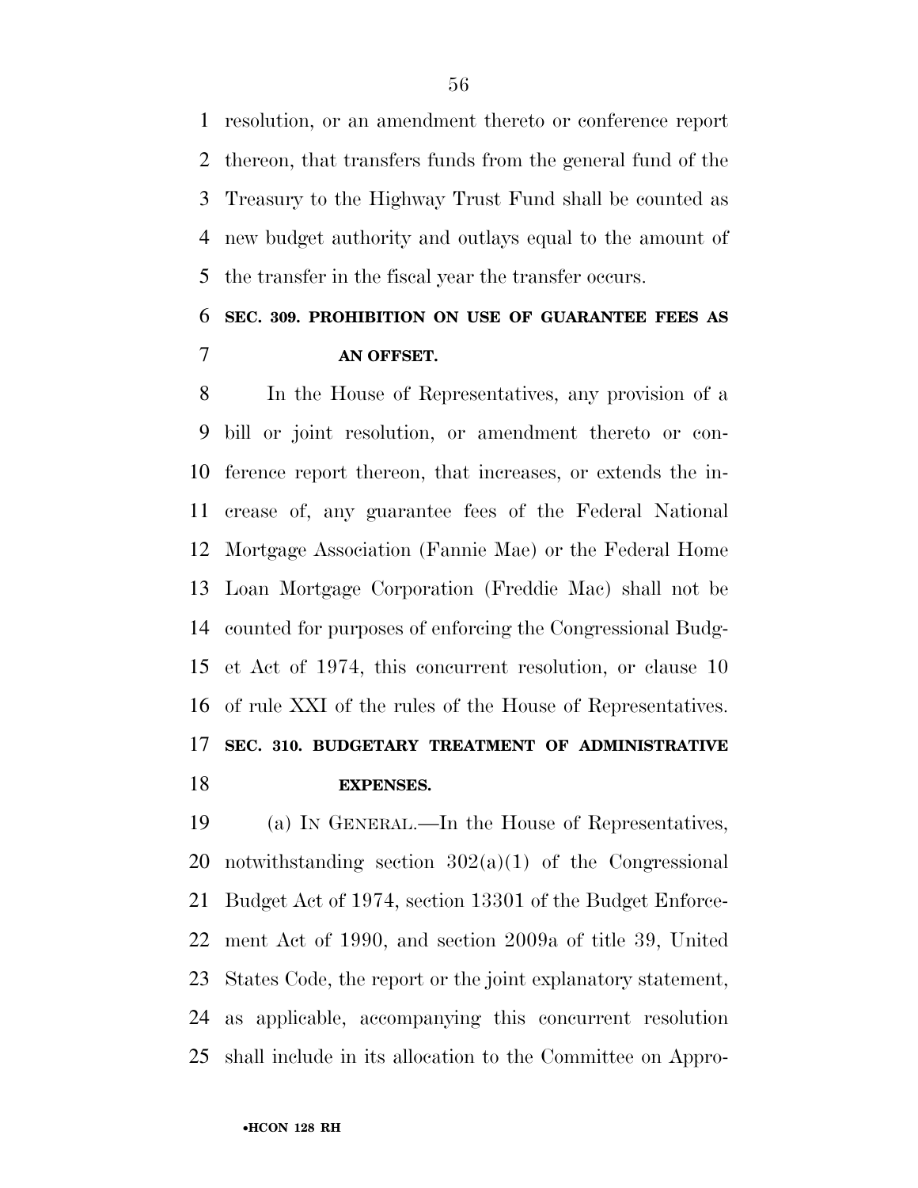resolution, or an amendment thereto or conference report thereon, that transfers funds from the general fund of the Treasury to the Highway Trust Fund shall be counted as new budget authority and outlays equal to the amount of the transfer in the fiscal year the transfer occurs.

### SEC. 309. PROHIBITION ON USE OF GUARANTEE FEES AS AN OFFSET.

In the House of Representatives, any provision of a bill or joint resolution, or amendment thereto or conference report thereon, that increases, or extends the increase of, any guarantee fees of the Federal National Mortgage Association (Fannie Mae) or the Federal Home Loan Mortgage Corporation (Freddie Mac) shall not be counted for purposes of enforcing the Congressional Budget Act of 1974, this concurrent resolution, or clause 10 of rule XXI of the rules of the House of Representatives.

### SEC. 310. BUDGETARY TREATMENT OF ADMINISTRATIVE EXPENSES.

(a) IN GENERAL.—In the House of Representatives, notwithstanding section 302(a)(1) of the Congressional Budget Act of 1974, section 13301 of the Budget Enforcement Act of 1990, and section 2009a of title 39, United States Code, the report or the joint explanatory statement, as applicable, accompanying this concurrent resolution shall include in its allocation to the Committee on Appro-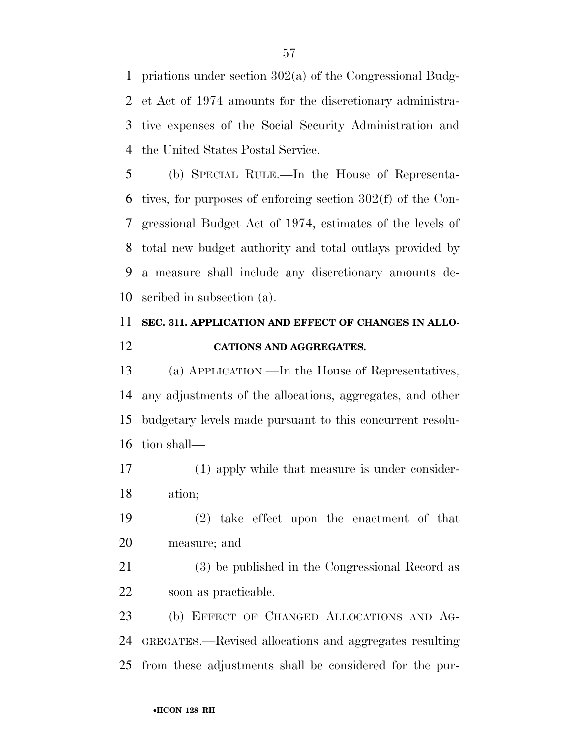priations under section 302(a) of the Congressional Budget Act of 1974 amounts for the discretionary administrative expenses of the Social Security Administration and the United States Postal Service.

(b) SPECIAL RULE.—In the House of Representatives, for purposes of enforcing section 302(f) of the Congressional Budget Act of 1974, estimates of the levels of total new budget authority and total outlays provided by a measure shall include any discretionary amounts described in subsection (a).

**SEC. 311. APPLICATION AND EFFECT OF CHANGES IN ALLOCATIONS AND AGGREGATES.**

(a) APPLICATION.—In the House of Representatives, any adjustments of the allocations, aggregates, and other budgetary levels made pursuant to this concurrent resolution shall—

(1) apply while that measure is under consideration;

(2) take effect upon the enactment of that measure; and

(3) be published in the Congressional Record as soon as practicable.

(b) EFFECT OF CHANGED ALLOCATIONS AND AGGREGATES.—Revised allocations and aggregates resulting from these adjustments shall be considered for the pur-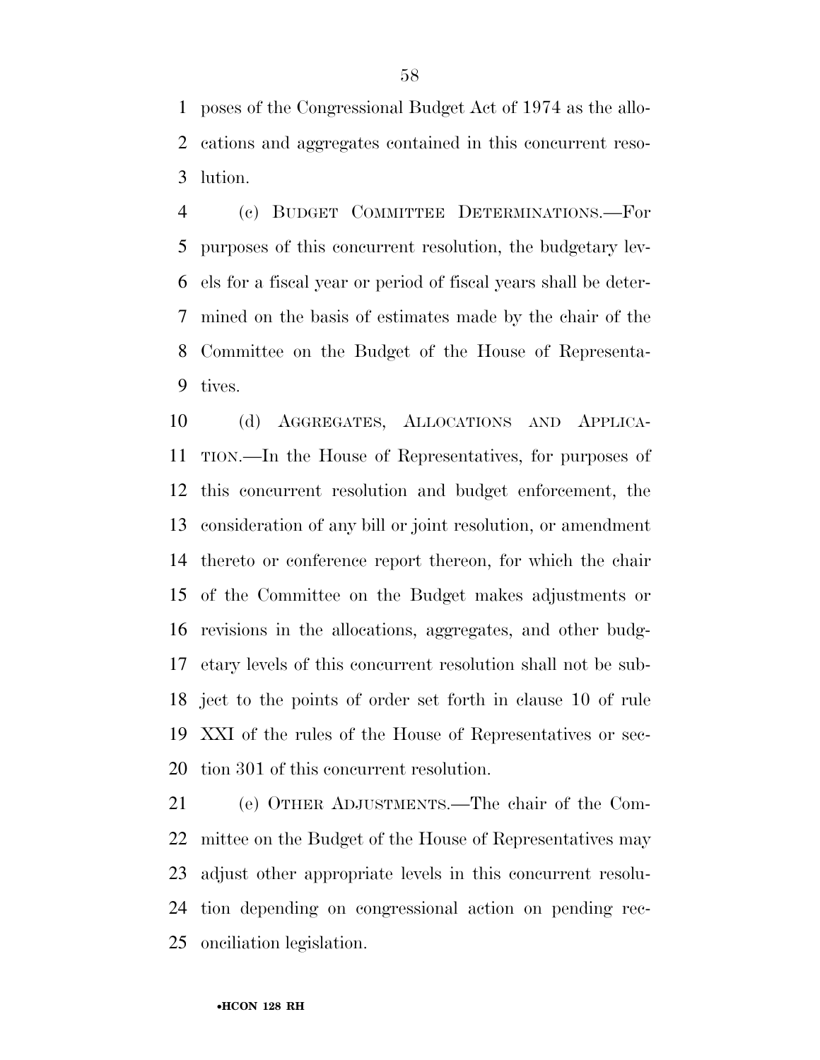poses of the Congressional Budget Act of 1974 as the allocations and aggregates contained in this concurrent resolution.

(c) BUDGET COMMITTEE DETERMINATIONS.—For purposes of this concurrent resolution, the budgetary levels for a fiscal year or period of fiscal years shall be determined on the basis of estimates made by the chair of the Committee on the Budget of the House of Representatives.

(d) AGGREGATES, ALLOCATIONS AND APPLICATION.—In the House of Representatives, for purposes of this concurrent resolution and budget enforcement, the consideration of any bill or joint resolution, or amendment thereto or conference report thereon, for which the chair of the Committee on the Budget makes adjustments or revisions in the allocations, aggregates, and other budgetary levels of this concurrent resolution shall not be subject to the points of order set forth in clause 10 of rule XXI of the rules of the House of Representatives or section 301 of this concurrent resolution.

(e) OTHER ADJUSTMENTS.—The chair of the Committee on the Budget of the House of Representatives may adjust other appropriate levels in this concurrent resolution depending on congressional action on pending reconciliation legislation.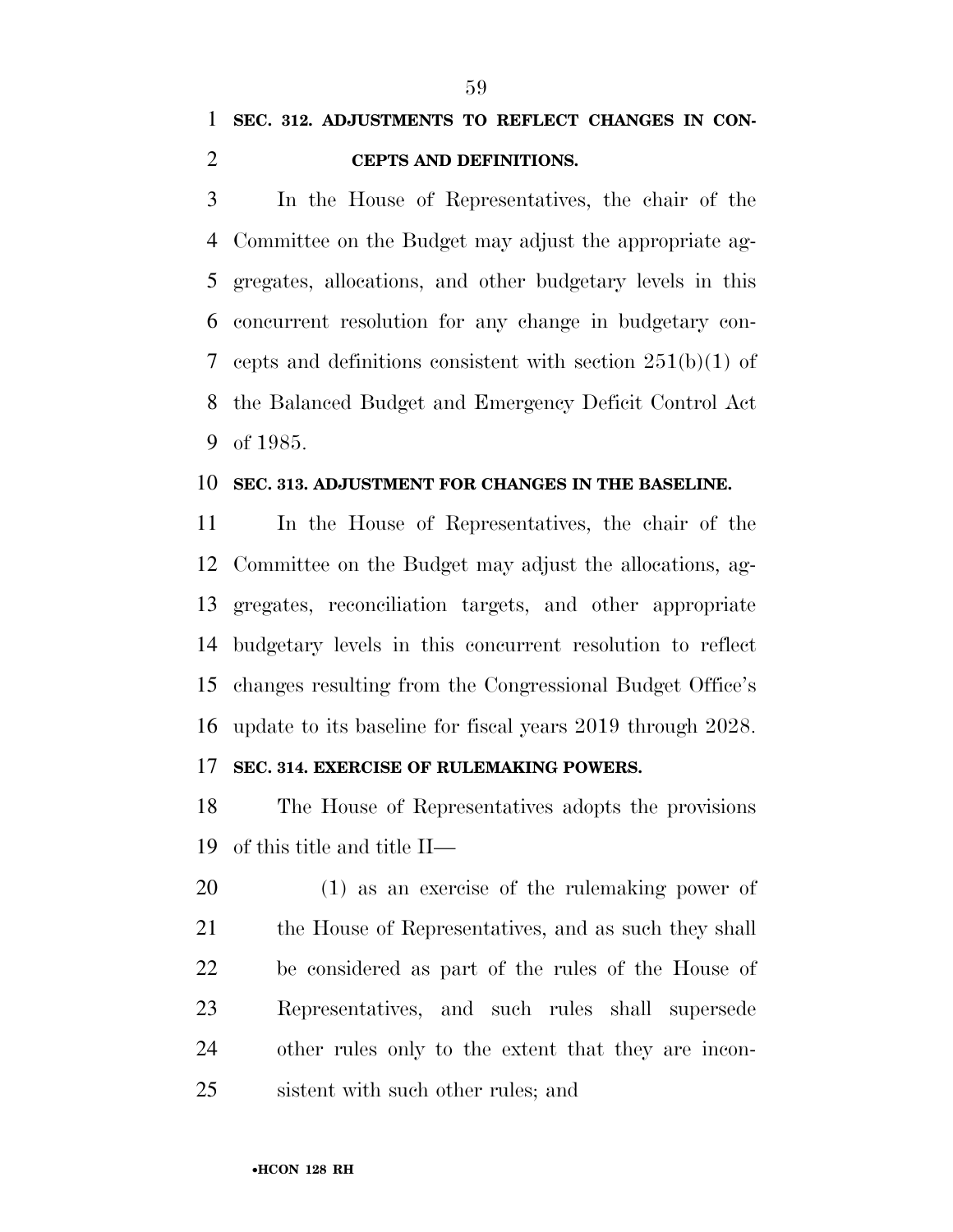### SEC. 312. ADJUSTMENTS TO REFLECT CHANGES IN CONCEPTS AND DEFINITIONS.

In the House of Representatives, the chair of the Committee on the Budget may adjust the appropriate aggregates, allocations, and other budgetary levels in this concurrent resolution for any change in budgetary concepts and definitions consistent with section 251(b)(1) of the Balanced Budget and Emergency Deficit Control Act of 1985.

### SEC. 313. ADJUSTMENT FOR CHANGES IN THE BASELINE.

In the House of Representatives, the chair of the Committee on the Budget may adjust the allocations, aggregates, reconciliation targets, and other appropriate budgetary levels in this concurrent resolution to reflect changes resulting from the Congressional Budget Office's update to its baseline for fiscal years 2019 through 2028.

### SEC. 314. EXERCISE OF RULEMAKING POWERS.

The House of Representatives adopts the provisions of this title and title II—

(1) as an exercise of the rulemaking power of the House of Representatives, and as such they shall be considered as part of the rules of the House of Representatives, and such rules shall supersede other rules only to the extent that they are inconsistent with such other rules; and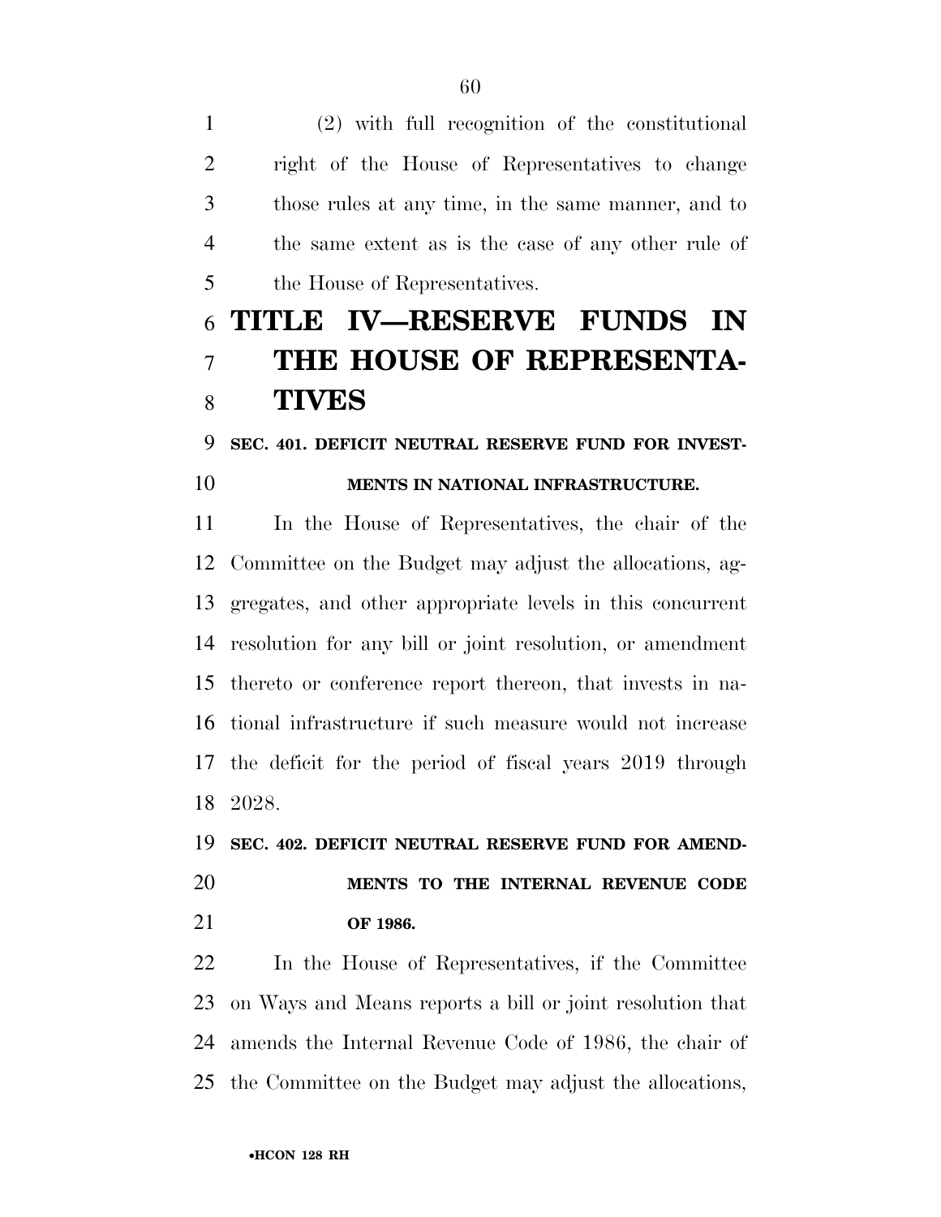(2) with full recognition of the constitutional right of the House of Representatives to change those rules at any time, in the same manner, and to the same extent as is the case of any other rule of the House of Representatives.

# TITLE IV—RESERVE FUNDS IN THE HOUSE OF REPRESENTATIVES

### SEC. 401. DEFICIT NEUTRAL RESERVE FUND FOR INVESTMENTS IN NATIONAL INFRASTRUCTURE.

In the House of Representatives, the chair of the Committee on the Budget may adjust the allocations, aggregates, and other appropriate levels in this concurrent resolution for any bill or joint resolution, or amendment thereto or conference report thereon, that invests in national infrastructure if such measure would not increase the deficit for the period of fiscal years 2019 through 2028.

### SEC. 402. DEFICIT NEUTRAL RESERVE FUND FOR AMENDMENTS TO THE INTERNAL REVENUE CODE OF 1986.

In the House of Representatives, if the Committee on Ways and Means reports a bill or joint resolution that amends the Internal Revenue Code of 1986, the chair of the Committee on the Budget may adjust the allocations,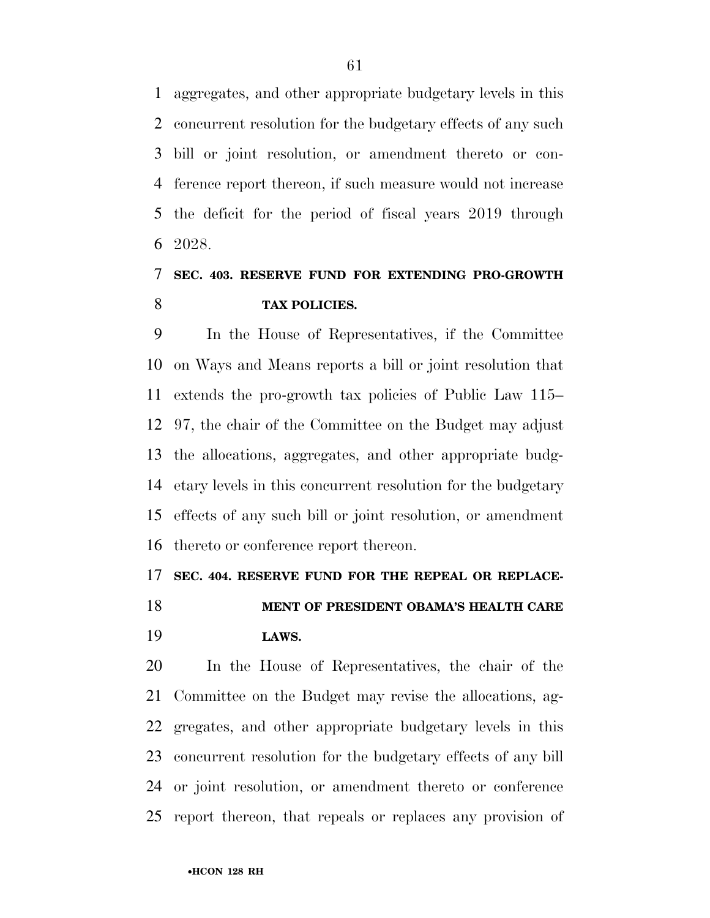aggregates, and other appropriate budgetary levels in this concurrent resolution for the budgetary effects of any such bill or joint resolution, or amendment thereto or conference report thereon, if such measure would not increase the deficit for the period of fiscal years 2019 through 2028.

### SEC. 403. RESERVE FUND FOR EXTENDING PRO-GROWTH TAX POLICIES.

In the House of Representatives, if the Committee on Ways and Means reports a bill or joint resolution that extends the pro-growth tax policies of Public Law 115–97, the chair of the Committee on the Budget may adjust the allocations, aggregates, and other appropriate budgetary levels in this concurrent resolution for the budgetary effects of any such bill or joint resolution, or amendment thereto or conference report thereon.

### SEC. 404. RESERVE FUND FOR THE REPEAL OR REPLACEMENT OF PRESIDENT OBAMA'S HEALTH CARE LAWS.

In the House of Representatives, the chair of the Committee on the Budget may revise the allocations, aggregates, and other appropriate budgetary levels in this concurrent resolution for the budgetary effects of any bill or joint resolution, or amendment thereto or conference report thereon, that repeals or replaces any provision of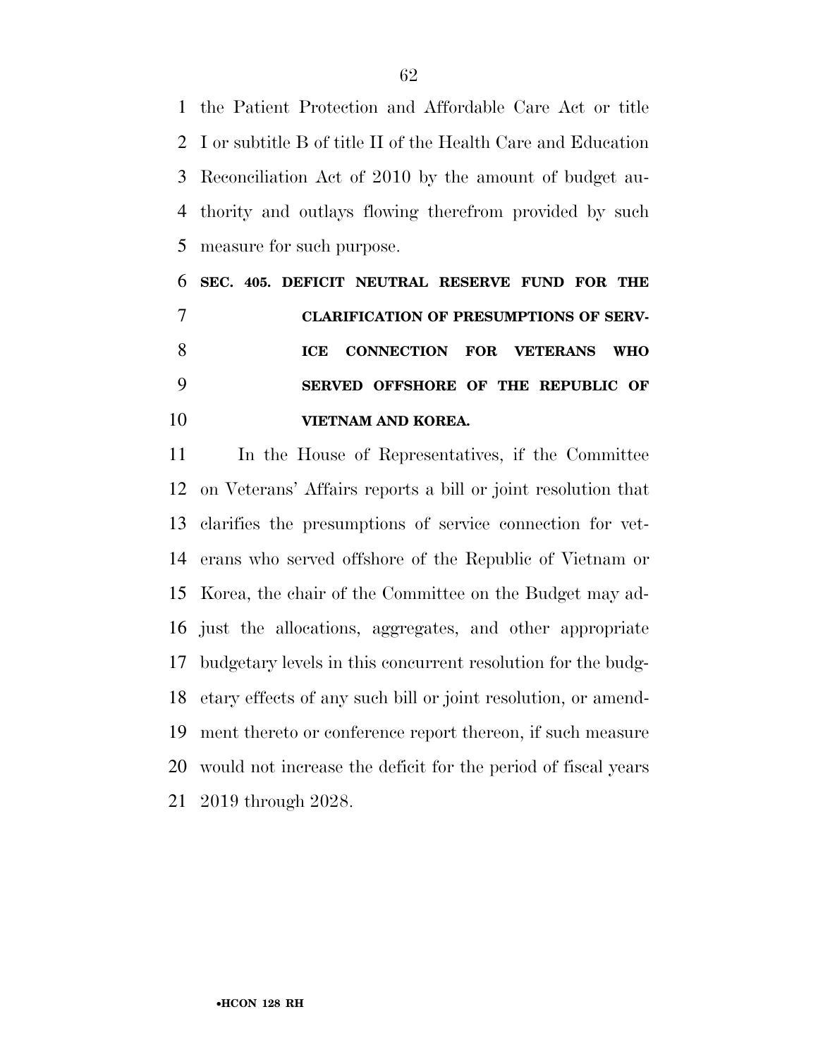the Patient Protection and Affordable Care Act or title I or subtitle B of title II of the Health Care and Education Reconciliation Act of 2010 by the amount of budget authority and outlays flowing therefrom provided by such measure for such purpose.

**SEC. 405. DEFICIT NEUTRAL RESERVE FUND FOR THE CLARIFICATION OF PRESUMPTIONS OF SERVICE CONNECTION FOR VETERANS WHO SERVED OFFSHORE OF THE REPUBLIC OF VIETNAM AND KOREA.**

In the House of Representatives, if the Committee on Veterans' Affairs reports a bill or joint resolution that clarifies the presumptions of service connection for veterans who served offshore of the Republic of Vietnam or Korea, the chair of the Committee on the Budget may adjust the allocations, aggregates, and other appropriate budgetary levels in this concurrent resolution for the budgetary effects of any such bill or joint resolution, or amendment thereto or conference report thereon, if such measure would not increase the deficit for the period of fiscal years 2019 through 2028.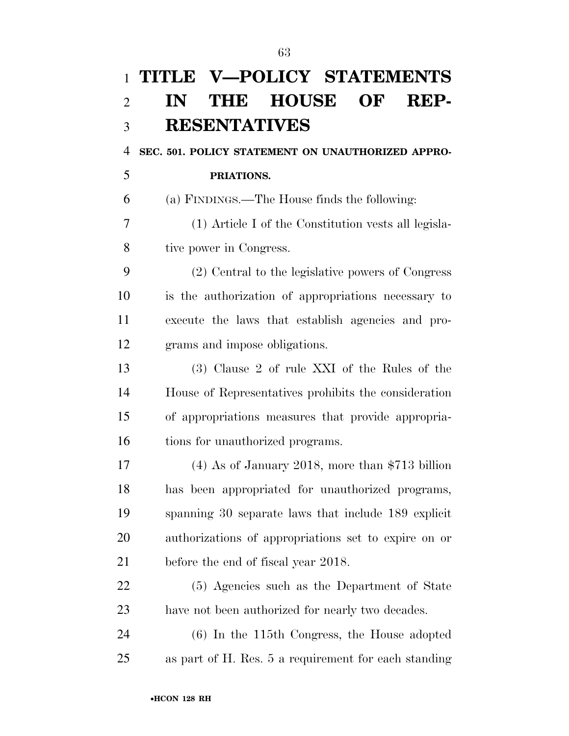# TITLE V—POLICY STATEMENTS IN THE HOUSE OF REPRESENTATIVES

## SEC. 501. POLICY STATEMENT ON UNAUTHORIZED APPROPRIATIONS.

(a) FINDINGS.—The House finds the following:

(1) Article I of the Constitution vests all legislative power in Congress.

(2) Central to the legislative powers of Congress is the authorization of appropriations necessary to execute the laws that establish agencies and programs and impose obligations.

(3) Clause 2 of rule XXI of the Rules of the House of Representatives prohibits the consideration of appropriations measures that provide appropriations for unauthorized programs.

(4) As of January 2018, more than $713 billion has been appropriated for unauthorized programs, spanning 30 separate laws that include 189 explicit authorizations of appropriations set to expire on or before the end of fiscal year 2018.

(5) Agencies such as the Department of State have not been authorized for nearly two decades.

(6) In the 115th Congress, the House adopted as part of H. Res. 5 a requirement for each standing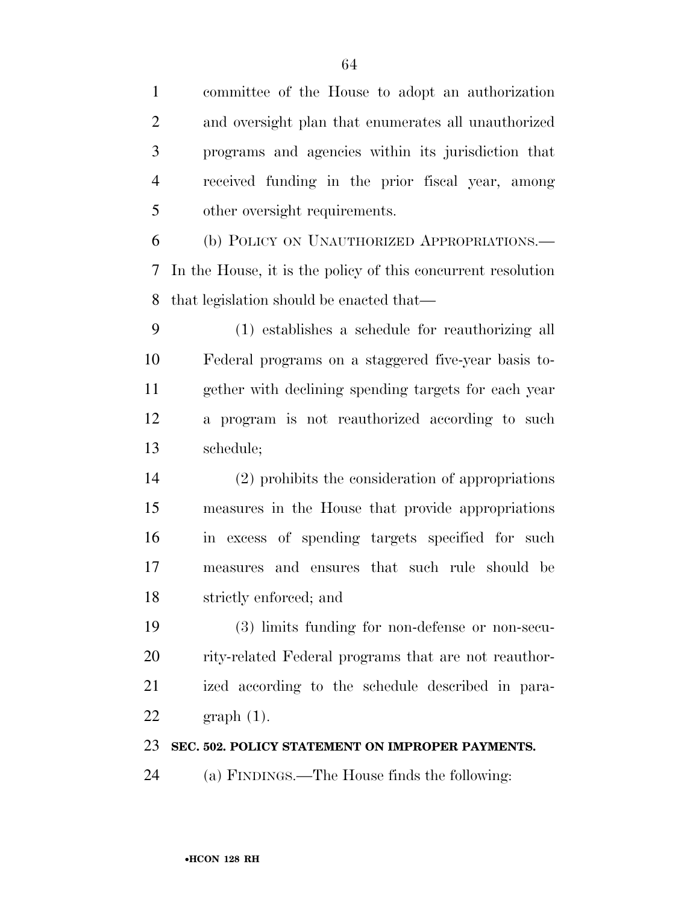committee of the House to adopt an authorization and oversight plan that enumerates all unauthorized programs and agencies within its jurisdiction that received funding in the prior fiscal year, among other oversight requirements.

(b) POLICY ON UNAUTHORIZED APPROPRIATIONS.—In the House, it is the policy of this concurrent resolution that legislation should be enacted that—

(1) establishes a schedule for reauthorizing all Federal programs on a staggered five-year basis together with declining spending targets for each year a program is not reauthorized according to such schedule;

(2) prohibits the consideration of appropriations measures in the House that provide appropriations in excess of spending targets specified for such measures and ensures that such rule should be strictly enforced; and

(3) limits funding for non-defense or non-security-related Federal programs that are not reauthorized according to the schedule described in paragraph (1).

**SEC. 502. POLICY STATEMENT ON IMPROPER PAYMENTS.**

(a) FINDINGS.—The House finds the following: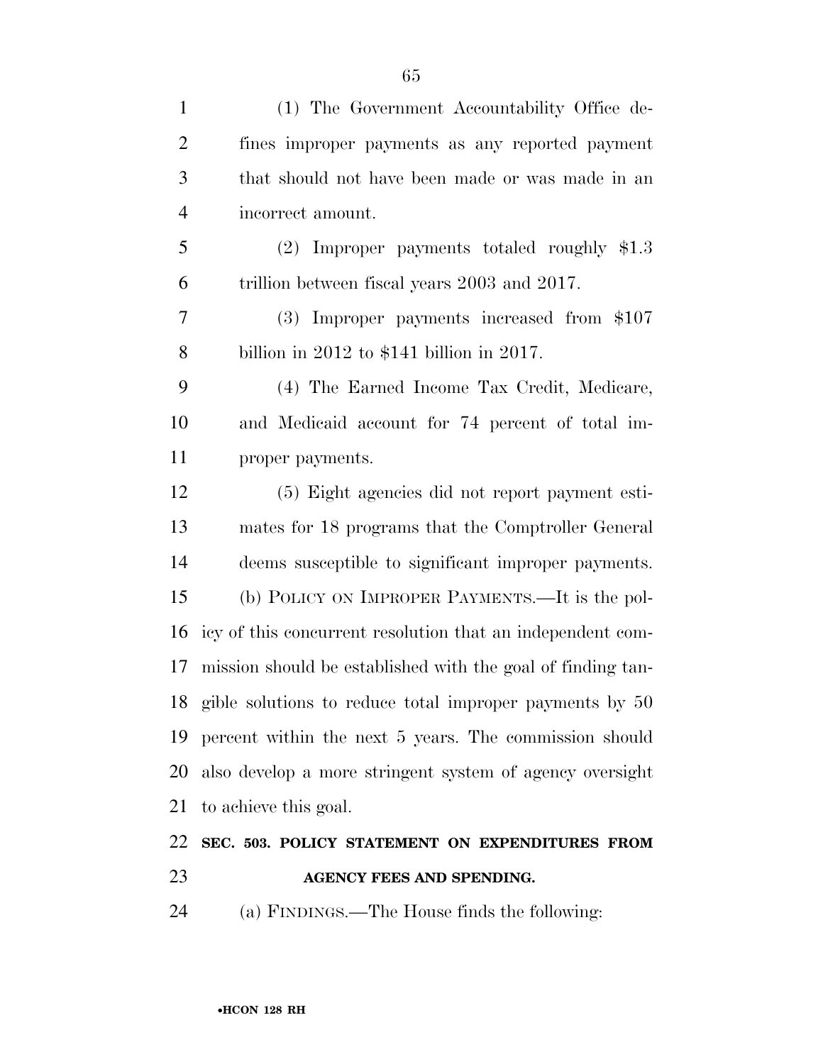(1) The Government Accountability Office defines improper payments as any reported payment that should not have been made or was made in an incorrect amount.

(2) Improper payments totaled roughly $1.3 trillion between fiscal years 2003 and 2017.

(3) Improper payments increased from $107 billion in 2012 to $141 billion in 2017.

(4) The Earned Income Tax Credit, Medicare, and Medicaid account for 74 percent of total improper payments.

(5) Eight agencies did not report payment estimates for 18 programs that the Comptroller General deems susceptible to significant improper payments.

(b) POLICY ON IMPROPER PAYMENTS.—It is the policy of this concurrent resolution that an independent commission should be established with the goal of finding tangible solutions to reduce total improper payments by 50 percent within the next 5 years. The commission should also develop a more stringent system of agency oversight to achieve this goal.

**SEC. 503. POLICY STATEMENT ON EXPENDITURES FROM AGENCY FEES AND SPENDING.**

(a) FINDINGS.—The House finds the following: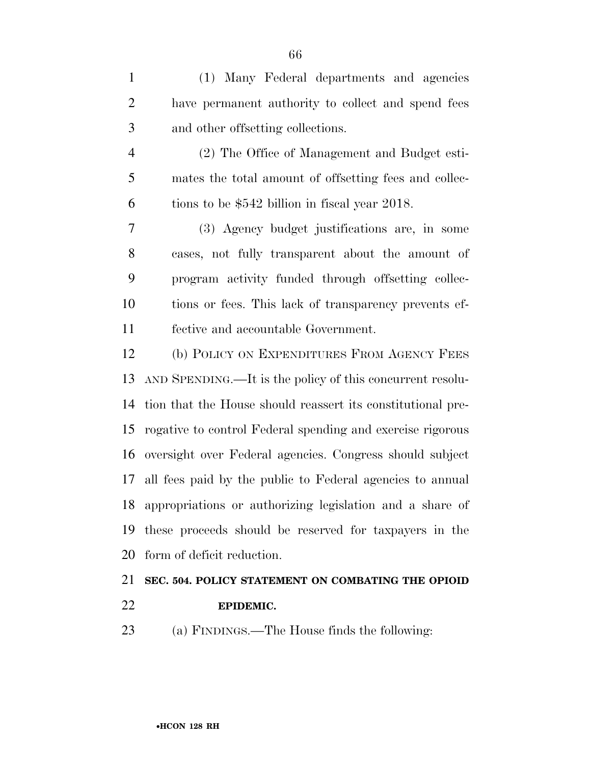(1) Many Federal departments and agencies have permanent authority to collect and spend fees and other offsetting collections.

(2) The Office of Management and Budget estimates the total amount of offsetting fees and collections to be $542 billion in fiscal year 2018.

(3) Agency budget justifications are, in some cases, not fully transparent about the amount of program activity funded through offsetting collections or fees. This lack of transparency prevents effective and accountable Government.

(b) POLICY ON EXPENDITURES FROM AGENCY FEES AND SPENDING.—It is the policy of this concurrent resolution that the House should reassert its constitutional prerogative to control Federal spending and exercise rigorous oversight over Federal agencies. Congress should subject all fees paid by the public to Federal agencies to annual appropriations or authorizing legislation and a share of these proceeds should be reserved for taxpayers in the form of deficit reduction.

**SEC. 504. POLICY STATEMENT ON COMBATING THE OPIOID EPIDEMIC.**

(a) FINDINGS.—The House finds the following: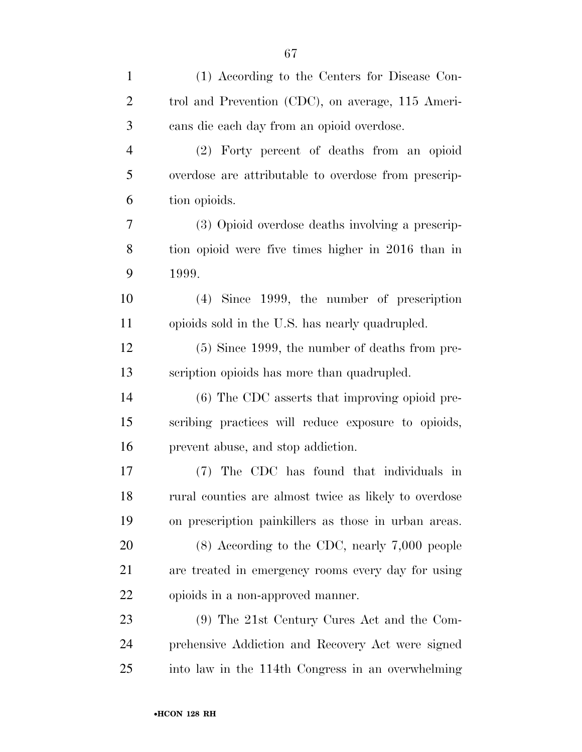(1) According to the Centers for Disease Control and Prevention (CDC), on average, 115 Americans die each day from an opioid overdose.

(2) Forty percent of deaths from an opioid overdose are attributable to overdose from prescription opioids.

(3) Opioid overdose deaths involving a prescription opioid were five times higher in 2016 than in 1999.

(4) Since 1999, the number of prescription opioids sold in the U.S. has nearly quadrupled.

(5) Since 1999, the number of deaths from prescription opioids has more than quadrupled.

(6) The CDC asserts that improving opioid prescribing practices will reduce exposure to opioids, prevent abuse, and stop addiction.

(7) The CDC has found that individuals in rural counties are almost twice as likely to overdose on prescription painkillers as those in urban areas.

(8) According to the CDC, nearly 7,000 people are treated in emergency rooms every day for using opioids in a non-approved manner.

(9) The 21st Century Cures Act and the Comprehensive Addiction and Recovery Act were signed into law in the 114th Congress in an overwhelming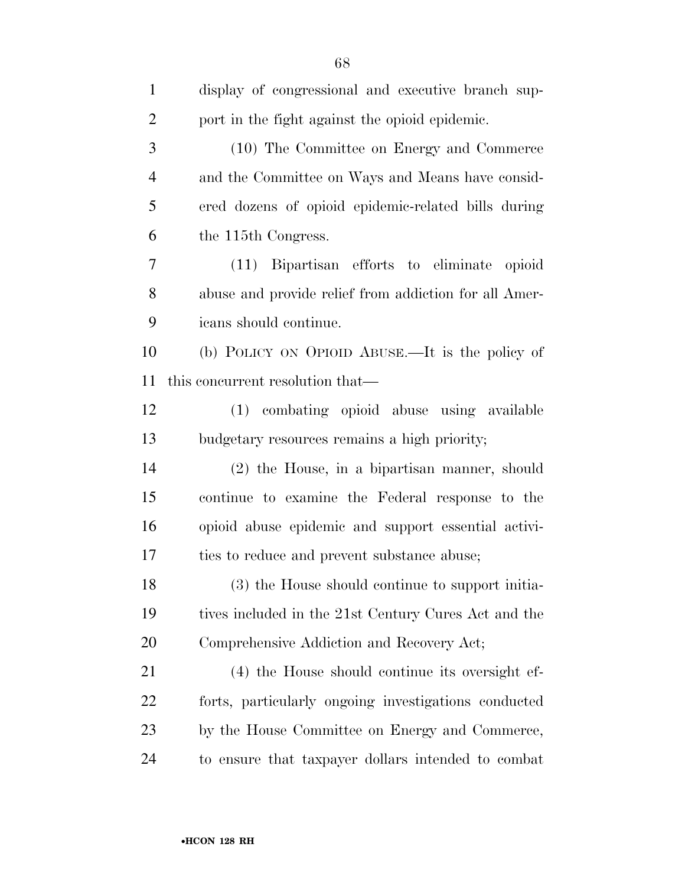display of congressional and executive branch support in the fight against the opioid epidemic.

(10) The Committee on Energy and Commerce and the Committee on Ways and Means have considered dozens of opioid epidemic-related bills during the 115th Congress.

(11) Bipartisan efforts to eliminate opioid abuse and provide relief from addiction for all Americans should continue.

(b) POLICY ON OPIOID ABUSE.—It is the policy of this concurrent resolution that—

(1) combating opioid abuse using available budgetary resources remains a high priority;

(2) the House, in a bipartisan manner, should continue to examine the Federal response to the opioid abuse epidemic and support essential activities to reduce and prevent substance abuse;

(3) the House should continue to support initiatives included in the 21st Century Cures Act and the Comprehensive Addiction and Recovery Act;

(4) the House should continue its oversight efforts, particularly ongoing investigations conducted by the House Committee on Energy and Commerce, to ensure that taxpayer dollars intended to combat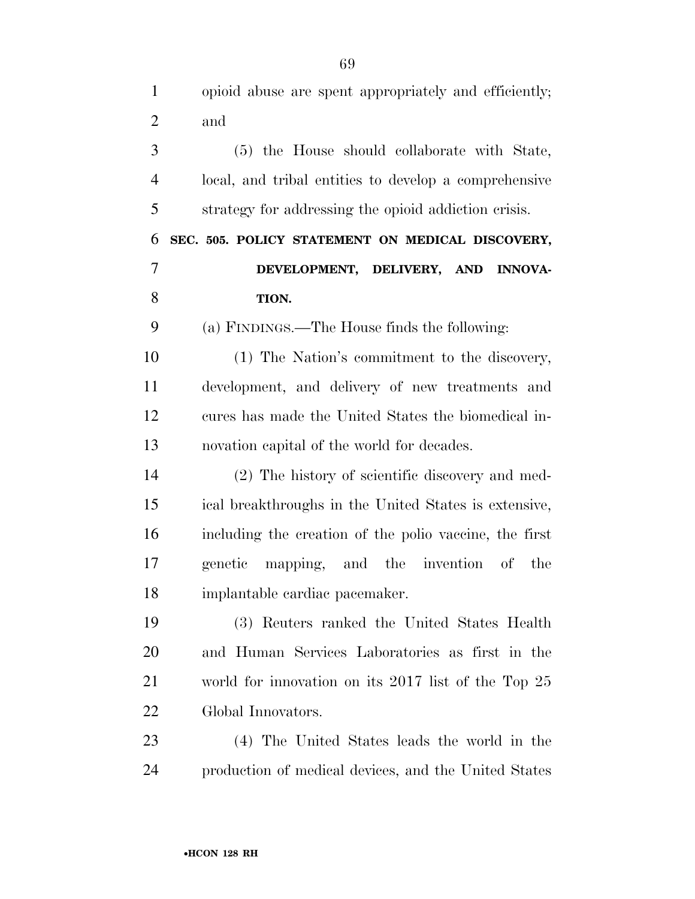opioid abuse are spent appropriately and efficiently; and

(5) the House should collaborate with State, local, and tribal entities to develop a comprehensive strategy for addressing the opioid addiction crisis.

**SEC. 505. POLICY STATEMENT ON MEDICAL DISCOVERY, DEVELOPMENT, DELIVERY, AND INNOVATION.**

(a) FINDINGS.—The House finds the following:

(1) The Nation's commitment to the discovery, development, and delivery of new treatments and cures has made the United States the biomedical innovation capital of the world for decades.

(2) The history of scientific discovery and medical breakthroughs in the United States is extensive, including the creation of the polio vaccine, the first genetic mapping, and the invention of the implantable cardiac pacemaker.

(3) Reuters ranked the United States Health and Human Services Laboratories as first in the world for innovation on its 2017 list of the Top 25 Global Innovators.

(4) The United States leads the world in the production of medical devices, and the United States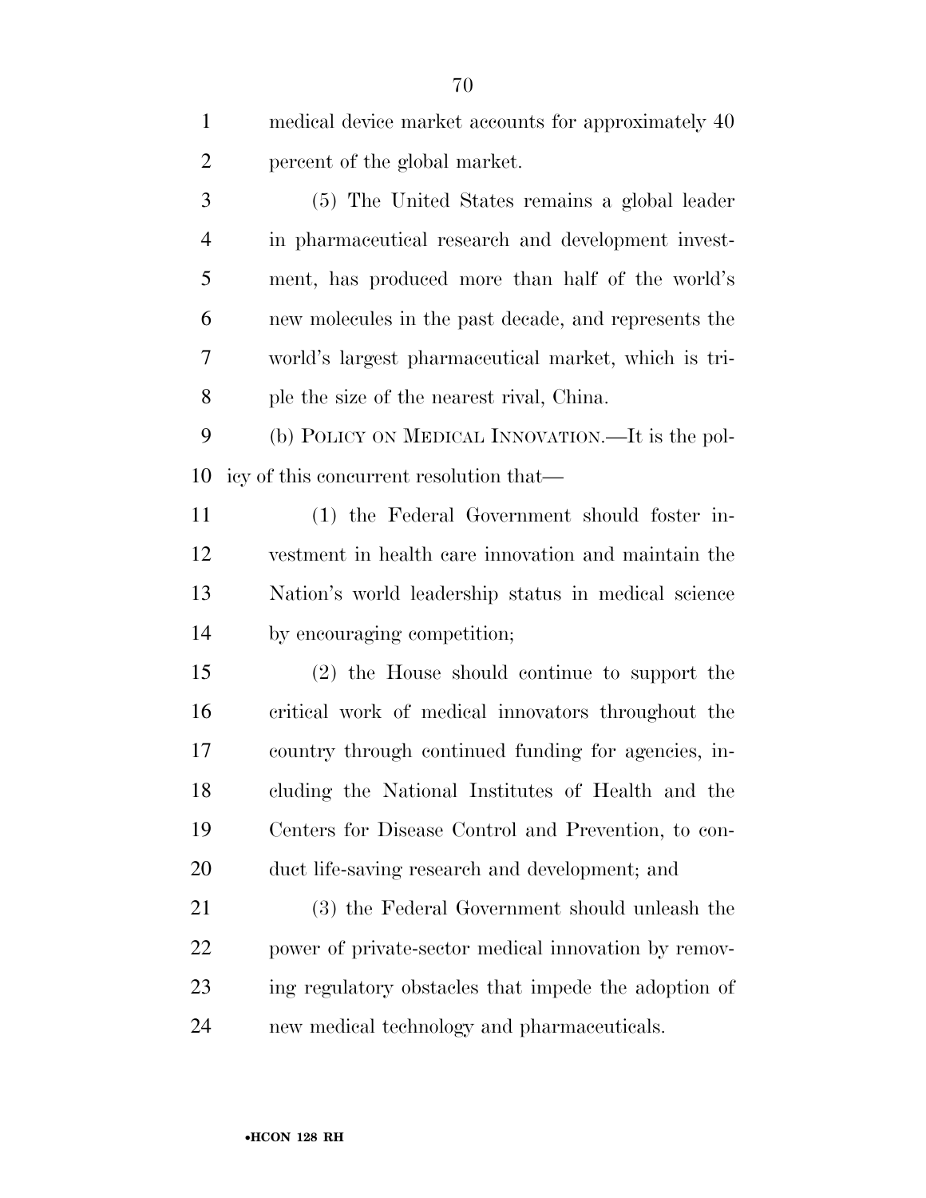medical device market accounts for approximately 40 percent of the global market.

(5) The United States remains a global leader in pharmaceutical research and development investment, has produced more than half of the world's new molecules in the past decade, and represents the world's largest pharmaceutical market, which is triple the size of the nearest rival, China.

(b) POLICY ON MEDICAL INNOVATION.—It is the policy of this concurrent resolution that—

(1) the Federal Government should foster investment in health care innovation and maintain the Nation's world leadership status in medical science by encouraging competition;

(2) the House should continue to support the critical work of medical innovators throughout the country through continued funding for agencies, including the National Institutes of Health and the Centers for Disease Control and Prevention, to conduct life-saving research and development; and

(3) the Federal Government should unleash the power of private-sector medical innovation by removing regulatory obstacles that impede the adoption of new medical technology and pharmaceuticals.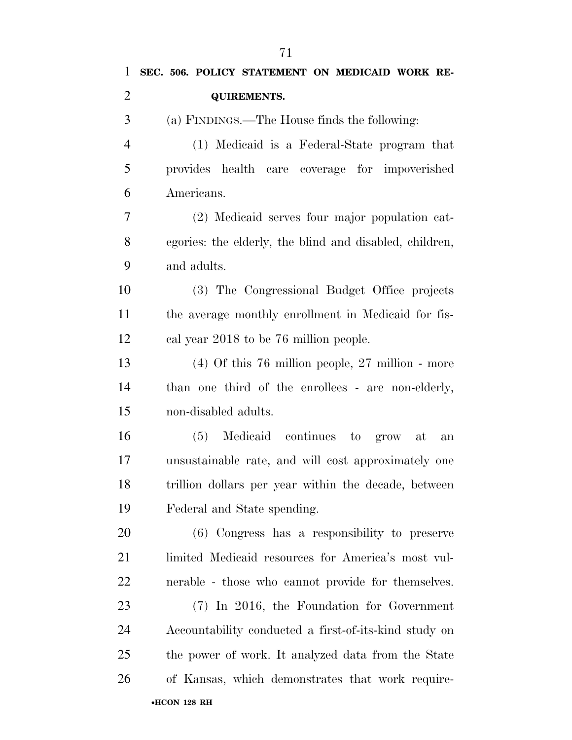**SEC. 506. POLICY STATEMENT ON MEDICAID WORK REQUIREMENTS.**

(a) FINDINGS.—The House finds the following:

(1) Medicaid is a Federal-State program that provides health care coverage for impoverished Americans.

(2) Medicaid serves four major population categories: the elderly, the blind and disabled, children, and adults.

(3) The Congressional Budget Office projects the average monthly enrollment in Medicaid for fiscal year 2018 to be 76 million people.

(4) Of this 76 million people, 27 million - more than one third of the enrollees - are non-elderly, non-disabled adults.

(5) Medicaid continues to grow at an unsustainable rate, and will cost approximately one trillion dollars per year within the decade, between Federal and State spending.

(6) Congress has a responsibility to preserve limited Medicaid resources for America's most vulnerable - those who cannot provide for themselves.

(7) In 2016, the Foundation for Government Accountability conducted a first-of-its-kind study on the power of work. It analyzed data from the State of Kansas, which demonstrates that work require-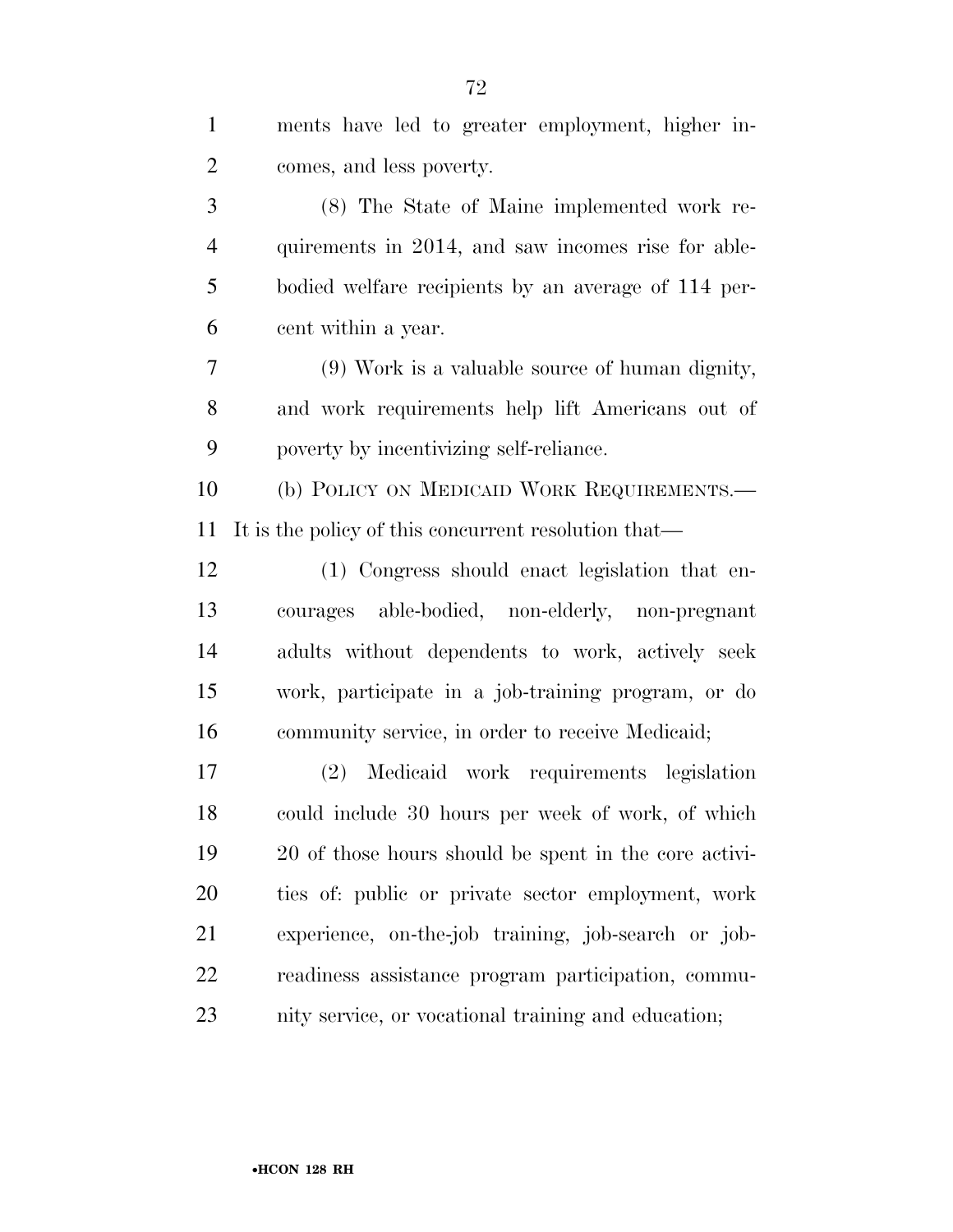ments have led to greater employment, higher incomes, and less poverty.

(8) The State of Maine implemented work requirements in 2014, and saw incomes rise for able-bodied welfare recipients by an average of 114 percent within a year.

(9) Work is a valuable source of human dignity, and work requirements help lift Americans out of poverty by incentivizing self-reliance.

(b) POLICY ON MEDICAID WORK REQUIREMENTS.—It is the policy of this concurrent resolution that—

(1) Congress should enact legislation that encourages able-bodied, non-elderly, non-pregnant adults without dependents to work, actively seek work, participate in a job-training program, or do community service, in order to receive Medicaid;

(2) Medicaid work requirements legislation could include 30 hours per week of work, of which 20 of those hours should be spent in the core activities of: public or private sector employment, work experience, on-the-job training, job-search or job-readiness assistance program participation, community service, or vocational training and education;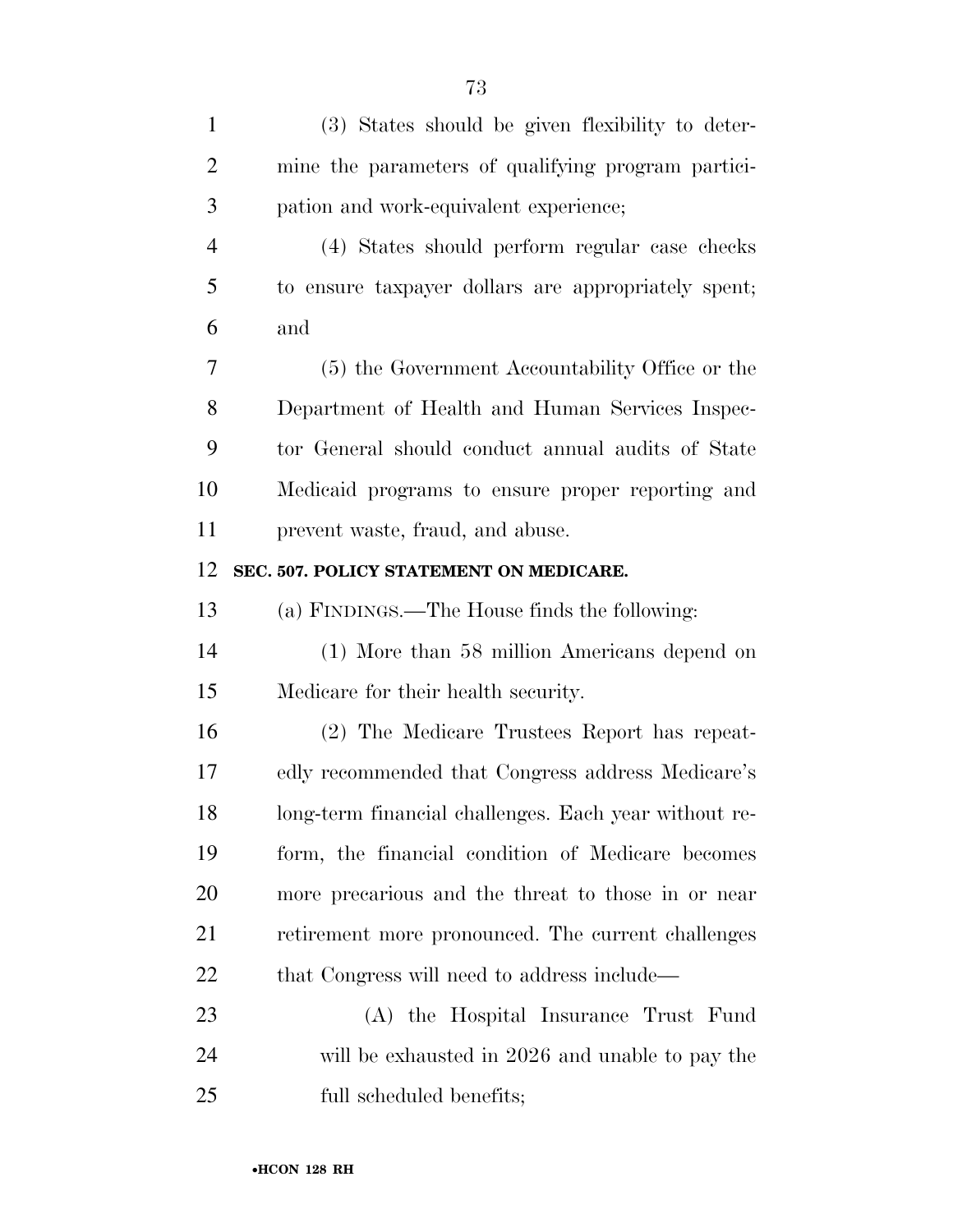(3) States should be given flexibility to determine the parameters of qualifying program participation and work-equivalent experience;

(4) States should perform regular case checks to ensure taxpayer dollars are appropriately spent; and

(5) the Government Accountability Office or the Department of Health and Human Services Inspector General should conduct annual audits of State Medicaid programs to ensure proper reporting and prevent waste, fraud, and abuse.

**SEC. 507. POLICY STATEMENT ON MEDICARE.**

(a) FINDINGS.—The House finds the following:

(1) More than 58 million Americans depend on Medicare for their health security.

(2) The Medicare Trustees Report has repeatedly recommended that Congress address Medicare's long-term financial challenges. Each year without reform, the financial condition of Medicare becomes more precarious and the threat to those in or near retirement more pronounced. The current challenges that Congress will need to address include—

(A) the Hospital Insurance Trust Fund will be exhausted in 2026 and unable to pay the full scheduled benefits;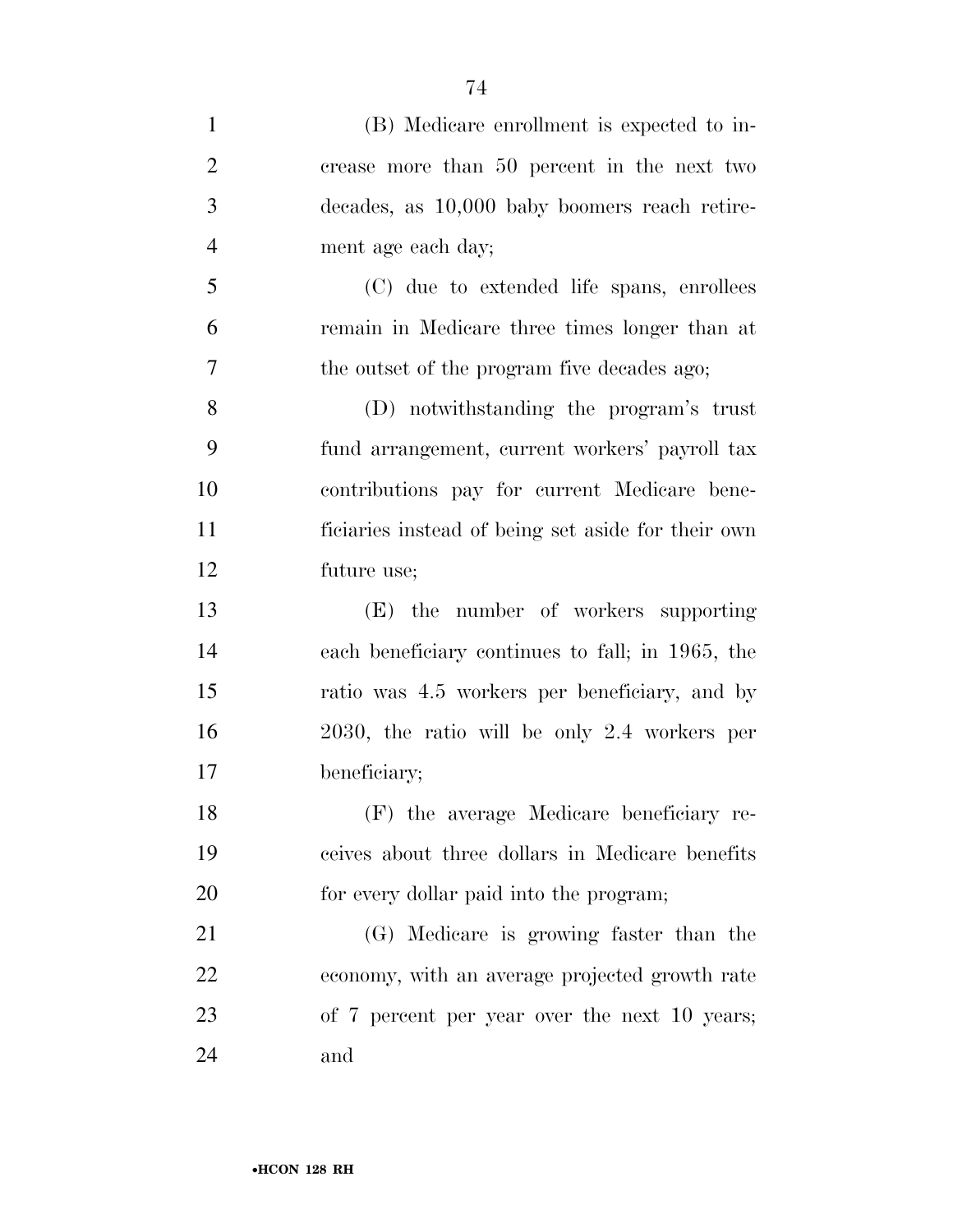(B) Medicare enrollment is expected to increase more than 50 percent in the next two decades, as 10,000 baby boomers reach retirement age each day;

(C) due to extended life spans, enrollees remain in Medicare three times longer than at the outset of the program five decades ago;

(D) notwithstanding the program's trust fund arrangement, current workers' payroll tax contributions pay for current Medicare beneficiaries instead of being set aside for their own future use;

(E) the number of workers supporting each beneficiary continues to fall; in 1965, the ratio was 4.5 workers per beneficiary, and by 2030, the ratio will be only 2.4 workers per beneficiary;

(F) the average Medicare beneficiary receives about three dollars in Medicare benefits for every dollar paid into the program;

(G) Medicare is growing faster than the economy, with an average projected growth rate of 7 percent per year over the next 10 years; and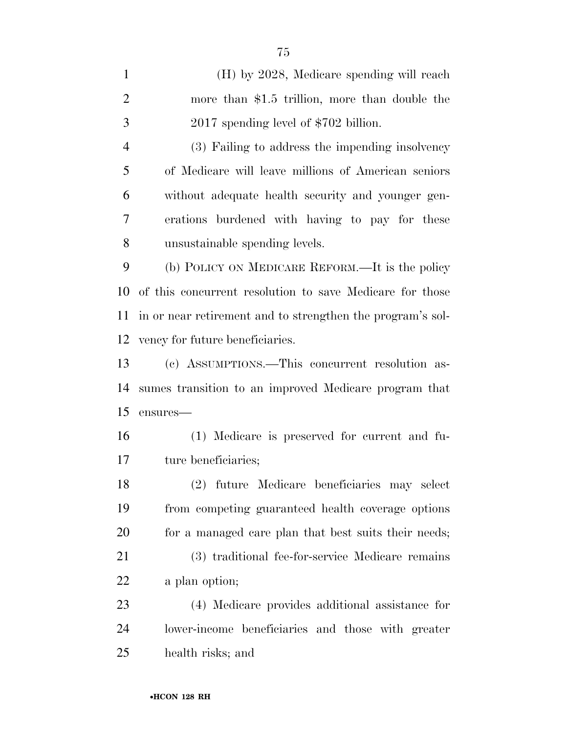(H) by 2028, Medicare spending will reach more than $1.5 trillion, more than double the 2017 spending level of $702 billion.

(3) Failing to address the impending insolvency of Medicare will leave millions of American seniors without adequate health security and younger generations burdened with having to pay for these unsustainable spending levels.

(b) POLICY ON MEDICARE REFORM.—It is the policy of this concurrent resolution to save Medicare for those in or near retirement and to strengthen the program's solvency for future beneficiaries.

(c) ASSUMPTIONS.—This concurrent resolution assumes transition to an improved Medicare program that ensures—

(1) Medicare is preserved for current and future beneficiaries;

(2) future Medicare beneficiaries may select from competing guaranteed health coverage options for a managed care plan that best suits their needs;

(3) traditional fee-for-service Medicare remains a plan option;

(4) Medicare provides additional assistance for lower-income beneficiaries and those with greater health risks; and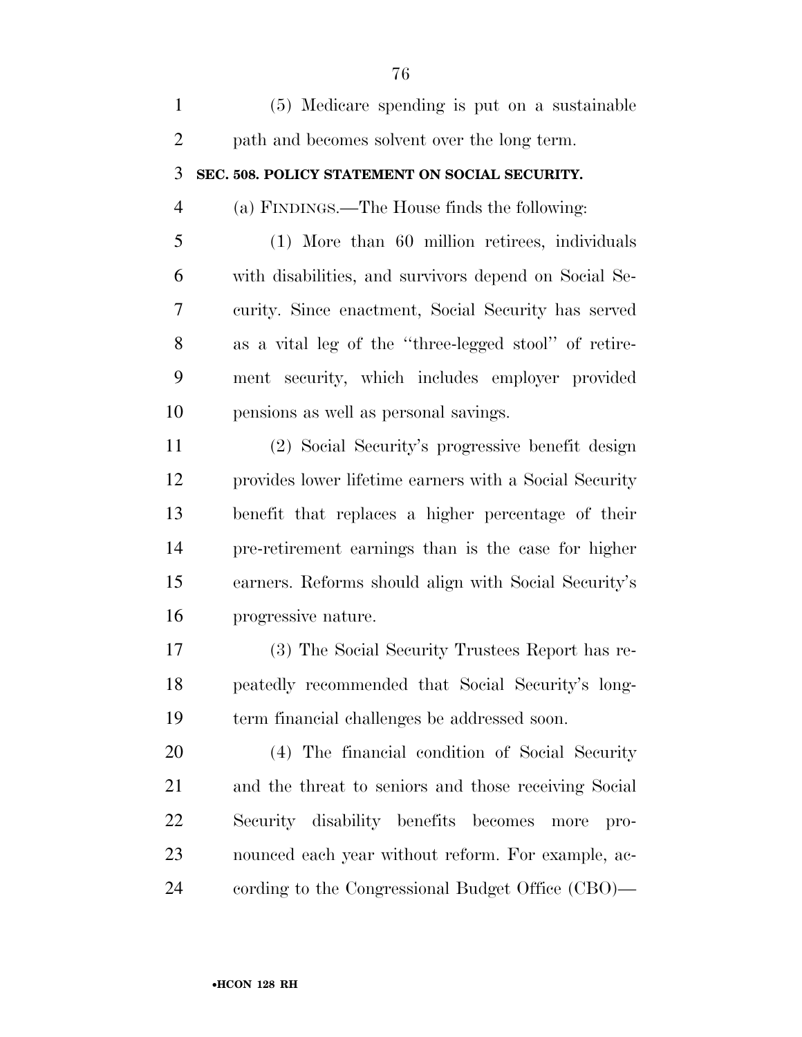(5) Medicare spending is put on a sustainable path and becomes solvent over the long term.

### SEC. 508. POLICY STATEMENT ON SOCIAL SECURITY.

(a) FINDINGS.—The House finds the following:

(1) More than 60 million retirees, individuals with disabilities, and survivors depend on Social Security. Since enactment, Social Security has served as a vital leg of the ''three-legged stool'' of retirement security, which includes employer provided pensions as well as personal savings.

(2) Social Security's progressive benefit design provides lower lifetime earners with a Social Security benefit that replaces a higher percentage of their pre-retirement earnings than is the case for higher earners. Reforms should align with Social Security's progressive nature.

(3) The Social Security Trustees Report has repeatedly recommended that Social Security's long-term financial challenges be addressed soon.

(4) The financial condition of Social Security and the threat to seniors and those receiving Social Security disability benefits becomes more pronounced each year without reform. For example, according to the Congressional Budget Office (CBO)—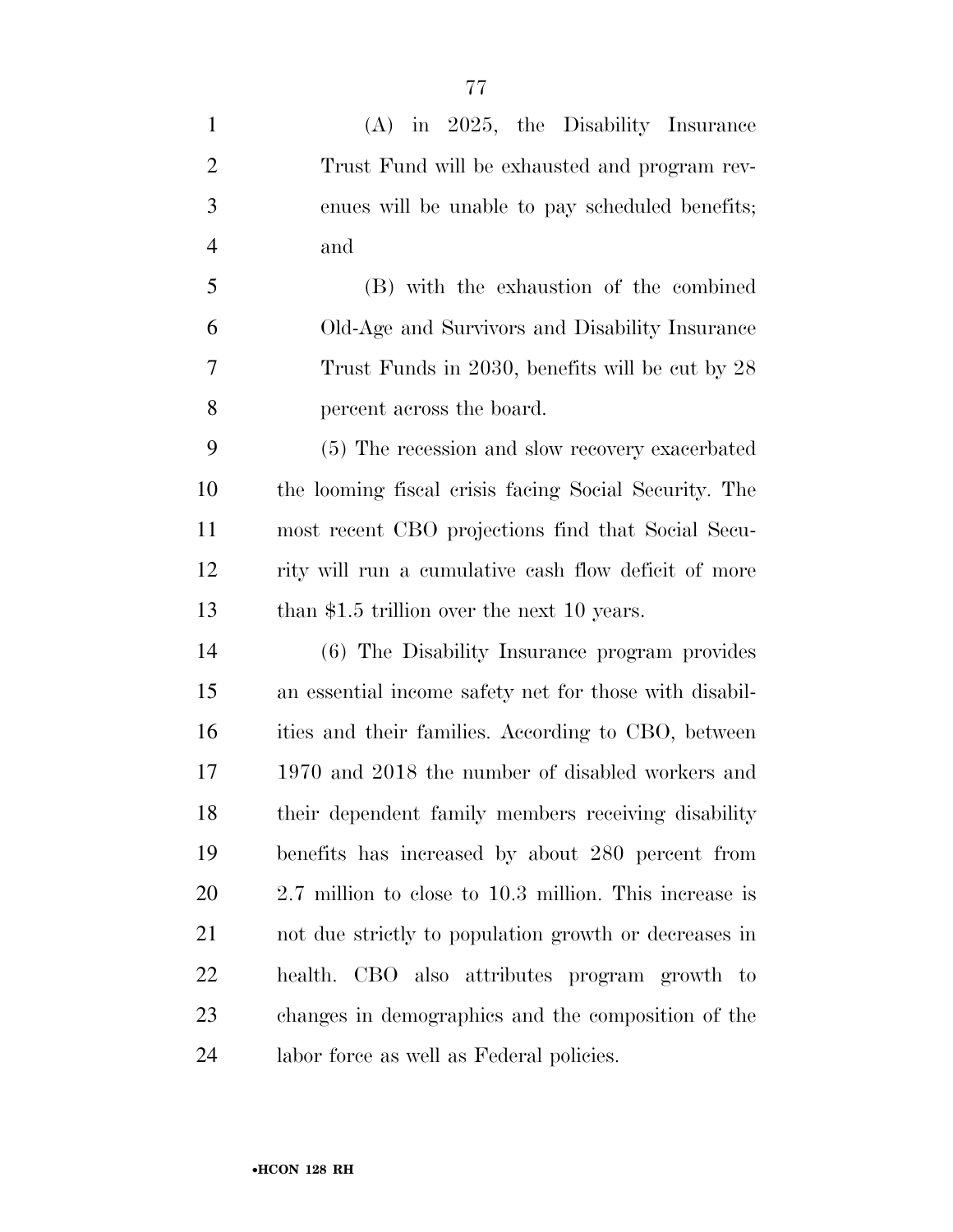(A) in 2025, the Disability Insurance Trust Fund will be exhausted and program revenues will be unable to pay scheduled benefits; and

(B) with the exhaustion of the combined Old-Age and Survivors and Disability Insurance Trust Funds in 2030, benefits will be cut by 28 percent across the board.

(5) The recession and slow recovery exacerbated the looming fiscal crisis facing Social Security. The most recent CBO projections find that Social Security will run a cumulative cash flow deficit of more than $1.5 trillion over the next 10 years.

(6) The Disability Insurance program provides an essential income safety net for those with disabilities and their families. According to CBO, between 1970 and 2018 the number of disabled workers and their dependent family members receiving disability benefits has increased by about 280 percent from 2.7 million to close to 10.3 million. This increase is not due strictly to population growth or decreases in health. CBO also attributes program growth to changes in demographics and the composition of the labor force as well as Federal policies.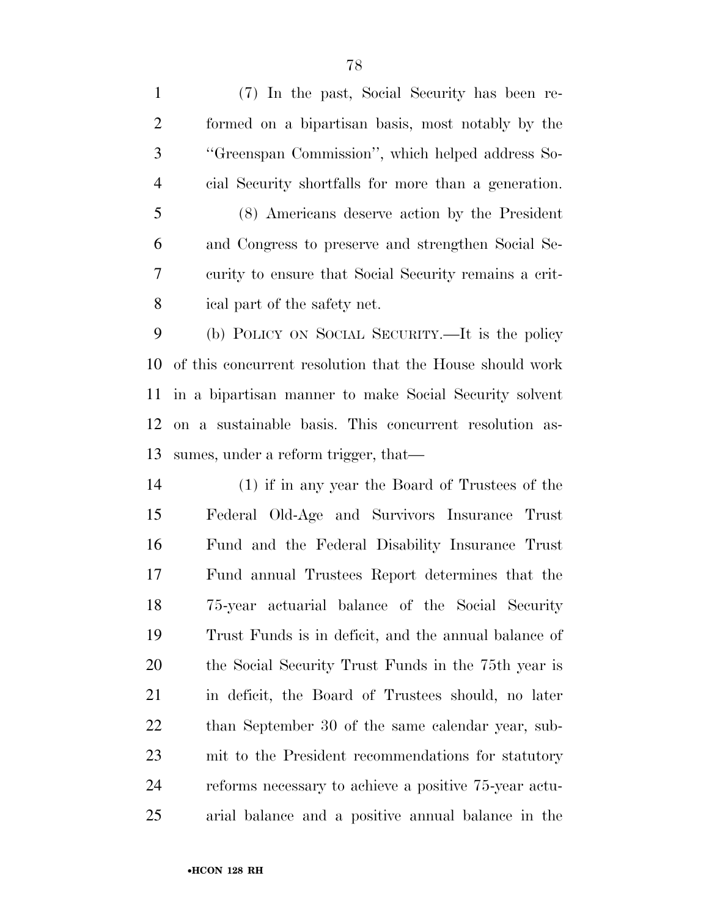(7) In the past, Social Security has been reformed on a bipartisan basis, most notably by the "Greenspan Commission", which helped address Social Security shortfalls for more than a generation.

(8) Americans deserve action by the President and Congress to preserve and strengthen Social Security to ensure that Social Security remains a critical part of the safety net.

(b) POLICY ON SOCIAL SECURITY.—It is the policy of this concurrent resolution that the House should work in a bipartisan manner to make Social Security solvent on a sustainable basis. This concurrent resolution assumes, under a reform trigger, that—

(1) if in any year the Board of Trustees of the Federal Old-Age and Survivors Insurance Trust Fund and the Federal Disability Insurance Trust Fund annual Trustees Report determines that the 75-year actuarial balance of the Social Security Trust Funds is in deficit, and the annual balance of the Social Security Trust Funds in the 75th year is in deficit, the Board of Trustees should, no later than September 30 of the same calendar year, submit to the President recommendations for statutory reforms necessary to achieve a positive 75-year actuarial balance and a positive annual balance in the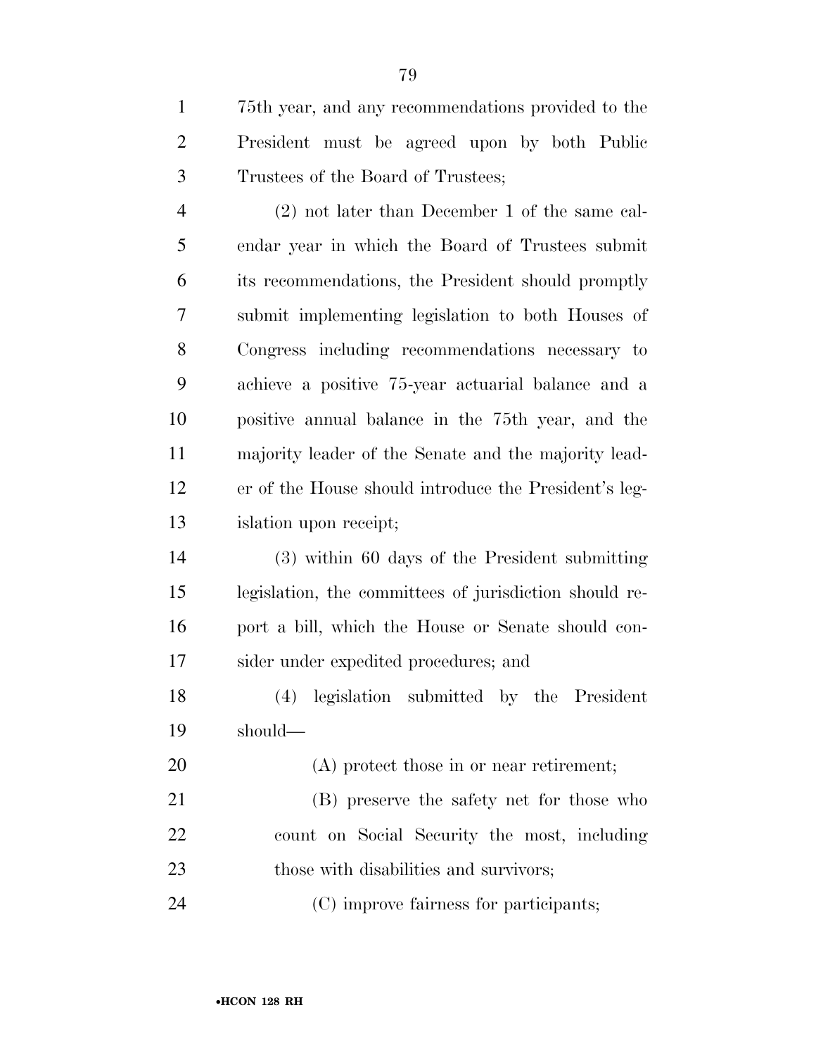75th year, and any recommendations provided to the President must be agreed upon by both Public Trustees of the Board of Trustees;

(2) not later than December 1 of the same calendar year in which the Board of Trustees submit its recommendations, the President should promptly submit implementing legislation to both Houses of Congress including recommendations necessary to achieve a positive 75-year actuarial balance and a positive annual balance in the 75th year, and the majority leader of the Senate and the majority leader of the House should introduce the President's legislation upon receipt;

(3) within 60 days of the President submitting legislation, the committees of jurisdiction should report a bill, which the House or Senate should consider under expedited procedures; and

(4) legislation submitted by the President should—

(A) protect those in or near retirement;

(B) preserve the safety net for those who count on Social Security the most, including those with disabilities and survivors;

(C) improve fairness for participants;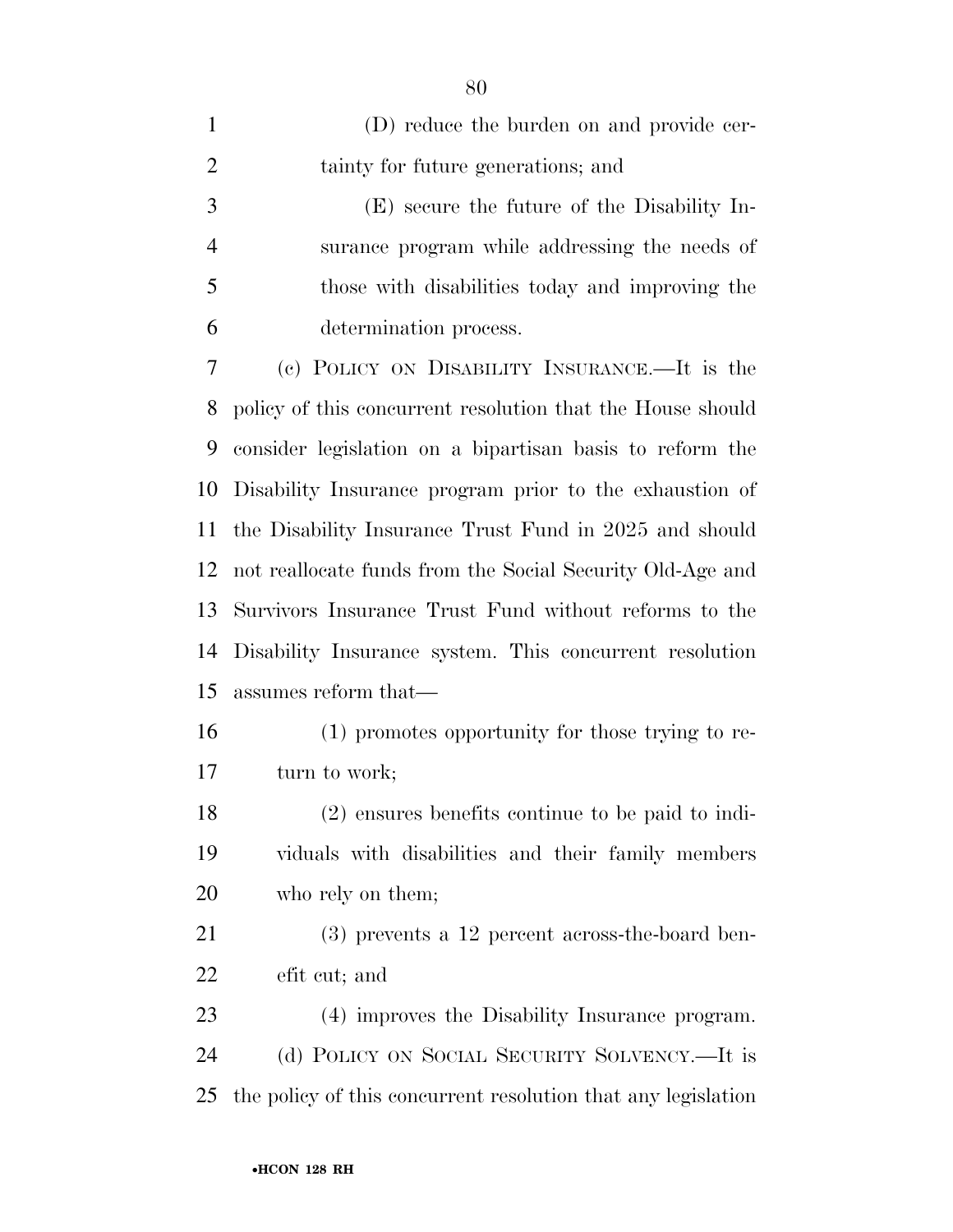(D) reduce the burden on and provide certainty for future generations; and

(E) secure the future of the Disability Insurance program while addressing the needs of those with disabilities today and improving the determination process.

(c) POLICY ON DISABILITY INSURANCE.—It is the policy of this concurrent resolution that the House should consider legislation on a bipartisan basis to reform the Disability Insurance program prior to the exhaustion of the Disability Insurance Trust Fund in 2025 and should not reallocate funds from the Social Security Old-Age and Survivors Insurance Trust Fund without reforms to the Disability Insurance system. This concurrent resolution assumes reform that—

(1) promotes opportunity for those trying to return to work;

(2) ensures benefits continue to be paid to individuals with disabilities and their family members who rely on them;

(3) prevents a 12 percent across-the-board benefit cut; and

(4) improves the Disability Insurance program.

(d) POLICY ON SOCIAL SECURITY SOLVENCY.—It is the policy of this concurrent resolution that any legislation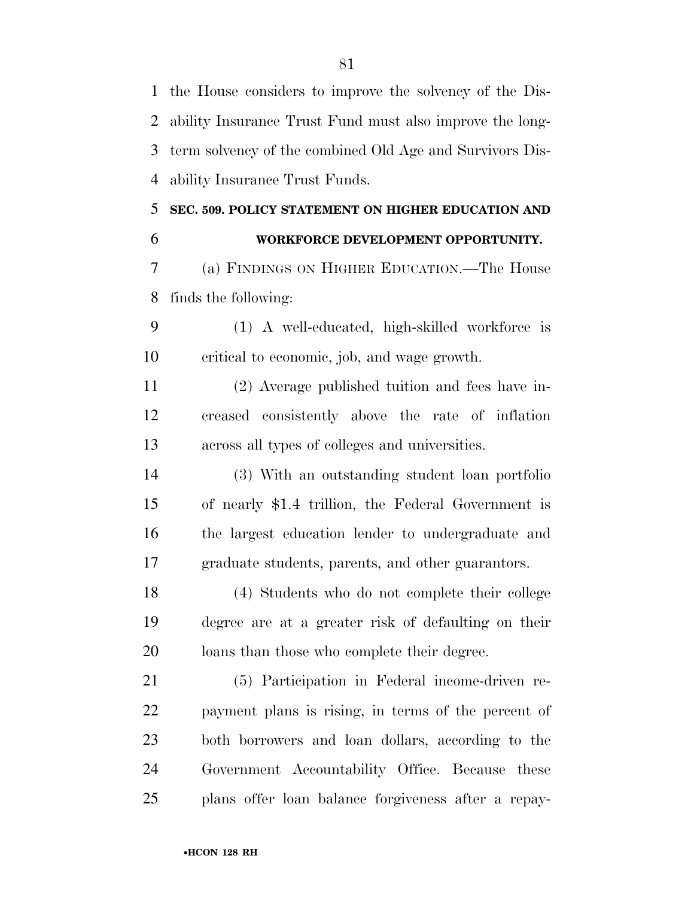the House considers to improve the solvency of the Disability Insurance Trust Fund must also improve the long-term solvency of the combined Old Age and Survivors Disability Insurance Trust Funds.

### SEC. 509. POLICY STATEMENT ON HIGHER EDUCATION AND WORKFORCE DEVELOPMENT OPPORTUNITY.

(a) FINDINGS ON HIGHER EDUCATION.—The House finds the following:

(1) A well-educated, high-skilled workforce is critical to economic, job, and wage growth.

(2) Average published tuition and fees have increased consistently above the rate of inflation across all types of colleges and universities.

(3) With an outstanding student loan portfolio of nearly $1.4 trillion, the Federal Government is the largest education lender to undergraduate and graduate students, parents, and other guarantors.

(4) Students who do not complete their college degree are at a greater risk of defaulting on their loans than those who complete their degree.

(5) Participation in Federal income-driven repayment plans is rising, in terms of the percent of both borrowers and loan dollars, according to the Government Accountability Office. Because these plans offer loan balance forgiveness after a repay-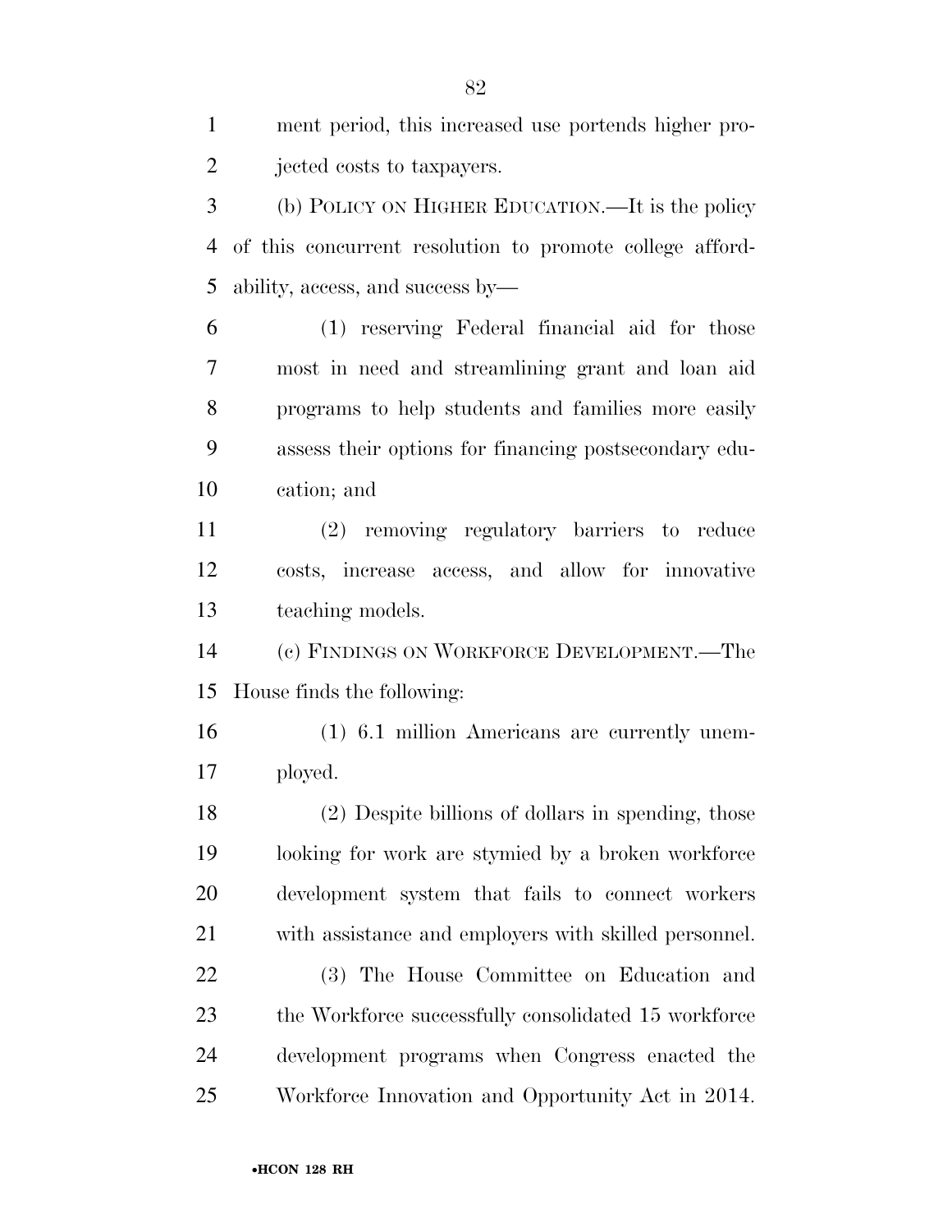ment period, this increased use portends higher projected costs to taxpayers.

(b) POLICY ON HIGHER EDUCATION.—It is the policy of this concurrent resolution to promote college affordability, access, and success by—

(1) reserving Federal financial aid for those most in need and streamlining grant and loan aid programs to help students and families more easily assess their options for financing postsecondary education; and

(2) removing regulatory barriers to reduce costs, increase access, and allow for innovative teaching models.

(c) FINDINGS ON WORKFORCE DEVELOPMENT.—The House finds the following:

(1) 6.1 million Americans are currently unemployed.

(2) Despite billions of dollars in spending, those looking for work are stymied by a broken workforce development system that fails to connect workers with assistance and employers with skilled personnel.

(3) The House Committee on Education and the Workforce successfully consolidated 15 workforce development programs when Congress enacted the Workforce Innovation and Opportunity Act in 2014.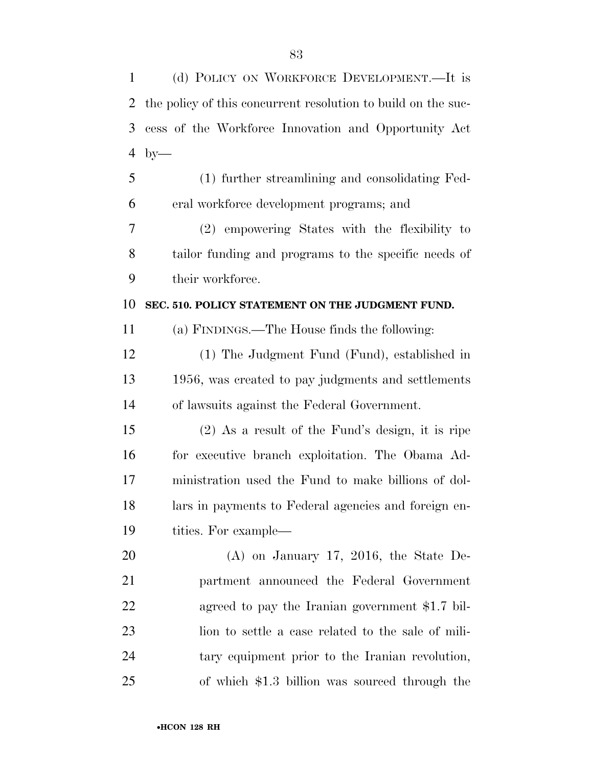(d) POLICY ON WORKFORCE DEVELOPMENT.—It is the policy of this concurrent resolution to build on the success of the Workforce Innovation and Opportunity Act by—

(1) further streamlining and consolidating Federal workforce development programs; and

(2) empowering States with the flexibility to tailor funding and programs to the specific needs of their workforce.

**SEC. 510. POLICY STATEMENT ON THE JUDGMENT FUND.**

(a) FINDINGS.—The House finds the following:

(1) The Judgment Fund (Fund), established in 1956, was created to pay judgments and settlements of lawsuits against the Federal Government.

(2) As a result of the Fund's design, it is ripe for executive branch exploitation. The Obama Administration used the Fund to make billions of dollars in payments to Federal agencies and foreign entities. For example—

(A) on January 17, 2016, the State Department announced the Federal Government agreed to pay the Iranian government $1.7 billion to settle a case related to the sale of military equipment prior to the Iranian revolution, of which $1.3 billion was sourced through the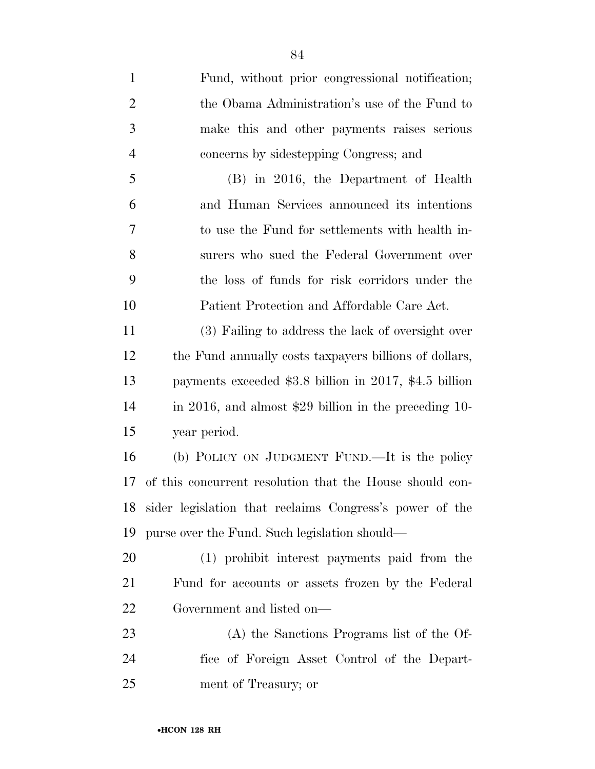Fund, without prior congressional notification; the Obama Administration's use of the Fund to make this and other payments raises serious concerns by sidestepping Congress; and

(B) in 2016, the Department of Health and Human Services announced its intentions to use the Fund for settlements with health insurers who sued the Federal Government over the loss of funds for risk corridors under the Patient Protection and Affordable Care Act.

(3) Failing to address the lack of oversight over the Fund annually costs taxpayers billions of dollars, payments exceeded $3.8 billion in 2017, $4.5 billion in 2016, and almost $29 billion in the preceding 10-year period.

(b) POLICY ON JUDGMENT FUND.—It is the policy of this concurrent resolution that the House should consider legislation that reclaims Congress's power of the purse over the Fund. Such legislation should—

(1) prohibit interest payments paid from the Fund for accounts or assets frozen by the Federal Government and listed on—

(A) the Sanctions Programs list of the Office of Foreign Asset Control of the Department of Treasury; or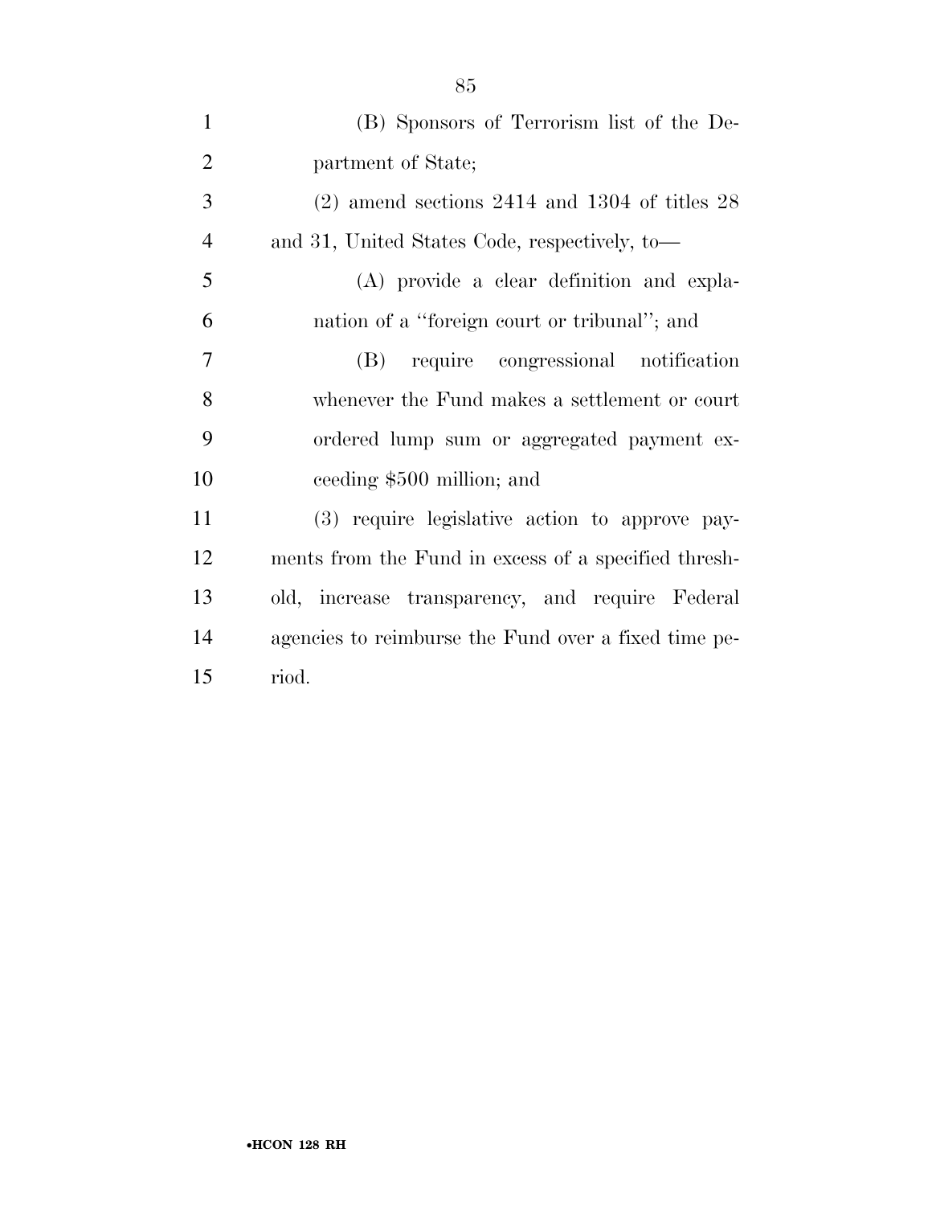(B) Sponsors of Terrorism list of the Department of State;

(2) amend sections 2414 and 1304 of titles 28 and 31, United States Code, respectively, to—

(A) provide a clear definition and explanation of a ''foreign court or tribunal''; and

(B) require congressional notification whenever the Fund makes a settlement or court ordered lump sum or aggregated payment exceeding $500 million; and

(3) require legislative action to approve payments from the Fund in excess of a specified threshold, increase transparency, and require Federal agencies to reimburse the Fund over a fixed time period.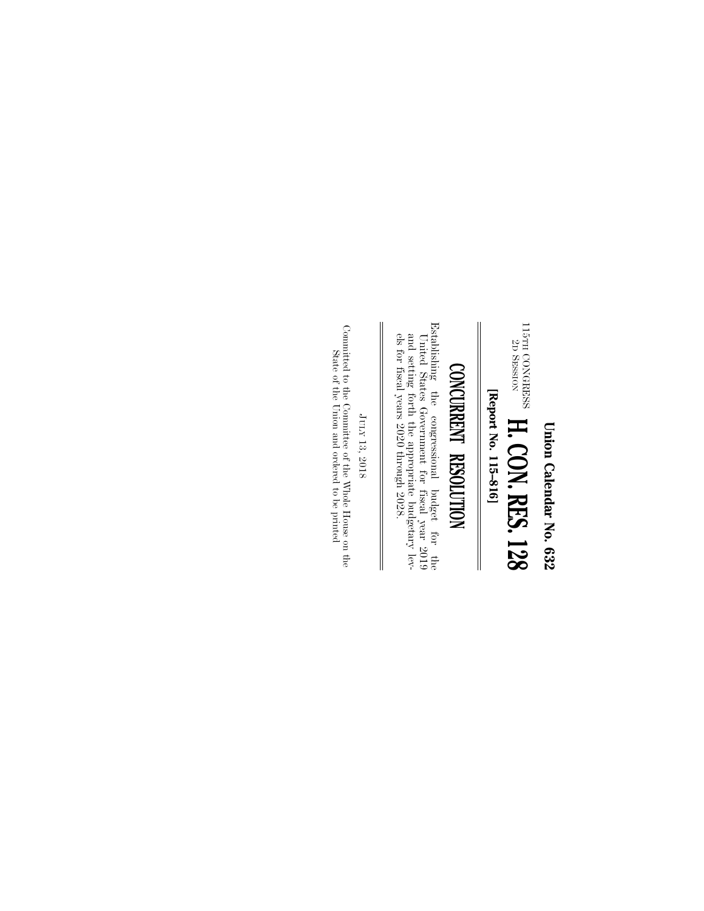Union Calendar No. 632

115TH CONGRESS
2D SESSION

# H. CON. RES. 128

**[Report No. 115–816]**

---

# CONCURRENT RESOLUTION

Establishing the congressional budget for the United States Government for fiscal year 2019 and setting forth the appropriate budgetary levels for fiscal years 2020 through 2028.

---

JULY 13, 2018

Committed to the Committee of the Whole House on the State of the Union and ordered to be printed